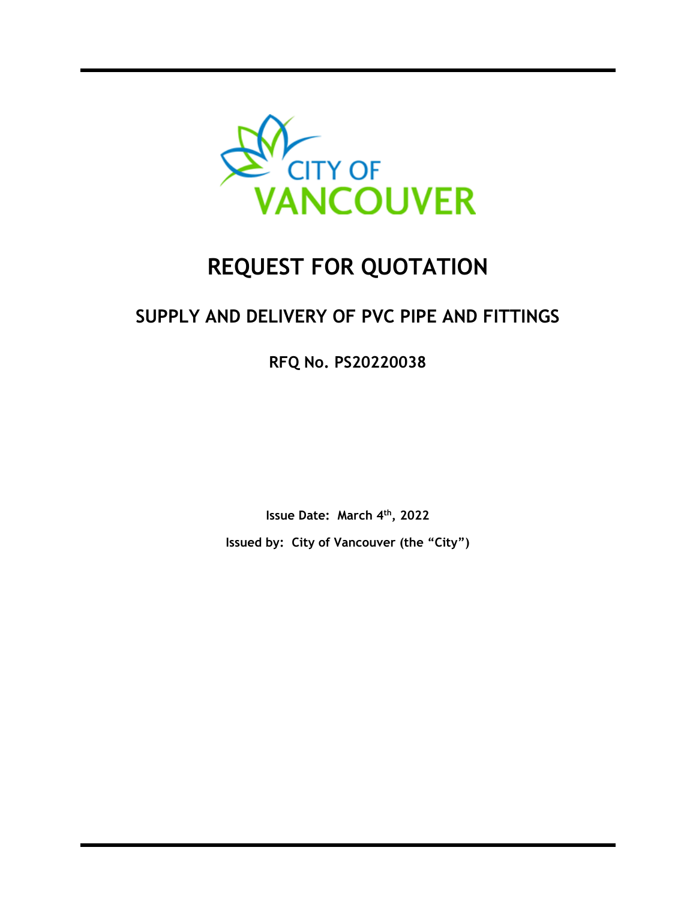# REQUEST FOR QUOTATION

## SUPPLY AND DELIVERY OF PVC PIPE AND FITTINGS

**RFQ No. PS20220038**

**Issue Date: March 4th, 2022**

**Issued by: City of Vancouver (the "City")**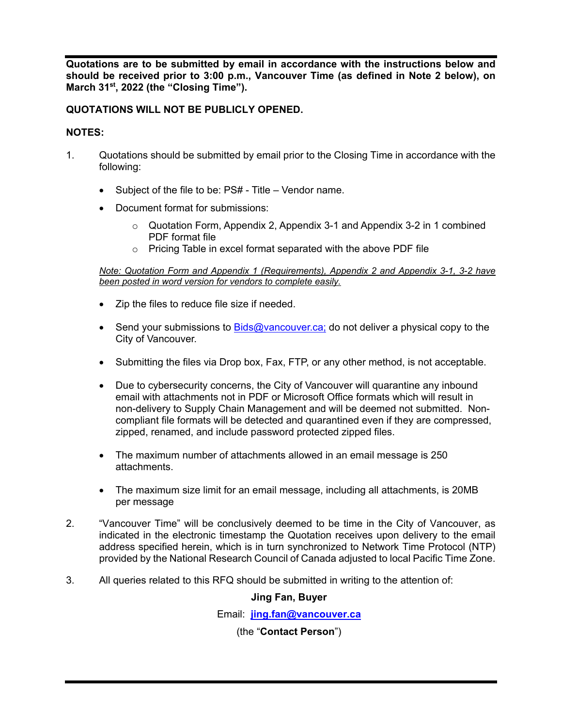**Quotations are to be submitted by email in accordance with the instructions below and should be received prior to 3:00 p.m., Vancouver Time (as defined in Note 2 below), on March 31st, 2022 (the "Closing Time").**

**QUOTATIONS WILL NOT BE PUBLICLY OPENED.**

**NOTES:**

1. Quotations should be submitted by email prior to the Closing Time in accordance with the following:

   - Subject of the file to be: PS# - Title – Vendor name.
   - Document format for submissions:
     - Quotation Form, Appendix 2, Appendix 3-1 and Appendix 3-2 in 1 combined PDF format file
     - Pricing Table in excel format separated with the above PDF file

   *Note: Quotation Form and Appendix 1 (Requirements), Appendix 2 and Appendix 3-1, 3-2 have been posted in word version for vendors to complete easily.*

   - Zip the files to reduce file size if needed.
   - Send your submissions to Bids@vancouver.ca; do not deliver a physical copy to the City of Vancouver.
   - Submitting the files via Drop box, Fax, FTP, or any other method, is not acceptable.
   - Due to cybersecurity concerns, the City of Vancouver will quarantine any inbound email with attachments not in PDF or Microsoft Office formats which will result in non-delivery to Supply Chain Management and will be deemed not submitted. Non-compliant file formats will be detected and quarantined even if they are compressed, zipped, renamed, and include password protected zipped files.
   - The maximum number of attachments allowed in an email message is 250 attachments.
   - The maximum size limit for an email message, including all attachments, is 20MB per message

2. "Vancouver Time" will be conclusively deemed to be time in the City of Vancouver, as indicated in the electronic timestamp the Quotation receives upon delivery to the email address specified herein, which is in turn synchronized to Network Time Protocol (NTP) provided by the National Research Council of Canada adjusted to local Pacific Time Zone.

3. All queries related to this RFQ should be submitted in writing to the attention of:

   **Jing Fan, Buyer**

   Email: **jing.fan@vancouver.ca**

   (the "**Contact Person**")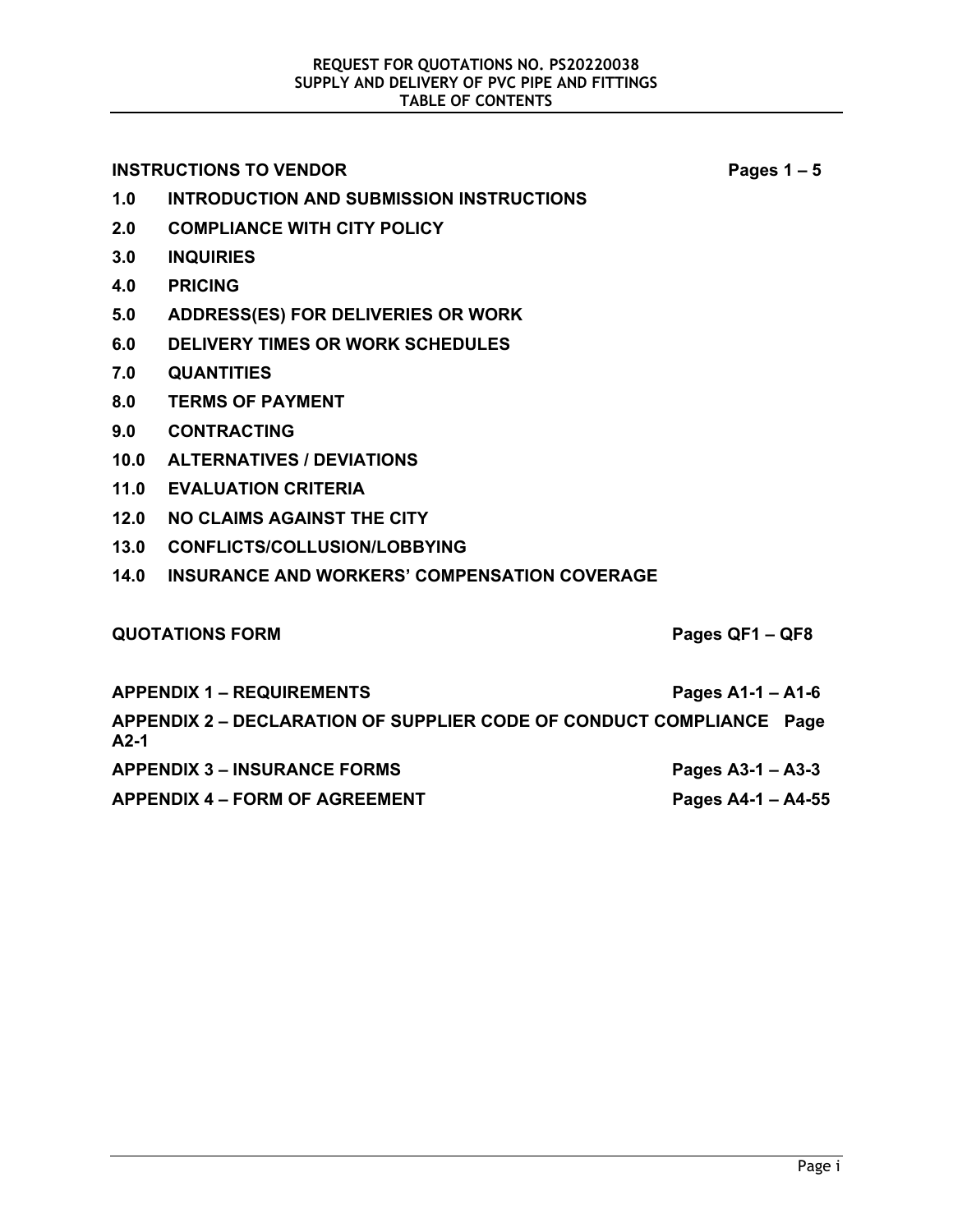# REQUEST FOR QUOTATIONS NO. PS20220038
## SUPPLY AND DELIVERY OF PVC PIPE AND FITTINGS
## TABLE OF CONTENTS

**INSTRUCTIONS TO VENDOR** — **Pages 1 – 5**

**1.0 INTRODUCTION AND SUBMISSION INSTRUCTIONS**

**2.0 COMPLIANCE WITH CITY POLICY**

**3.0 INQUIRIES**

**4.0 PRICING**

**5.0 ADDRESS(ES) FOR DELIVERIES OR WORK**

**6.0 DELIVERY TIMES OR WORK SCHEDULES**

**7.0 QUANTITIES**

**8.0 TERMS OF PAYMENT**

**9.0 CONTRACTING**

**10.0 ALTERNATIVES / DEVIATIONS**

**11.0 EVALUATION CRITERIA**

**12.0 NO CLAIMS AGAINST THE CITY**

**13.0 CONFLICTS/COLLUSION/LOBBYING**

**14.0 INSURANCE AND WORKERS' COMPENSATION COVERAGE**

**QUOTATIONS FORM** — **Pages QF1 – QF8**

**APPENDIX 1 – REQUIREMENTS** — **Pages A1-1 – A1-6**

**APPENDIX 2 – DECLARATION OF SUPPLIER CODE OF CONDUCT COMPLIANCE** — **Page A2-1**

**APPENDIX 3 – INSURANCE FORMS** — **Pages A3-1 – A3-3**

**APPENDIX 4 – FORM OF AGREEMENT** — **Pages A4-1 – A4-55**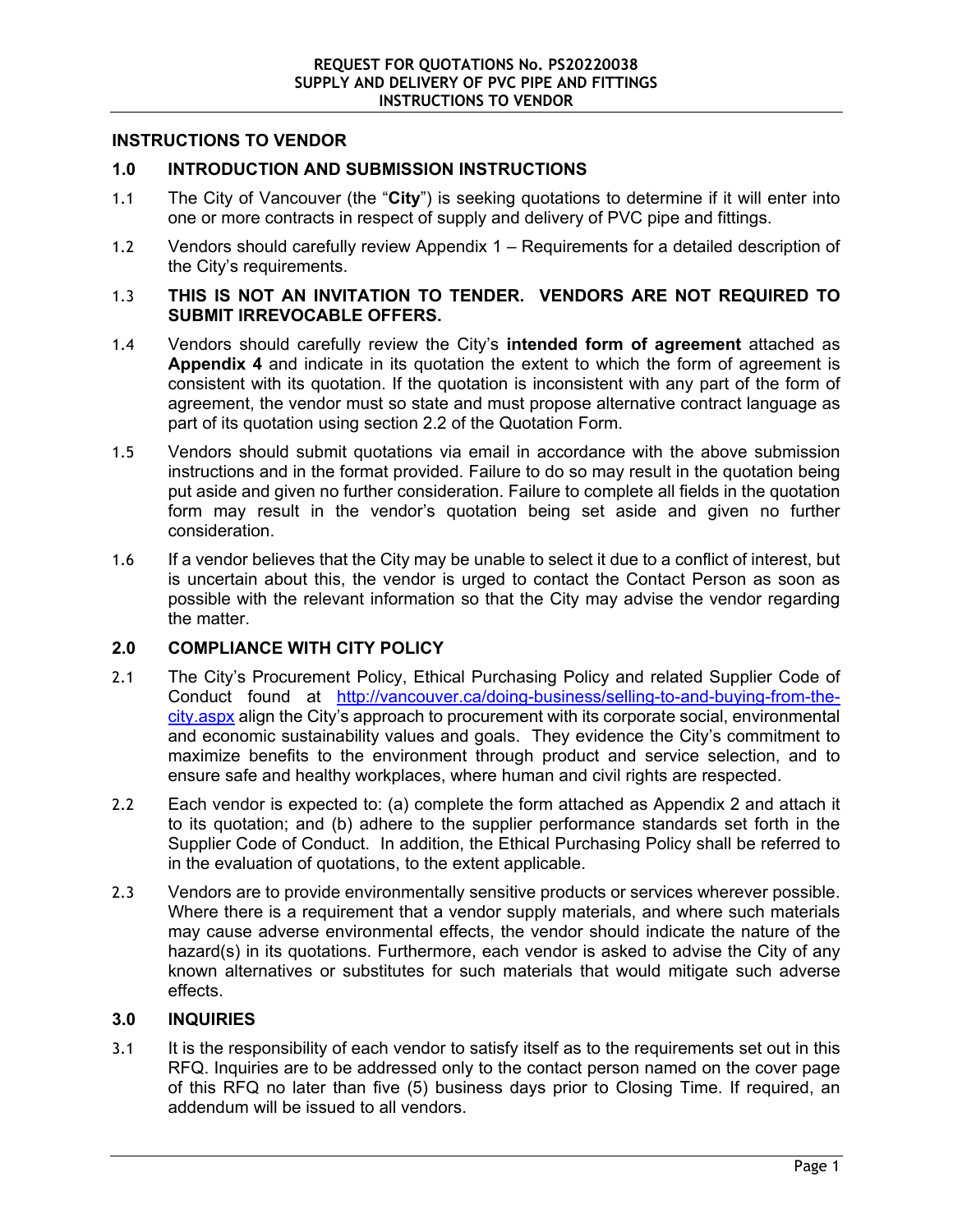# INSTRUCTIONS TO VENDOR

## 1.0 INTRODUCTION AND SUBMISSION INSTRUCTIONS

1.1 The City of Vancouver (the "**City**") is seeking quotations to determine if it will enter into one or more contracts in respect of supply and delivery of PVC pipe and fittings.

1.2 Vendors should carefully review Appendix 1 – Requirements for a detailed description of the City's requirements.

1.3 **THIS IS NOT AN INVITATION TO TENDER. VENDORS ARE NOT REQUIRED TO SUBMIT IRREVOCABLE OFFERS.**

1.4 Vendors should carefully review the City's **intended form of agreement** attached as **Appendix 4** and indicate in its quotation the extent to which the form of agreement is consistent with its quotation. If the quotation is inconsistent with any part of the form of agreement, the vendor must so state and must propose alternative contract language as part of its quotation using section 2.2 of the Quotation Form.

1.5 Vendors should submit quotations via email in accordance with the above submission instructions and in the format provided. Failure to do so may result in the quotation being put aside and given no further consideration. Failure to complete all fields in the quotation form may result in the vendor's quotation being set aside and given no further consideration.

1.6 If a vendor believes that the City may be unable to select it due to a conflict of interest, but is uncertain about this, the vendor is urged to contact the Contact Person as soon as possible with the relevant information so that the City may advise the vendor regarding the matter.

## 2.0 COMPLIANCE WITH CITY POLICY

2.1 The City's Procurement Policy, Ethical Purchasing Policy and related Supplier Code of Conduct found at [http://vancouver.ca/doing-business/selling-to-and-buying-from-the-city.aspx](http://vancouver.ca/doing-business/selling-to-and-buying-from-the-city.aspx) align the City's approach to procurement with its corporate social, environmental and economic sustainability values and goals. They evidence the City's commitment to maximize benefits to the environment through product and service selection, and to ensure safe and healthy workplaces, where human and civil rights are respected.

2.2 Each vendor is expected to: (a) complete the form attached as Appendix 2 and attach it to its quotation; and (b) adhere to the supplier performance standards set forth in the Supplier Code of Conduct. In addition, the Ethical Purchasing Policy shall be referred to in the evaluation of quotations, to the extent applicable.

2.3 Vendors are to provide environmentally sensitive products or services wherever possible. Where there is a requirement that a vendor supply materials, and where such materials may cause adverse environmental effects, the vendor should indicate the nature of the hazard(s) in its quotations. Furthermore, each vendor is asked to advise the City of any known alternatives or substitutes for such materials that would mitigate such adverse effects.

## 3.0 INQUIRIES

3.1 It is the responsibility of each vendor to satisfy itself as to the requirements set out in this RFQ. Inquiries are to be addressed only to the contact person named on the cover page of this RFQ no later than five (5) business days prior to Closing Time. If required, an addendum will be issued to all vendors.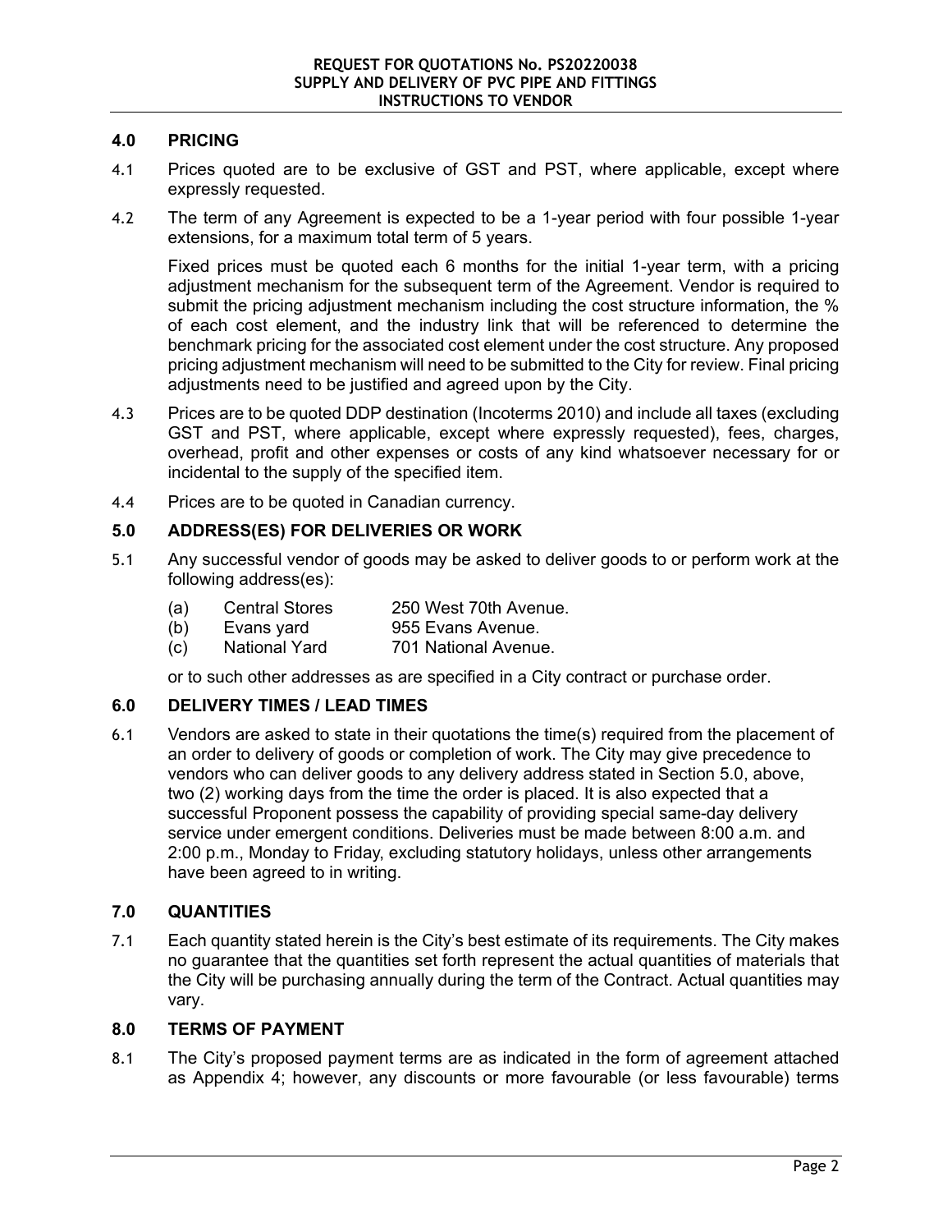## 4.0 PRICING

4.1 Prices quoted are to be exclusive of GST and PST, where applicable, except where expressly requested.

4.2 The term of any Agreement is expected to be a 1-year period with four possible 1-year extensions, for a maximum total term of 5 years.

Fixed prices must be quoted each 6 months for the initial 1-year term, with a pricing adjustment mechanism for the subsequent term of the Agreement. Vendor is required to submit the pricing adjustment mechanism including the cost structure information, the % of each cost element, and the industry link that will be referenced to determine the benchmark pricing for the associated cost element under the cost structure. Any proposed pricing adjustment mechanism will need to be submitted to the City for review. Final pricing adjustments need to be justified and agreed upon by the City.

4.3 Prices are to be quoted DDP destination (Incoterms 2010) and include all taxes (excluding GST and PST, where applicable, except where expressly requested), fees, charges, overhead, profit and other expenses or costs of any kind whatsoever necessary for or incidental to the supply of the specified item.

4.4 Prices are to be quoted in Canadian currency.

## 5.0 ADDRESS(ES) FOR DELIVERIES OR WORK

5.1 Any successful vendor of goods may be asked to deliver goods to or perform work at the following address(es):

(a) Central Stores 250 West 70th Avenue.
(b) Evans yard 955 Evans Avenue.
(c) National Yard 701 National Avenue.

or to such other addresses as are specified in a City contract or purchase order.

## 6.0 DELIVERY TIMES / LEAD TIMES

6.1 Vendors are asked to state in their quotations the time(s) required from the placement of an order to delivery of goods or completion of work. The City may give precedence to vendors who can deliver goods to any delivery address stated in Section 5.0, above, two (2) working days from the time the order is placed. It is also expected that a successful Proponent possess the capability of providing special same-day delivery service under emergent conditions. Deliveries must be made between 8:00 a.m. and 2:00 p.m., Monday to Friday, excluding statutory holidays, unless other arrangements have been agreed to in writing.

## 7.0 QUANTITIES

7.1 Each quantity stated herein is the City's best estimate of its requirements. The City makes no guarantee that the quantities set forth represent the actual quantities of materials that the City will be purchasing annually during the term of the Contract. Actual quantities may vary.

## 8.0 TERMS OF PAYMENT

8.1 The City's proposed payment terms are as indicated in the form of agreement attached as Appendix 4; however, any discounts or more favourable (or less favourable) terms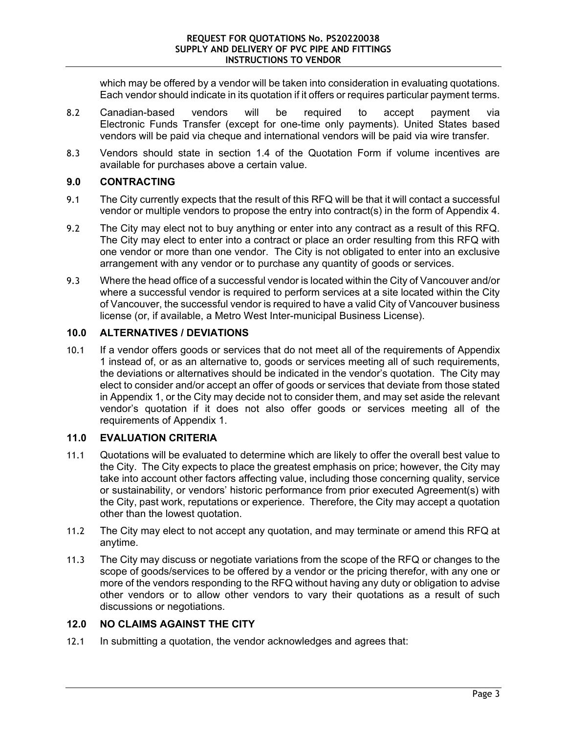which may be offered by a vendor will be taken into consideration in evaluating quotations. Each vendor should indicate in its quotation if it offers or requires particular payment terms.

8.2 Canadian-based vendors will be required to accept payment via Electronic Funds Transfer (except for one-time only payments). United States based vendors will be paid via cheque and international vendors will be paid via wire transfer.

8.3 Vendors should state in section 1.4 of the Quotation Form if volume incentives are available for purchases above a certain value.

## 9.0 CONTRACTING

9.1 The City currently expects that the result of this RFQ will be that it will contact a successful vendor or multiple vendors to propose the entry into contract(s) in the form of Appendix 4.

9.2 The City may elect not to buy anything or enter into any contract as a result of this RFQ. The City may elect to enter into a contract or place an order resulting from this RFQ with one vendor or more than one vendor. The City is not obligated to enter into an exclusive arrangement with any vendor or to purchase any quantity of goods or services.

9.3 Where the head office of a successful vendor is located within the City of Vancouver and/or where a successful vendor is required to perform services at a site located within the City of Vancouver, the successful vendor is required to have a valid City of Vancouver business license (or, if available, a Metro West Inter-municipal Business License).

## 10.0 ALTERNATIVES / DEVIATIONS

10.1 If a vendor offers goods or services that do not meet all of the requirements of Appendix 1 instead of, or as an alternative to, goods or services meeting all of such requirements, the deviations or alternatives should be indicated in the vendor's quotation. The City may elect to consider and/or accept an offer of goods or services that deviate from those stated in Appendix 1, or the City may decide not to consider them, and may set aside the relevant vendor's quotation if it does not also offer goods or services meeting all of the requirements of Appendix 1.

## 11.0 EVALUATION CRITERIA

11.1 Quotations will be evaluated to determine which are likely to offer the overall best value to the City. The City expects to place the greatest emphasis on price; however, the City may take into account other factors affecting value, including those concerning quality, service or sustainability, or vendors' historic performance from prior executed Agreement(s) with the City, past work, reputations or experience. Therefore, the City may accept a quotation other than the lowest quotation.

11.2 The City may elect to not accept any quotation, and may terminate or amend this RFQ at anytime.

11.3 The City may discuss or negotiate variations from the scope of the RFQ or changes to the scope of goods/services to be offered by a vendor or the pricing therefor, with any one or more of the vendors responding to the RFQ without having any duty or obligation to advise other vendors or to allow other vendors to vary their quotations as a result of such discussions or negotiations.

## 12.0 NO CLAIMS AGAINST THE CITY

12.1 In submitting a quotation, the vendor acknowledges and agrees that: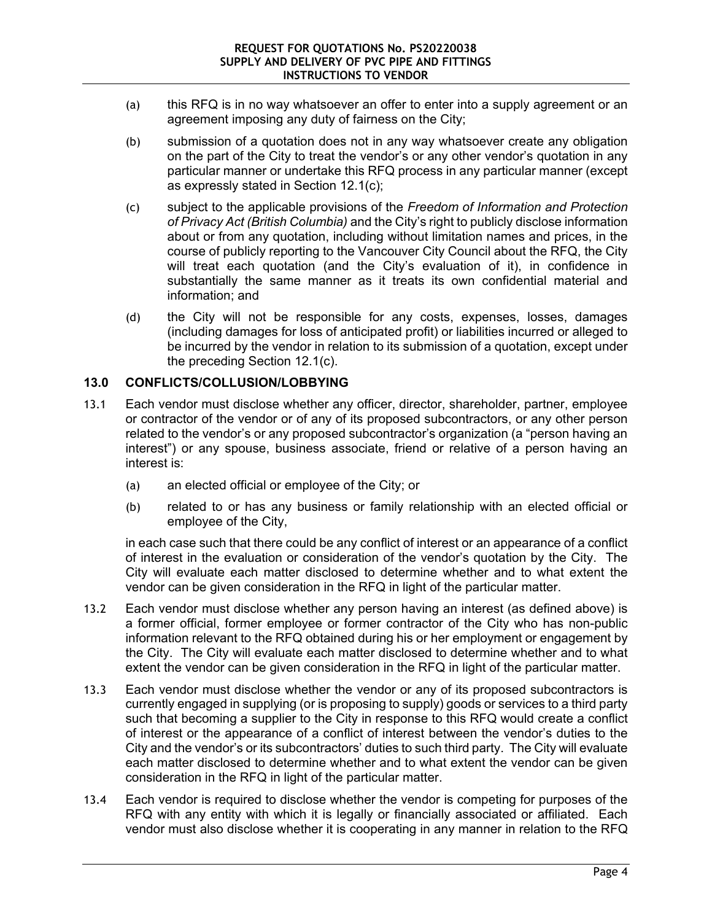(a) this RFQ is in no way whatsoever an offer to enter into a supply agreement or an agreement imposing any duty of fairness on the City;

(b) submission of a quotation does not in any way whatsoever create any obligation on the part of the City to treat the vendor's or any other vendor's quotation in any particular manner or undertake this RFQ process in any particular manner (except as expressly stated in Section 12.1(c);

(c) subject to the applicable provisions of the *Freedom of Information and Protection of Privacy Act (British Columbia)* and the City's right to publicly disclose information about or from any quotation, including without limitation names and prices, in the course of publicly reporting to the Vancouver City Council about the RFQ, the City will treat each quotation (and the City's evaluation of it), in confidence in substantially the same manner as it treats its own confidential material and information; and

(d) the City will not be responsible for any costs, expenses, losses, damages (including damages for loss of anticipated profit) or liabilities incurred or alleged to be incurred by the vendor in relation to its submission of a quotation, except under the preceding Section 12.1(c).

## 13.0 CONFLICTS/COLLUSION/LOBBYING

13.1 Each vendor must disclose whether any officer, director, shareholder, partner, employee or contractor of the vendor or of any of its proposed subcontractors, or any other person related to the vendor's or any proposed subcontractor's organization (a "person having an interest") or any spouse, business associate, friend or relative of a person having an interest is:

(a) an elected official or employee of the City; or

(b) related to or has any business or family relationship with an elected official or employee of the City,

in each case such that there could be any conflict of interest or an appearance of a conflict of interest in the evaluation or consideration of the vendor's quotation by the City. The City will evaluate each matter disclosed to determine whether and to what extent the vendor can be given consideration in the RFQ in light of the particular matter.

13.2 Each vendor must disclose whether any person having an interest (as defined above) is a former official, former employee or former contractor of the City who has non-public information relevant to the RFQ obtained during his or her employment or engagement by the City. The City will evaluate each matter disclosed to determine whether and to what extent the vendor can be given consideration in the RFQ in light of the particular matter.

13.3 Each vendor must disclose whether the vendor or any of its proposed subcontractors is currently engaged in supplying (or is proposing to supply) goods or services to a third party such that becoming a supplier to the City in response to this RFQ would create a conflict of interest or the appearance of a conflict of interest between the vendor's duties to the City and the vendor's or its subcontractors' duties to such third party. The City will evaluate each matter disclosed to determine whether and to what extent the vendor can be given consideration in the RFQ in light of the particular matter.

13.4 Each vendor is required to disclose whether the vendor is competing for purposes of the RFQ with any entity with which it is legally or financially associated or affiliated. Each vendor must also disclose whether it is cooperating in any manner in relation to the RFQ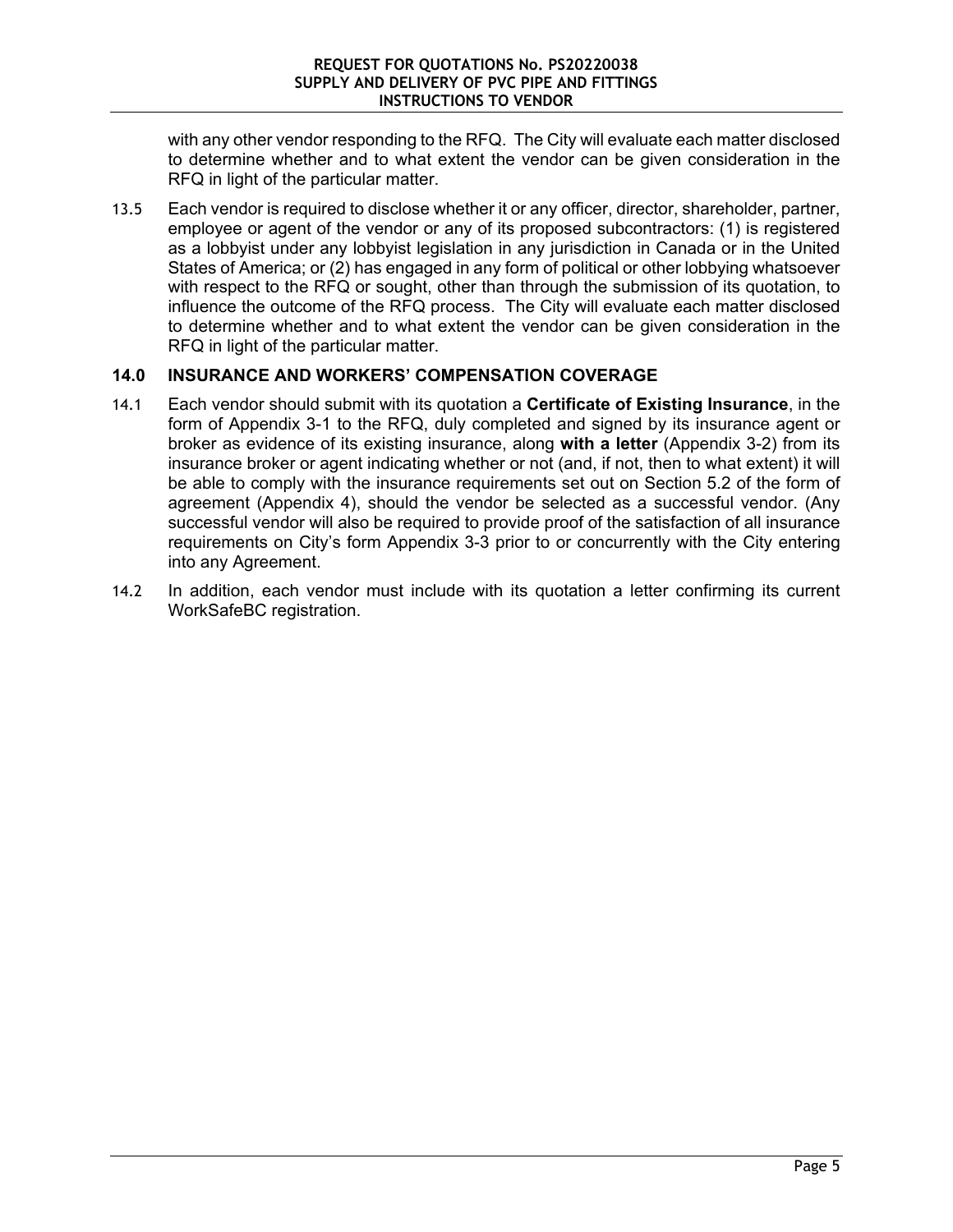with any other vendor responding to the RFQ. The City will evaluate each matter disclosed to determine whether and to what extent the vendor can be given consideration in the RFQ in light of the particular matter.

13.5 Each vendor is required to disclose whether it or any officer, director, shareholder, partner, employee or agent of the vendor or any of its proposed subcontractors: (1) is registered as a lobbyist under any lobbyist legislation in any jurisdiction in Canada or in the United States of America; or (2) has engaged in any form of political or other lobbying whatsoever with respect to the RFQ or sought, other than through the submission of its quotation, to influence the outcome of the RFQ process. The City will evaluate each matter disclosed to determine whether and to what extent the vendor can be given consideration in the RFQ in light of the particular matter.

## 14.0 INSURANCE AND WORKERS' COMPENSATION COVERAGE

14.1 Each vendor should submit with its quotation a **Certificate of Existing Insurance**, in the form of Appendix 3-1 to the RFQ, duly completed and signed by its insurance agent or broker as evidence of its existing insurance, along **with a letter** (Appendix 3-2) from its insurance broker or agent indicating whether or not (and, if not, then to what extent) it will be able to comply with the insurance requirements set out on Section 5.2 of the form of agreement (Appendix 4), should the vendor be selected as a successful vendor. (Any successful vendor will also be required to provide proof of the satisfaction of all insurance requirements on City's form Appendix 3-3 prior to or concurrently with the City entering into any Agreement.

14.2 In addition, each vendor must include with its quotation a letter confirming its current WorkSafeBC registration.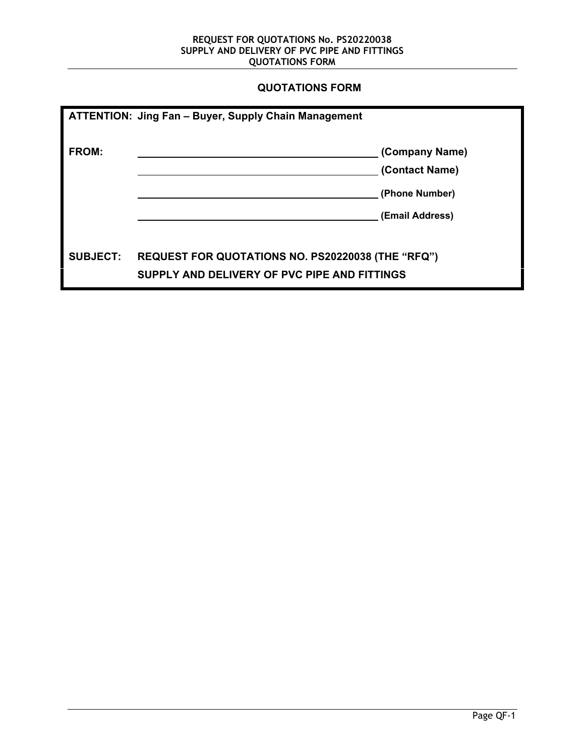## QUOTATIONS FORM

**ATTENTION: Jing Fan – Buyer, Supply Chain Management**

**FROM:**

\_\_\_\_\_\_\_\_\_\_\_\_\_\_\_\_\_\_\_\_\_\_\_\_\_\_\_\_\_\_\_\_\_\_\_\_\_\_\_\_ **(Company Name)**

\_\_\_\_\_\_\_\_\_\_\_\_\_\_\_\_\_\_\_\_\_\_\_\_\_\_\_\_\_\_\_\_\_\_\_\_\_\_\_\_ **(Contact Name)**

\_\_\_\_\_\_\_\_\_\_\_\_\_\_\_\_\_\_\_\_\_\_\_\_\_\_\_\_\_\_\_\_\_\_\_\_\_\_\_\_ **(Phone Number)**

\_\_\_\_\_\_\_\_\_\_\_\_\_\_\_\_\_\_\_\_\_\_\_\_\_\_\_\_\_\_\_\_\_\_\_\_\_\_\_\_ **(Email Address)**

**SUBJECT: REQUEST FOR QUOTATIONS NO. PS20220038 (THE "RFQ")**
**SUPPLY AND DELIVERY OF PVC PIPE AND FITTINGS**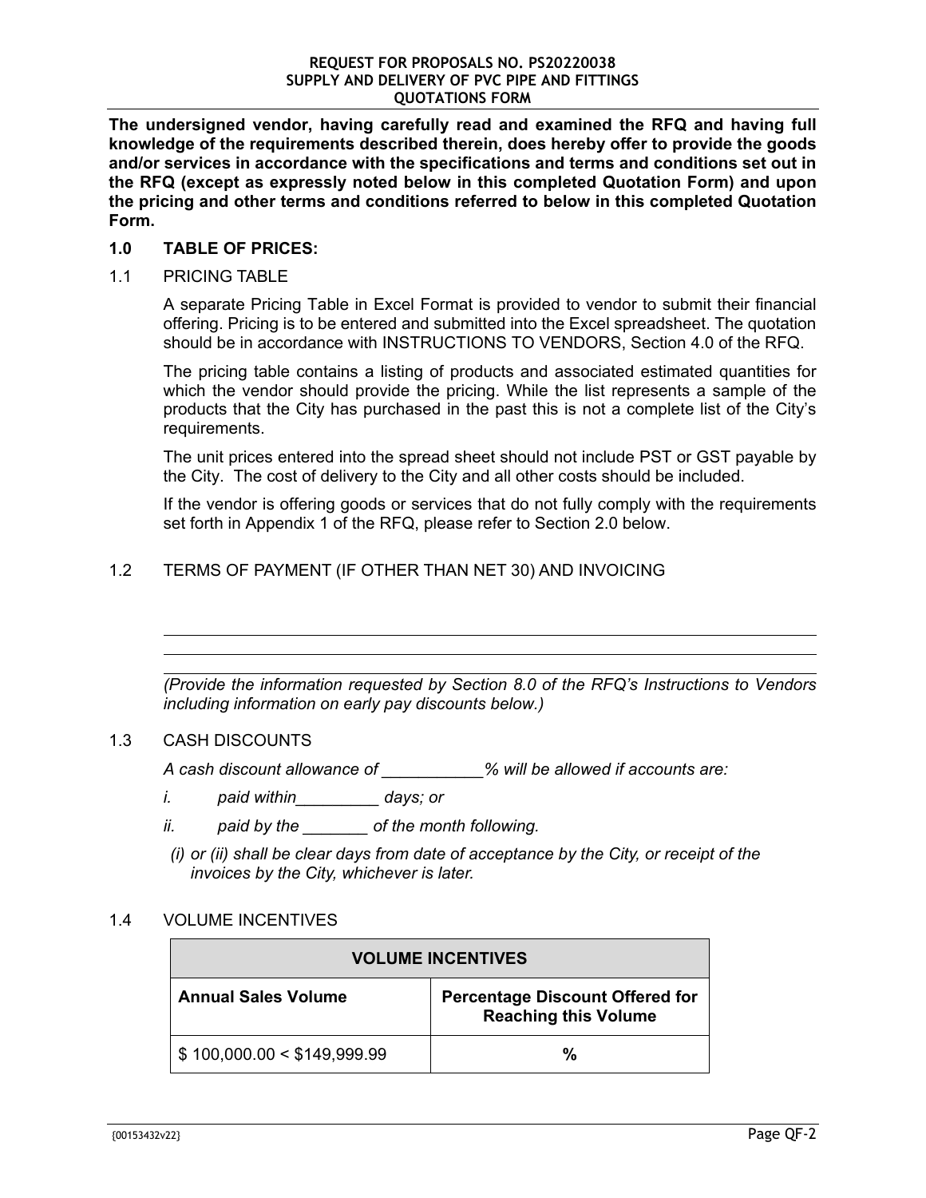**REQUEST FOR PROPOSALS NO. PS20220038**
**SUPPLY AND DELIVERY OF PVC PIPE AND FITTINGS**
**QUOTATIONS FORM**

**The undersigned vendor, having carefully read and examined the RFQ and having full knowledge of the requirements described therein, does hereby offer to provide the goods and/or services in accordance with the specifications and terms and conditions set out in the RFQ (except as expressly noted below in this completed Quotation Form) and upon the pricing and other terms and conditions referred to below in this completed Quotation Form.**

## 1.0 TABLE OF PRICES:

### 1.1 PRICING TABLE

A separate Pricing Table in Excel Format is provided to vendor to submit their financial offering. Pricing is to be entered and submitted into the Excel spreadsheet. The quotation should be in accordance with INSTRUCTIONS TO VENDORS, Section 4.0 of the RFQ.

The pricing table contains a listing of products and associated estimated quantities for which the vendor should provide the pricing. While the list represents a sample of the products that the City has purchased in the past this is not a complete list of the City's requirements.

The unit prices entered into the spread sheet should not include PST or GST payable by the City. The cost of delivery to the City and all other costs should be included.

If the vendor is offering goods or services that do not fully comply with the requirements set forth in Appendix 1 of the RFQ, please refer to Section 2.0 below.

### 1.2 TERMS OF PAYMENT (IF OTHER THAN NET 30) AND INVOICING

______________________________________________________________________

______________________________________________________________________

______________________________________________________________________

*(Provide the information requested by Section 8.0 of the RFQ's Instructions to Vendors including information on early pay discounts below.)*

### 1.3 CASH DISCOUNTS

*A cash discount allowance of ___________% will be allowed if accounts are:*

*i. paid within_________ days; or*

*ii. paid by the _______ of the month following.*

*(i) or (ii) shall be clear days from date of acceptance by the City, or receipt of the invoices by the City, whichever is later.*

### 1.4 VOLUME INCENTIVES

| **VOLUME INCENTIVES** | |
|---|---|
| **Annual Sales Volume** | **Percentage Discount Offered for Reaching this Volume** |
| $ 100,000.00 < $149,999.99 | % |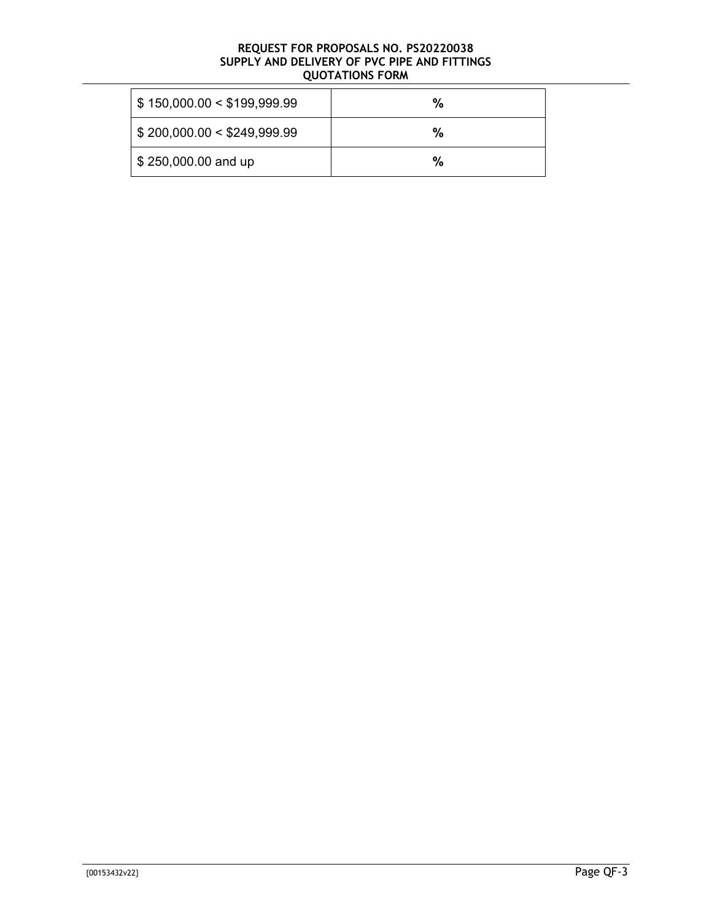| | |
|---|---|
| $ 150,000.00 < $199,999.99 | % |
| $ 200,000.00 < $249,999.99 | % |
| $ 250,000.00 and up | % |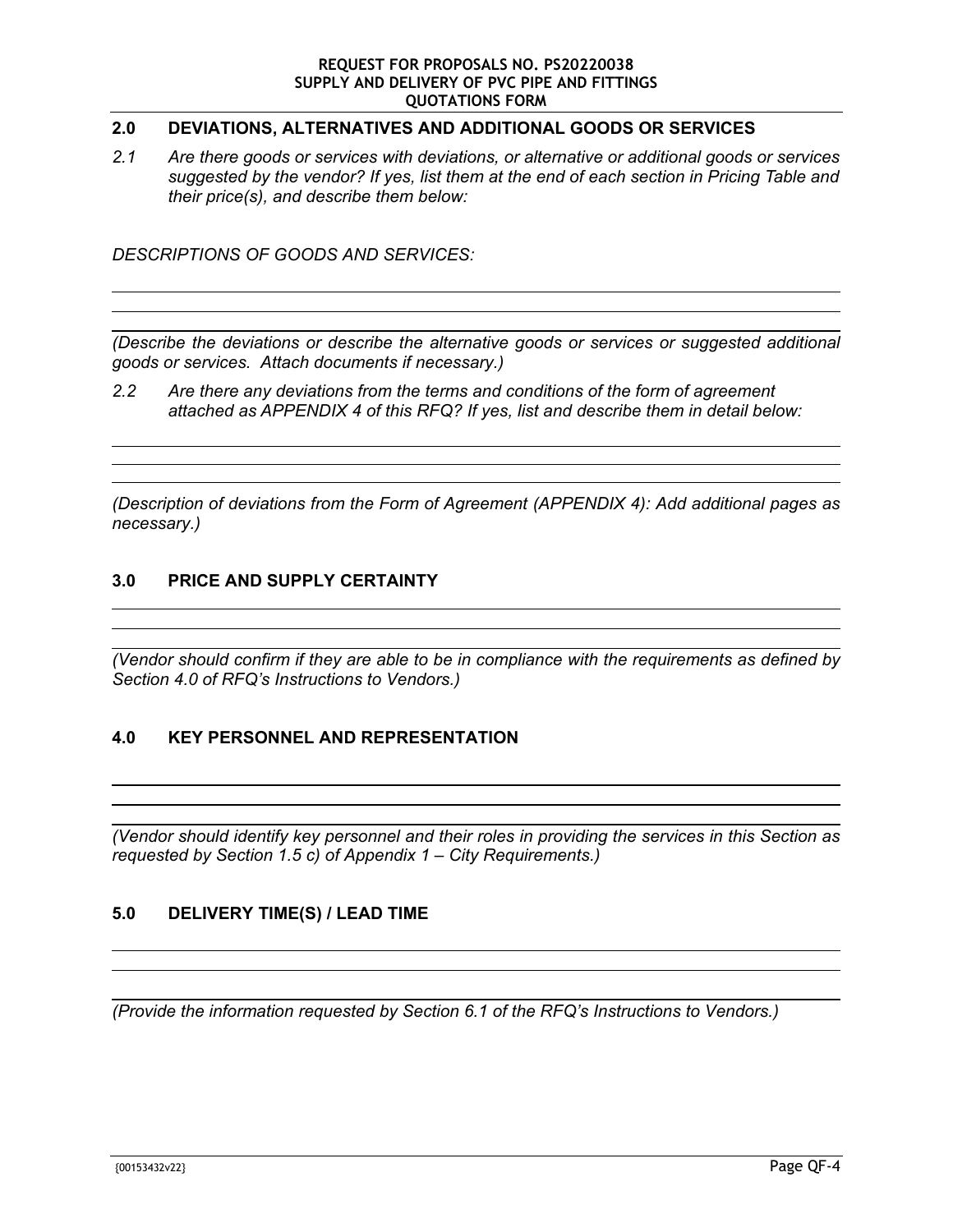## 2.0 DEVIATIONS, ALTERNATIVES AND ADDITIONAL GOODS OR SERVICES

*2.1 Are there goods or services with deviations, or alternative or additional goods or services suggested by the vendor? If yes, list them at the end of each section in Pricing Table and their price(s), and describe them below:*

*DESCRIPTIONS OF GOODS AND SERVICES:*

*(Describe the deviations or describe the alternative goods or services or suggested additional goods or services. Attach documents if necessary.)*

*2.2 Are there any deviations from the terms and conditions of the form of agreement attached as APPENDIX 4 of this RFQ? If yes, list and describe them in detail below:*

*(Description of deviations from the Form of Agreement (APPENDIX 4): Add additional pages as necessary.)*

## 3.0 PRICE AND SUPPLY CERTAINTY

*(Vendor should confirm if they are able to be in compliance with the requirements as defined by Section 4.0 of RFQ's Instructions to Vendors.)*

## 4.0 KEY PERSONNEL AND REPRESENTATION

*(Vendor should identify key personnel and their roles in providing the services in this Section as requested by Section 1.5 c) of Appendix 1 – City Requirements.)*

## 5.0 DELIVERY TIME(S) / LEAD TIME

*(Provide the information requested by Section 6.1 of the RFQ's Instructions to Vendors.)*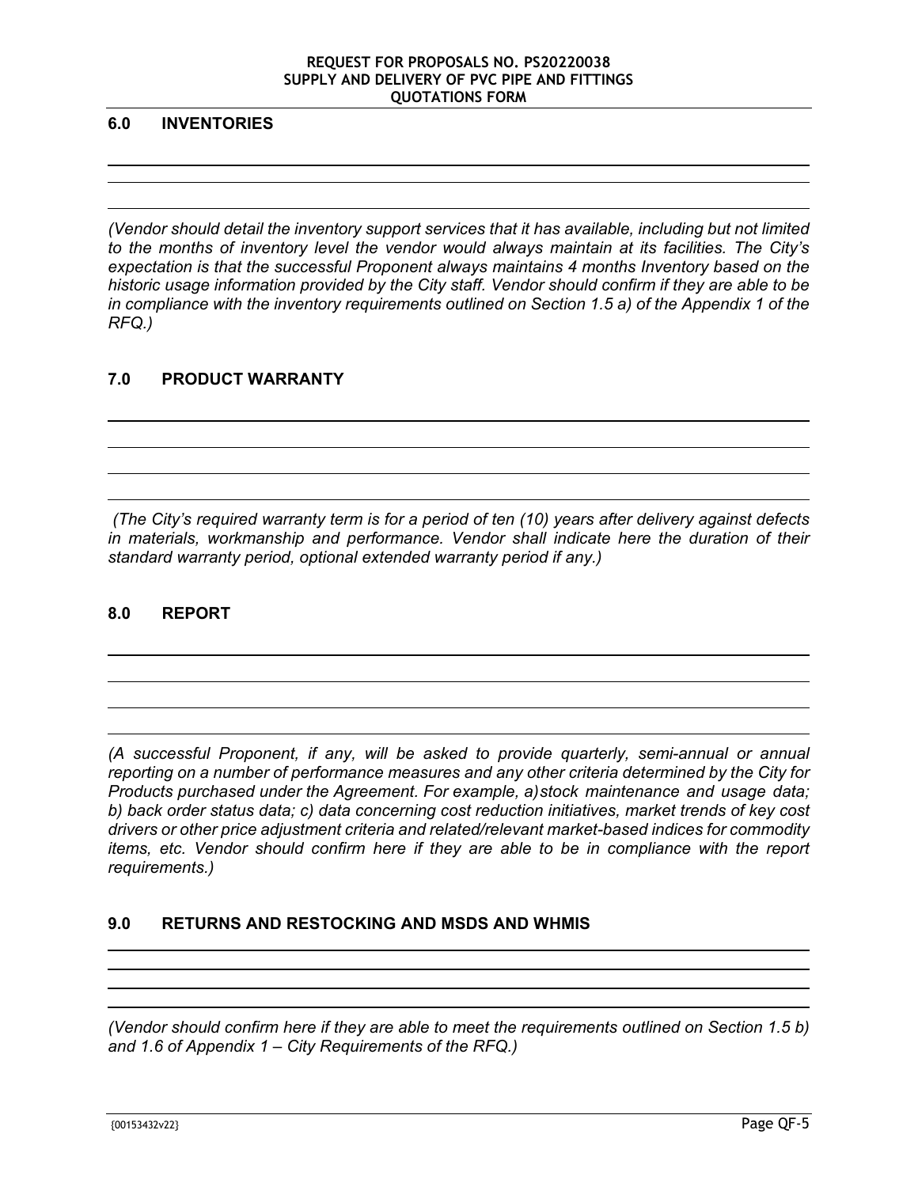## 6.0 INVENTORIES

*(Vendor should detail the inventory support services that it has available, including but not limited to the months of inventory level the vendor would always maintain at its facilities. The City's expectation is that the successful Proponent always maintains 4 months Inventory based on the historic usage information provided by the City staff. Vendor should confirm if they are able to be in compliance with the inventory requirements outlined on Section 1.5 a) of the Appendix 1 of the RFQ.)*

## 7.0 PRODUCT WARRANTY

*(The City's required warranty term is for a period of ten (10) years after delivery against defects in materials, workmanship and performance. Vendor shall indicate here the duration of their standard warranty period, optional extended warranty period if any.)*

## 8.0 REPORT

*(A successful Proponent, if any, will be asked to provide quarterly, semi-annual or annual reporting on a number of performance measures and any other criteria determined by the City for Products purchased under the Agreement. For example, a) stock maintenance and usage data; b) back order status data; c) data concerning cost reduction initiatives, market trends of key cost drivers or other price adjustment criteria and related/relevant market-based indices for commodity items, etc. Vendor should confirm here if they are able to be in compliance with the report requirements.)*

## 9.0 RETURNS AND RESTOCKING AND MSDS AND WHMIS

*(Vendor should confirm here if they are able to meet the requirements outlined on Section 1.5 b) and 1.6 of Appendix 1 – City Requirements of the RFQ.)*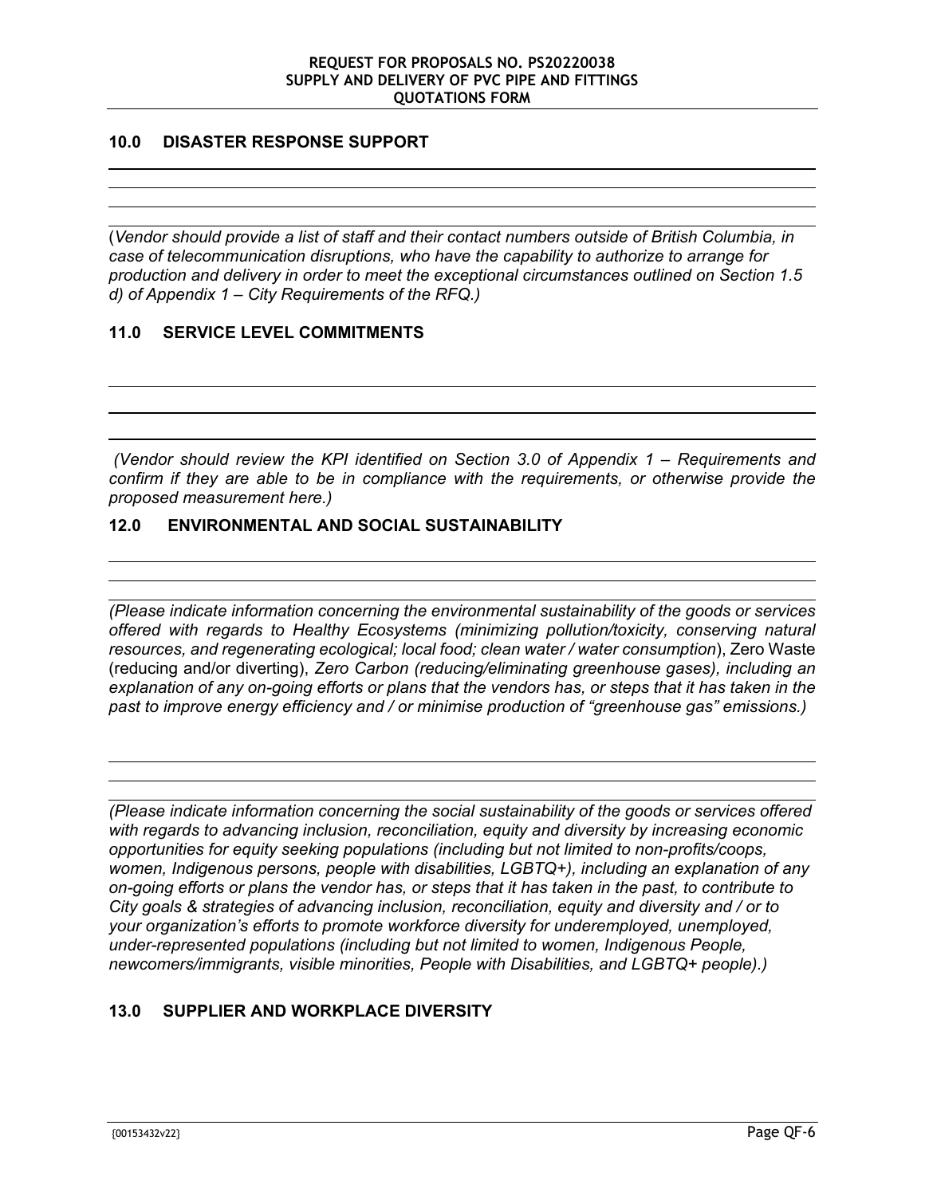## 10.0 DISASTER RESPONSE SUPPORT

(*Vendor should provide a list of staff and their contact numbers outside of British Columbia, in case of telecommunication disruptions, who have the capability to authorize to arrange for production and delivery in order to meet the exceptional circumstances outlined on Section 1.5 d) of Appendix 1 – City Requirements of the RFQ.)*

## 11.0 SERVICE LEVEL COMMITMENTS

*(Vendor should review the KPI identified on Section 3.0 of Appendix 1 – Requirements and confirm if they are able to be in compliance with the requirements, or otherwise provide the proposed measurement here.)*

## 12.0 ENVIRONMENTAL AND SOCIAL SUSTAINABILITY

*(Please indicate information concerning the environmental sustainability of the goods or services offered with regards to Healthy Ecosystems (minimizing pollution/toxicity, conserving natural resources, and regenerating ecological; local food; clean water / water consumption*), Zero Waste (reducing and/or diverting), *Zero Carbon (reducing/eliminating greenhouse gases), including an explanation of any on-going efforts or plans that the vendors has, or steps that it has taken in the past to improve energy efficiency and / or minimise production of "greenhouse gas" emissions.)*

*(Please indicate information concerning the social sustainability of the goods or services offered with regards to advancing inclusion, reconciliation, equity and diversity by increasing economic opportunities for equity seeking populations (including but not limited to non-profits/coops, women, Indigenous persons, people with disabilities, LGBTQ+), including an explanation of any on-going efforts or plans the vendor has, or steps that it has taken in the past, to contribute to City goals & strategies of advancing inclusion, reconciliation, equity and diversity and / or to your organization's efforts to promote workforce diversity for underemployed, unemployed, under-represented populations (including but not limited to women, Indigenous People, newcomers/immigrants, visible minorities, People with Disabilities, and LGBTQ+ people).)*

## 13.0 SUPPLIER AND WORKPLACE DIVERSITY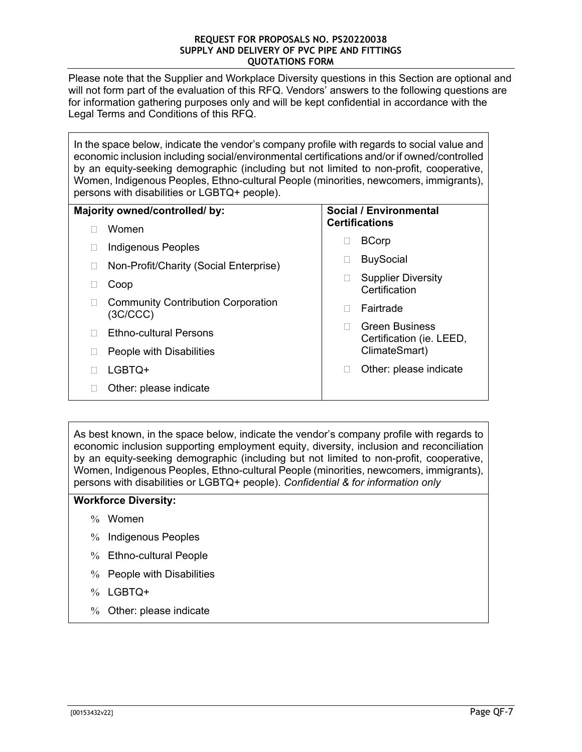**REQUEST FOR PROPOSALS NO. PS20220038**
**SUPPLY AND DELIVERY OF PVC PIPE AND FITTINGS**
**QUOTATIONS FORM**

Please note that the Supplier and Workplace Diversity questions in this Section are optional and will not form part of the evaluation of this RFQ. Vendors' answers to the following questions are for information gathering purposes only and will be kept confidential in accordance with the Legal Terms and Conditions of this RFQ.

In the space below, indicate the vendor's company profile with regards to social value and economic inclusion including social/environmental certifications and/or if owned/controlled by an equity-seeking demographic (including but not limited to non-profit, cooperative, Women, Indigenous Peoples, Ethno-cultural People (minorities, newcomers, immigrants), persons with disabilities or LGBTQ+ people).

| **Majority owned/controlled/ by:** | **Social / Environmental Certifications** |
|---|---|
| ☐ Women | ☐ BCorp |
| ☐ Indigenous Peoples | ☐ BuySocial |
| ☐ Non-Profit/Charity (Social Enterprise) | ☐ Supplier Diversity Certification |
| ☐ Coop | ☐ Fairtrade |
| ☐ Community Contribution Corporation (3C/CCC) | ☐ Green Business Certification (ie. LEED, ClimateSmart) |
| ☐ Ethno-cultural Persons | ☐ Other: please indicate |
| ☐ People with Disabilities | |
| ☐ LGBTQ+ | |
| ☐ Other: please indicate | |

As best known, in the space below, indicate the vendor's company profile with regards to economic inclusion supporting employment equity, diversity, inclusion and reconciliation by an equity-seeking demographic (including but not limited to non-profit, cooperative, Women, Indigenous Peoples, Ethno-cultural People (minorities, newcomers, immigrants), persons with disabilities or LGBTQ+ people). *Confidential & for information only*

**Workforce Diversity:**

- % Women
- % Indigenous Peoples
- % Ethno-cultural People
- % People with Disabilities
- % LGBTQ+
- % Other: please indicate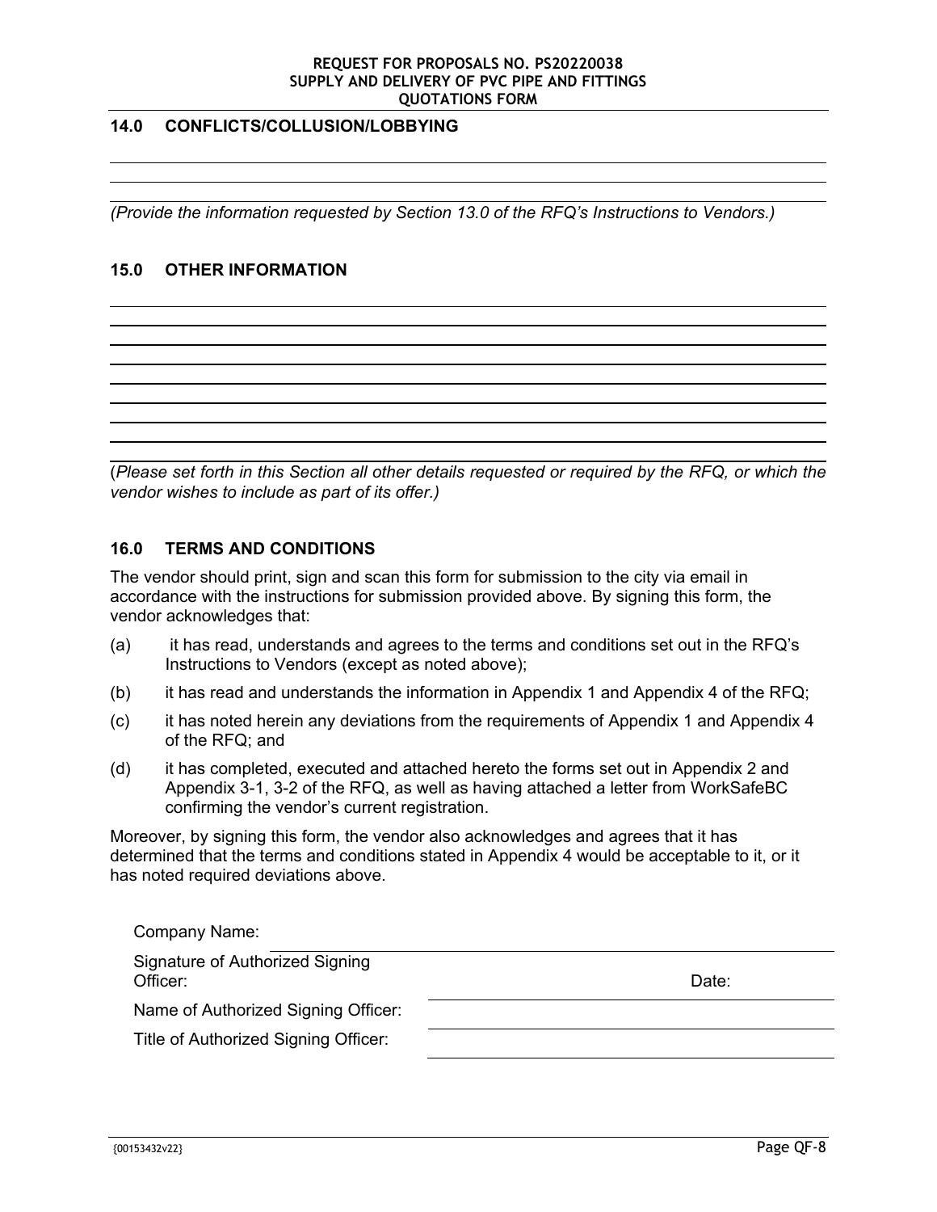## 14.0 CONFLICTS/COLLUSION/LOBBYING

_______________________________________________________________________________

_______________________________________________________________________________

_______________________________________________________________________________

*(Provide the information requested by Section 13.0 of the RFQ's Instructions to Vendors.)*

## 15.0 OTHER INFORMATION

_______________________________________________________________________________

_______________________________________________________________________________

_______________________________________________________________________________

_______________________________________________________________________________

_______________________________________________________________________________

_______________________________________________________________________________

_______________________________________________________________________________

_______________________________________________________________________________

(*Please set forth in this Section all other details requested or required by the RFQ, or which the vendor wishes to include as part of its offer.)*

## 16.0 TERMS AND CONDITIONS

The vendor should print, sign and scan this form for submission to the city via email in accordance with the instructions for submission provided above. By signing this form, the vendor acknowledges that:

(a) it has read, understands and agrees to the terms and conditions set out in the RFQ's Instructions to Vendors (except as noted above);

(b) it has read and understands the information in Appendix 1 and Appendix 4 of the RFQ;

(c) it has noted herein any deviations from the requirements of Appendix 1 and Appendix 4 of the RFQ; and

(d) it has completed, executed and attached hereto the forms set out in Appendix 2 and Appendix 3-1, 3-2 of the RFQ, as well as having attached a letter from WorkSafeBC confirming the vendor's current registration.

Moreover, by signing this form, the vendor also acknowledges and agrees that it has determined that the terms and conditions stated in Appendix 4 would be acceptable to it, or it has noted required deviations above.

Company Name: _______________________________________________

Signature of Authorized Signing Officer: _______________________________ Date:

Name of Authorized Signing Officer: _______________________________

Title of Authorized Signing Officer: _______________________________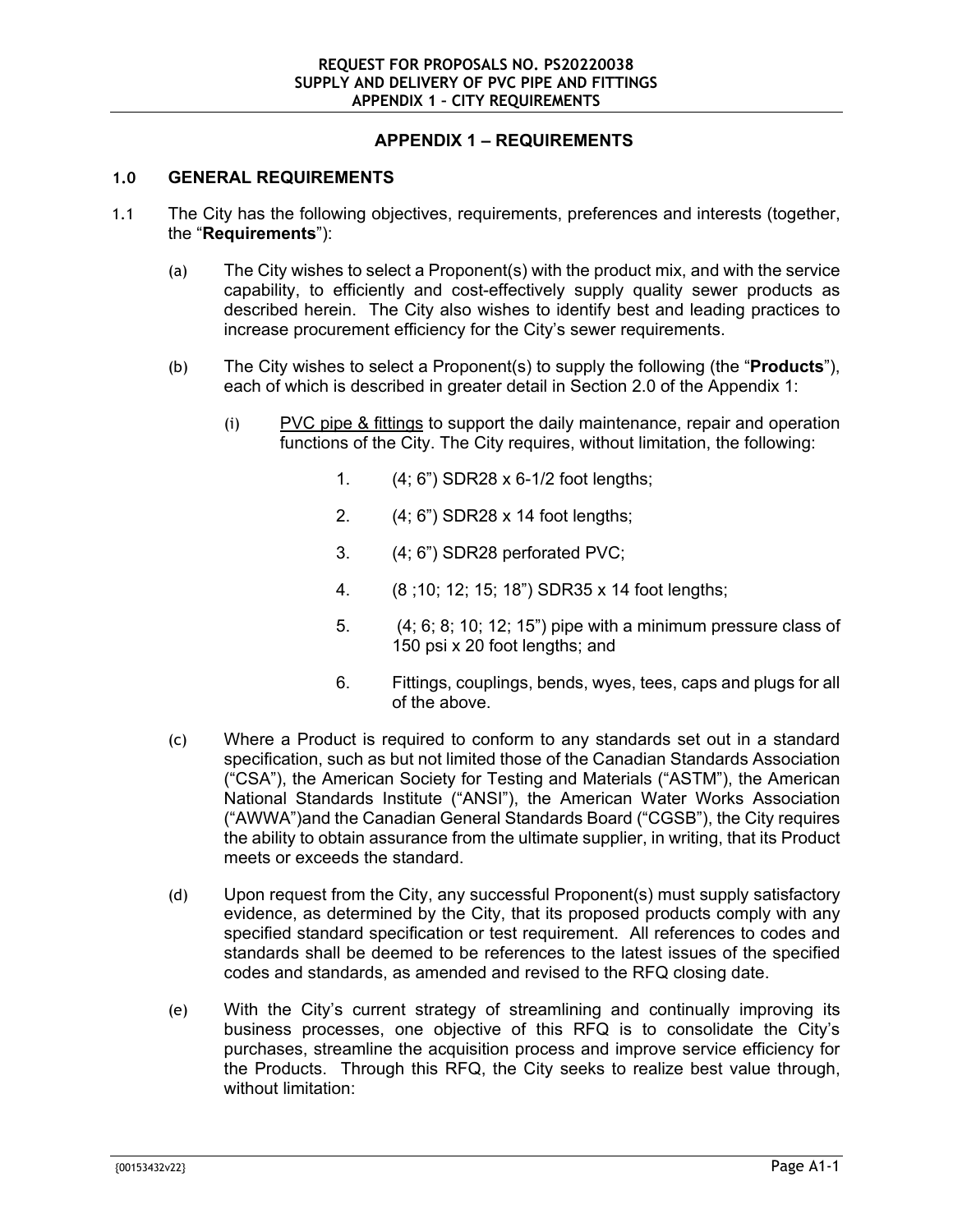# APPENDIX 1 – REQUIREMENTS

## 1.0 GENERAL REQUIREMENTS

1.1 The City has the following objectives, requirements, preferences and interests (together, the "**Requirements**"):

(a) The City wishes to select a Proponent(s) with the product mix, and with the service capability, to efficiently and cost-effectively supply quality sewer products as described herein. The City also wishes to identify best and leading practices to increase procurement efficiency for the City's sewer requirements.

(b) The City wishes to select a Proponent(s) to supply the following (the "**Products**"), each of which is described in greater detail in Section 2.0 of the Appendix 1:

(i) PVC pipe & fittings to support the daily maintenance, repair and operation functions of the City. The City requires, without limitation, the following:

1. (4; 6") SDR28 x 6-1/2 foot lengths;
2. (4; 6") SDR28 x 14 foot lengths;
3. (4; 6") SDR28 perforated PVC;
4. (8 ;10; 12; 15; 18") SDR35 x 14 foot lengths;
5. (4; 6; 8; 10; 12; 15") pipe with a minimum pressure class of 150 psi x 20 foot lengths; and
6. Fittings, couplings, bends, wyes, tees, caps and plugs for all of the above.

(c) Where a Product is required to conform to any standards set out in a standard specification, such as but not limited those of the Canadian Standards Association ("CSA"), the American Society for Testing and Materials ("ASTM"), the American National Standards Institute ("ANSI"), the American Water Works Association ("AWWA")and the Canadian General Standards Board ("CGSB"), the City requires the ability to obtain assurance from the ultimate supplier, in writing, that its Product meets or exceeds the standard.

(d) Upon request from the City, any successful Proponent(s) must supply satisfactory evidence, as determined by the City, that its proposed products comply with any specified standard specification or test requirement. All references to codes and standards shall be deemed to be references to the latest issues of the specified codes and standards, as amended and revised to the RFQ closing date.

(e) With the City's current strategy of streamlining and continually improving its business processes, one objective of this RFQ is to consolidate the City's purchases, streamline the acquisition process and improve service efficiency for the Products. Through this RFQ, the City seeks to realize best value through, without limitation: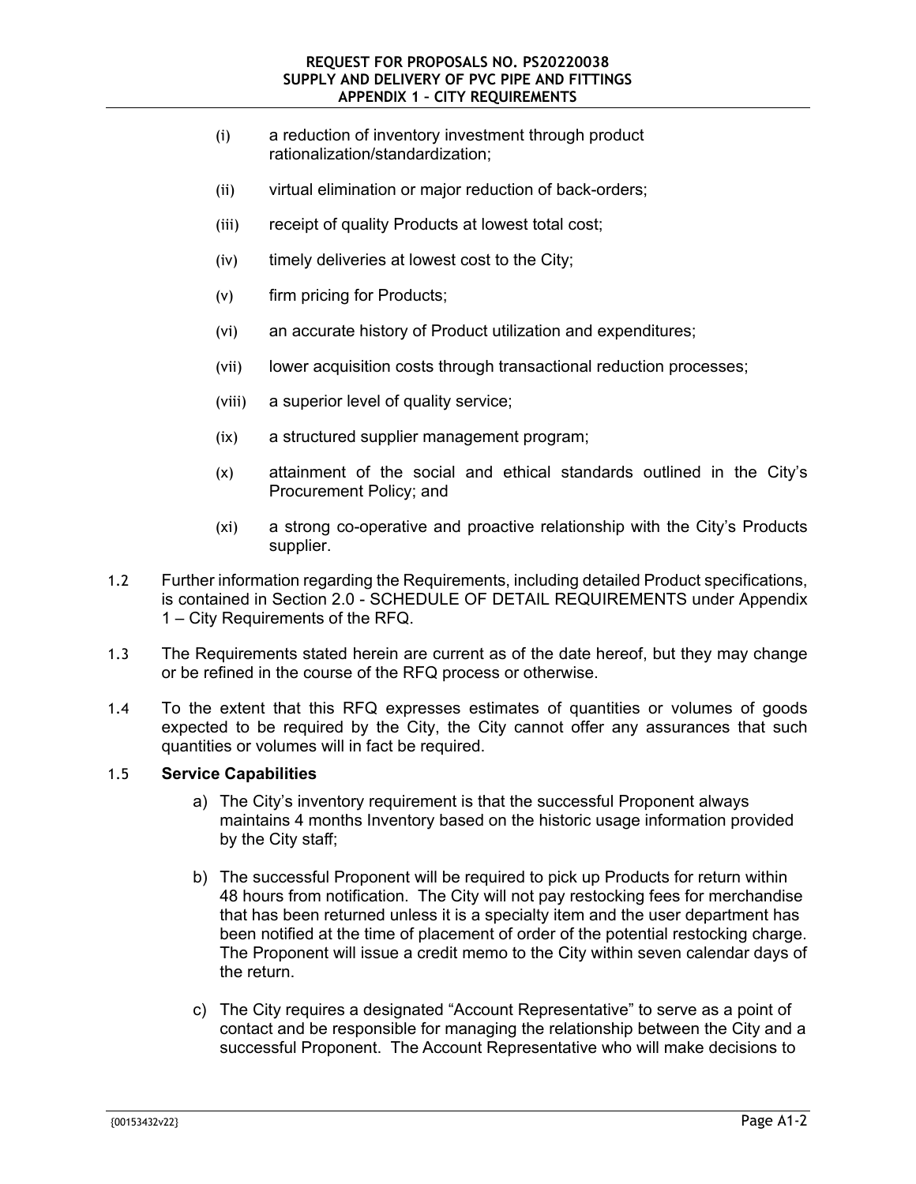(i) a reduction of inventory investment through product rationalization/standardization;

(ii) virtual elimination or major reduction of back-orders;

(iii) receipt of quality Products at lowest total cost;

(iv) timely deliveries at lowest cost to the City;

(v) firm pricing for Products;

(vi) an accurate history of Product utilization and expenditures;

(vii) lower acquisition costs through transactional reduction processes;

(viii) a superior level of quality service;

(ix) a structured supplier management program;

(x) attainment of the social and ethical standards outlined in the City's Procurement Policy; and

(xi) a strong co-operative and proactive relationship with the City's Products supplier.

1.2 Further information regarding the Requirements, including detailed Product specifications, is contained in Section 2.0 - SCHEDULE OF DETAIL REQUIREMENTS under Appendix 1 – City Requirements of the RFQ.

1.3 The Requirements stated herein are current as of the date hereof, but they may change or be refined in the course of the RFQ process or otherwise.

1.4 To the extent that this RFQ expresses estimates of quantities or volumes of goods expected to be required by the City, the City cannot offer any assurances that such quantities or volumes will in fact be required.

1.5 **Service Capabilities**

a) The City's inventory requirement is that the successful Proponent always maintains 4 months Inventory based on the historic usage information provided by the City staff;

b) The successful Proponent will be required to pick up Products for return within 48 hours from notification. The City will not pay restocking fees for merchandise that has been returned unless it is a specialty item and the user department has been notified at the time of placement of order of the potential restocking charge. The Proponent will issue a credit memo to the City within seven calendar days of the return.

c) The City requires a designated "Account Representative" to serve as a point of contact and be responsible for managing the relationship between the City and a successful Proponent. The Account Representative who will make decisions to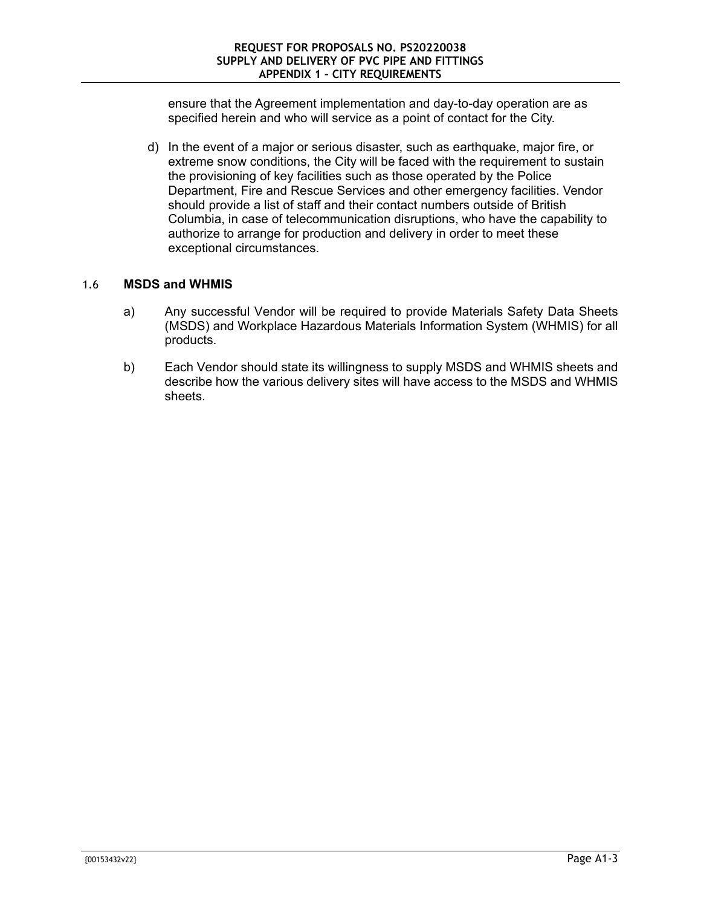ensure that the Agreement implementation and day-to-day operation are as specified herein and who will service as a point of contact for the City.

d) In the event of a major or serious disaster, such as earthquake, major fire, or extreme snow conditions, the City will be faced with the requirement to sustain the provisioning of key facilities such as those operated by the Police Department, Fire and Rescue Services and other emergency facilities. Vendor should provide a list of staff and their contact numbers outside of British Columbia, in case of telecommunication disruptions, who have the capability to authorize to arrange for production and delivery in order to meet these exceptional circumstances.

### 1.6 **MSDS and WHMIS**

a) Any successful Vendor will be required to provide Materials Safety Data Sheets (MSDS) and Workplace Hazardous Materials Information System (WHMIS) for all products.

b) Each Vendor should state its willingness to supply MSDS and WHMIS sheets and describe how the various delivery sites will have access to the MSDS and WHMIS sheets.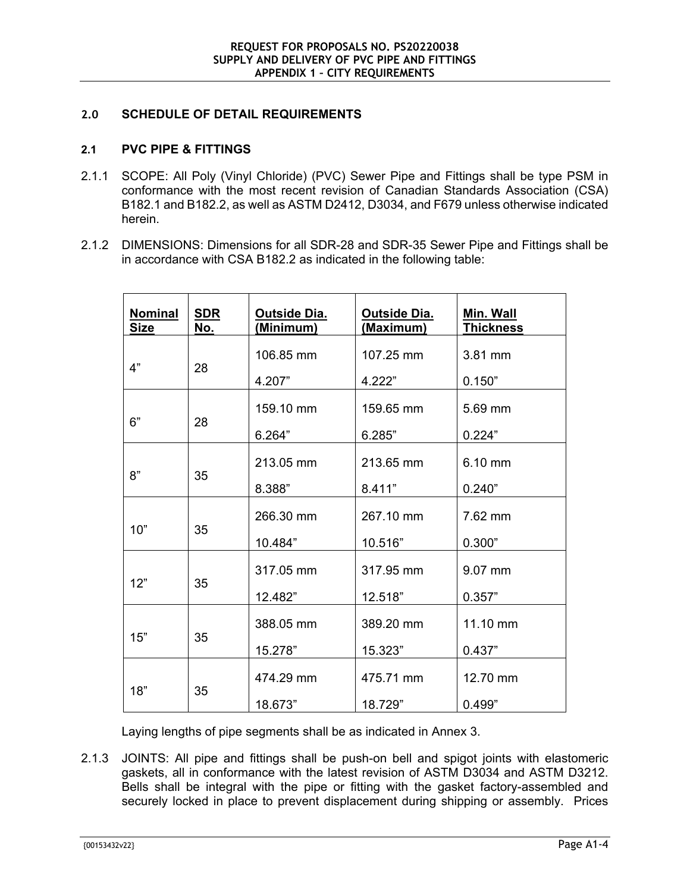## 2.0 SCHEDULE OF DETAIL REQUIREMENTS

### 2.1 PVC PIPE & FITTINGS

2.1.1 SCOPE: All Poly (Vinyl Chloride) (PVC) Sewer Pipe and Fittings shall be type PSM in conformance with the most recent revision of Canadian Standards Association (CSA) B182.1 and B182.2, as well as ASTM D2412, D3034, and F679 unless otherwise indicated herein.

2.1.2 DIMENSIONS: Dimensions for all SDR-28 and SDR-35 Sewer Pipe and Fittings shall be in accordance with CSA B182.2 as indicated in the following table:

| Nominal Size | SDR No. | Outside Dia. (Minimum) | Outside Dia. (Maximum) | Min. Wall Thickness |
|---|---|---|---|---|
| 4" | 28 | 106.85 mm<br>4.207" | 107.25 mm<br>4.222" | 3.81 mm<br>0.150" |
| 6" | 28 | 159.10 mm<br>6.264" | 159.65 mm<br>6.285" | 5.69 mm<br>0.224" |
| 8" | 35 | 213.05 mm<br>8.388" | 213.65 mm<br>8.411" | 6.10 mm<br>0.240" |
| 10" | 35 | 266.30 mm<br>10.484" | 267.10 mm<br>10.516" | 7.62 mm<br>0.300" |
| 12" | 35 | 317.05 mm<br>12.482" | 317.95 mm<br>12.518" | 9.07 mm<br>0.357" |
| 15" | 35 | 388.05 mm<br>15.278" | 389.20 mm<br>15.323" | 11.10 mm<br>0.437" |
| 18" | 35 | 474.29 mm<br>18.673" | 475.71 mm<br>18.729" | 12.70 mm<br>0.499" |

Laying lengths of pipe segments shall be as indicated in Annex 3.

2.1.3 JOINTS: All pipe and fittings shall be push-on bell and spigot joints with elastomeric gaskets, all in conformance with the latest revision of ASTM D3034 and ASTM D3212. Bells shall be integral with the pipe or fitting with the gasket factory-assembled and securely locked in place to prevent displacement during shipping or assembly. Prices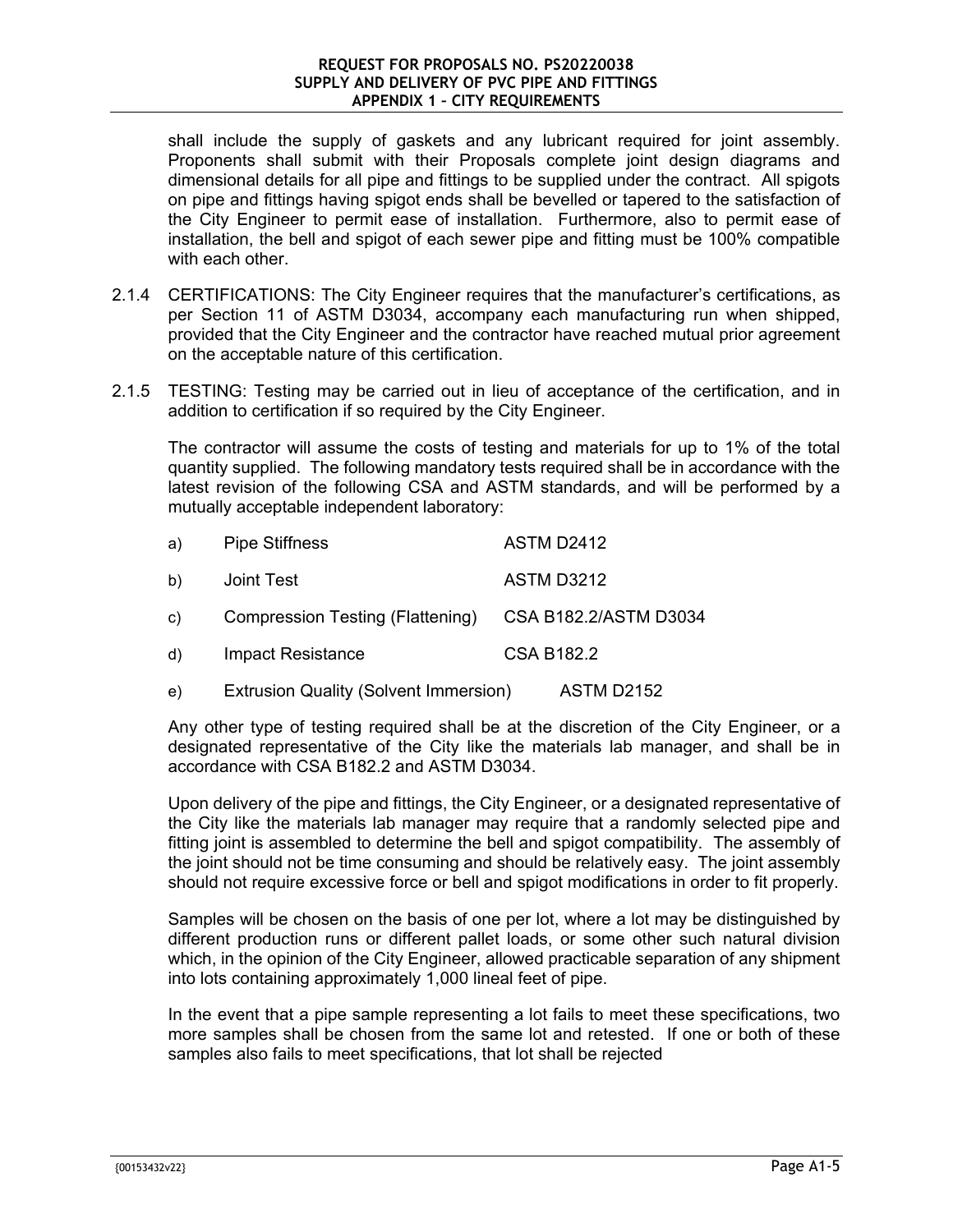shall include the supply of gaskets and any lubricant required for joint assembly. Proponents shall submit with their Proposals complete joint design diagrams and dimensional details for all pipe and fittings to be supplied under the contract. All spigots on pipe and fittings having spigot ends shall be bevelled or tapered to the satisfaction of the City Engineer to permit ease of installation. Furthermore, also to permit ease of installation, the bell and spigot of each sewer pipe and fitting must be 100% compatible with each other.

2.1.4 CERTIFICATIONS: The City Engineer requires that the manufacturer's certifications, as per Section 11 of ASTM D3034, accompany each manufacturing run when shipped, provided that the City Engineer and the contractor have reached mutual prior agreement on the acceptable nature of this certification.

2.1.5 TESTING: Testing may be carried out in lieu of acceptance of the certification, and in addition to certification if so required by the City Engineer.

The contractor will assume the costs of testing and materials for up to 1% of the total quantity supplied. The following mandatory tests required shall be in accordance with the latest revision of the following CSA and ASTM standards, and will be performed by a mutually acceptable independent laboratory:

a) Pipe Stiffness — ASTM D2412

b) Joint Test — ASTM D3212

c) Compression Testing (Flattening) — CSA B182.2/ASTM D3034

d) Impact Resistance — CSA B182.2

e) Extrusion Quality (Solvent Immersion) — ASTM D2152

Any other type of testing required shall be at the discretion of the City Engineer, or a designated representative of the City like the materials lab manager, and shall be in accordance with CSA B182.2 and ASTM D3034.

Upon delivery of the pipe and fittings, the City Engineer, or a designated representative of the City like the materials lab manager may require that a randomly selected pipe and fitting joint is assembled to determine the bell and spigot compatibility. The assembly of the joint should not be time consuming and should be relatively easy. The joint assembly should not require excessive force or bell and spigot modifications in order to fit properly.

Samples will be chosen on the basis of one per lot, where a lot may be distinguished by different production runs or different pallet loads, or some other such natural division which, in the opinion of the City Engineer, allowed practicable separation of any shipment into lots containing approximately 1,000 lineal feet of pipe.

In the event that a pipe sample representing a lot fails to meet these specifications, two more samples shall be chosen from the same lot and retested. If one or both of these samples also fails to meet specifications, that lot shall be rejected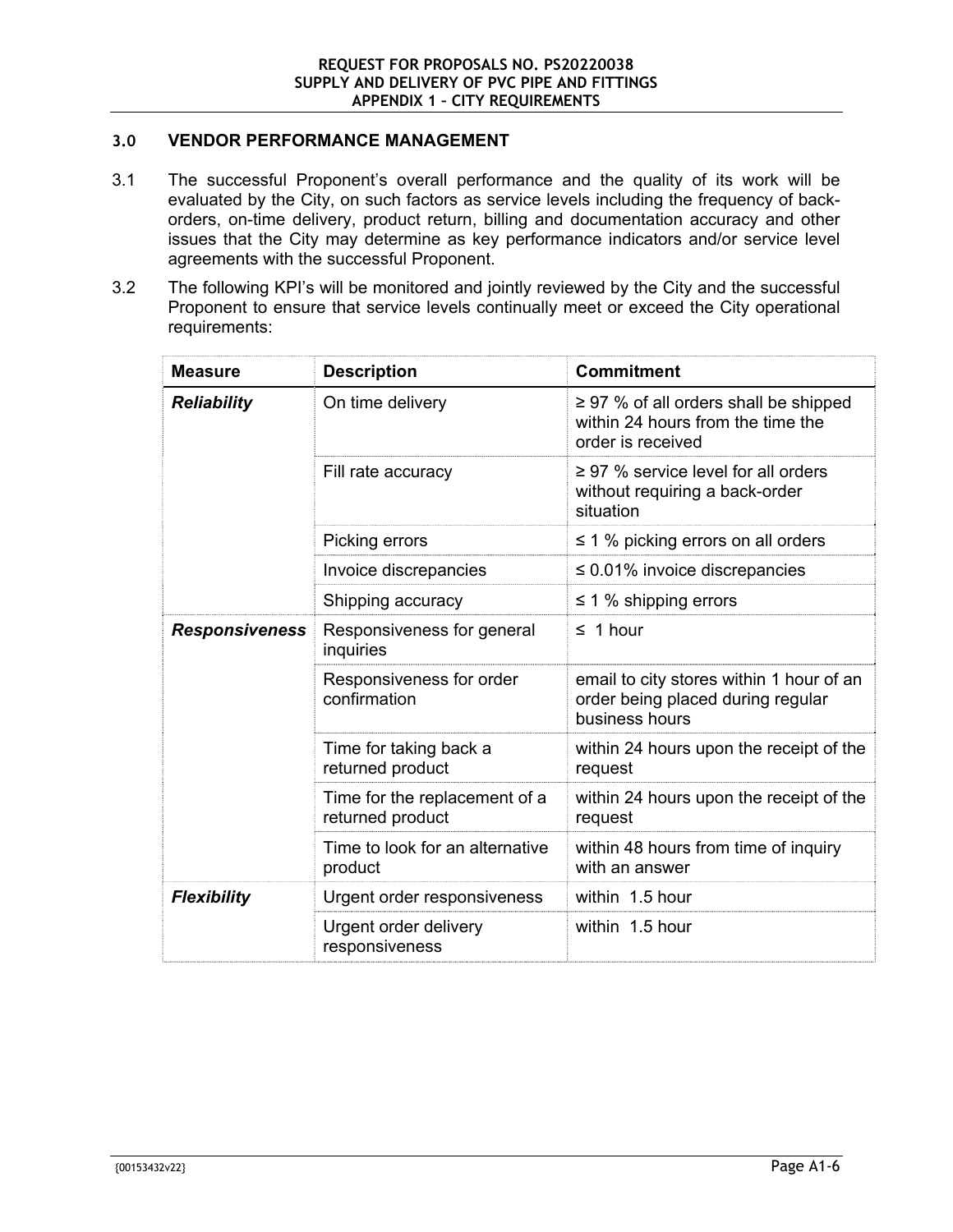## 3.0 VENDOR PERFORMANCE MANAGEMENT

3.1 The successful Proponent's overall performance and the quality of its work will be evaluated by the City, on such factors as service levels including the frequency of back-orders, on-time delivery, product return, billing and documentation accuracy and other issues that the City may determine as key performance indicators and/or service level agreements with the successful Proponent.

3.2 The following KPI's will be monitored and jointly reviewed by the City and the successful Proponent to ensure that service levels continually meet or exceed the City operational requirements:

| Measure | Description | Commitment |
|---|---|---|
| ***Reliability*** | On time delivery | ≥ 97 % of all orders shall be shipped within 24 hours from the time the order is received |
| | Fill rate accuracy | ≥ 97 % service level for all orders without requiring a back-order situation |
| | Picking errors | ≤ 1 % picking errors on all orders |
| | Invoice discrepancies | ≤ 0.01% invoice discrepancies |
| | Shipping accuracy | ≤ 1 % shipping errors |
| ***Responsiveness*** | Responsiveness for general inquiries | ≤ 1 hour |
| | Responsiveness for order confirmation | email to city stores within 1 hour of an order being placed during regular business hours |
| | Time for taking back a returned product | within 24 hours upon the receipt of the request |
| | Time for the replacement of a returned product | within 24 hours upon the receipt of the request |
| | Time to look for an alternative product | within 48 hours from time of inquiry with an answer |
| ***Flexibility*** | Urgent order responsiveness | within 1.5 hour |
| | Urgent order delivery responsiveness | within 1.5 hour |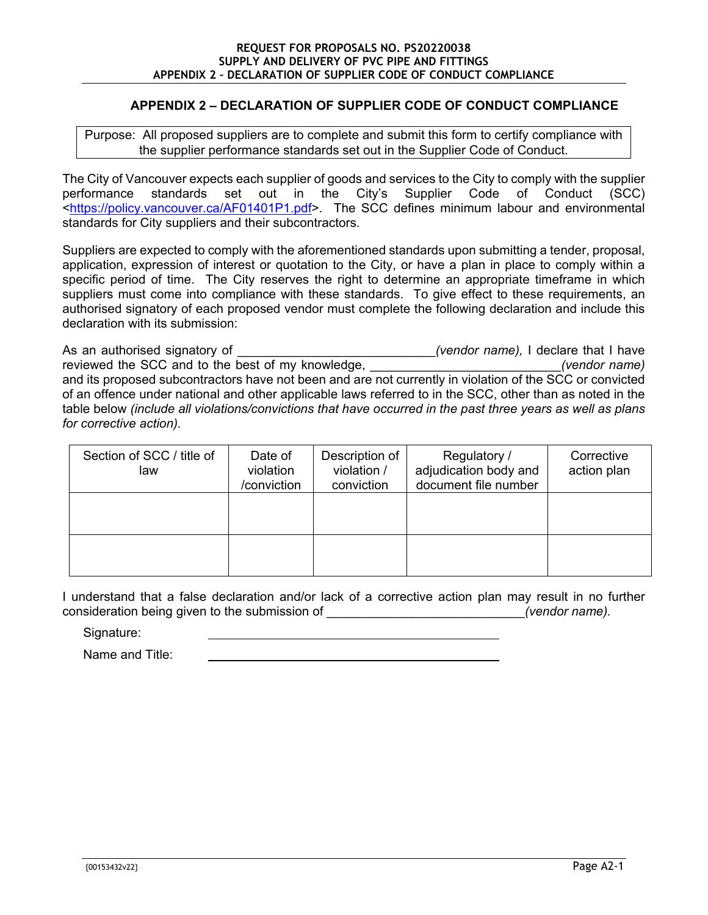## APPENDIX 2 – DECLARATION OF SUPPLIER CODE OF CONDUCT COMPLIANCE

> Purpose: All proposed suppliers are to complete and submit this form to certify compliance with the supplier performance standards set out in the Supplier Code of Conduct.

The City of Vancouver expects each supplier of goods and services to the City to comply with the supplier performance standards set out in the City's Supplier Code of Conduct (SCC) <https://policy.vancouver.ca/AF01401P1.pdf>. The SCC defines minimum labour and environmental standards for City suppliers and their subcontractors.

Suppliers are expected to comply with the aforementioned standards upon submitting a tender, proposal, application, expression of interest or quotation to the City, or have a plan in place to comply within a specific period of time. The City reserves the right to determine an appropriate timeframe in which suppliers must come into compliance with these standards. To give effect to these requirements, an authorised signatory of each proposed vendor must complete the following declaration and include this declaration with its submission:

As an authorised signatory of ___________________________*(vendor name),* I declare that I have reviewed the SCC and to the best of my knowledge, ___________________________*(vendor name)* and its proposed subcontractors have not been and are not currently in violation of the SCC or convicted of an offence under national and other applicable laws referred to in the SCC, other than as noted in the table below *(include all violations/convictions that have occurred in the past three years as well as plans for corrective action).*

| Section of SCC / title of law | Date of violation /conviction | Description of violation / conviction | Regulatory / adjudication body and document file number | Corrective action plan |
|---|---|---|---|---|
| | | | | |
| | | | | |

I understand that a false declaration and/or lack of a corrective action plan may result in no further consideration being given to the submission of ___________________________*(vendor name).*

Signature: ___________________________________________

Name and Title: ___________________________________________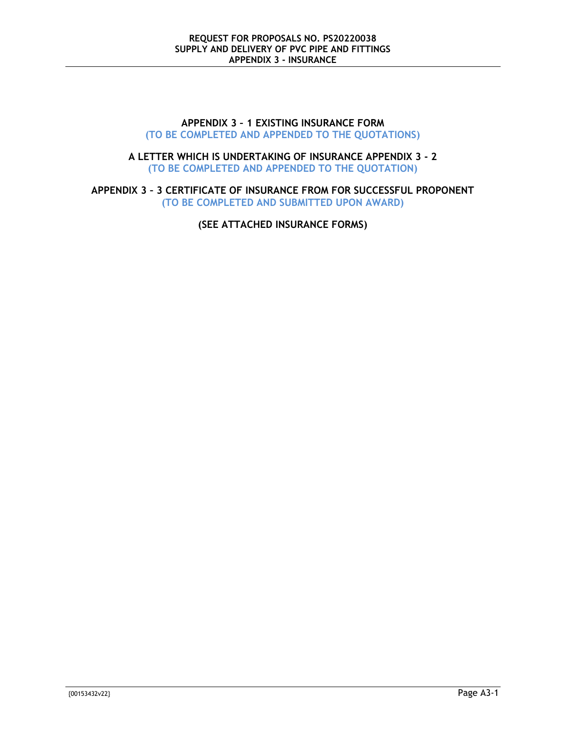**APPENDIX 3 – 1 EXISTING INSURANCE FORM**
**(TO BE COMPLETED AND APPENDED TO THE QUOTATIONS)**

**A LETTER WHICH IS UNDERTAKING OF INSURANCE APPENDIX 3 - 2**
**(TO BE COMPLETED AND APPENDED TO THE QUOTATION)**

**APPENDIX 3 – 3 CERTIFICATE OF INSURANCE FROM FOR SUCCESSFUL PROPONENT**
**(TO BE COMPLETED AND SUBMITTED UPON AWARD)**

**(SEE ATTACHED INSURANCE FORMS)**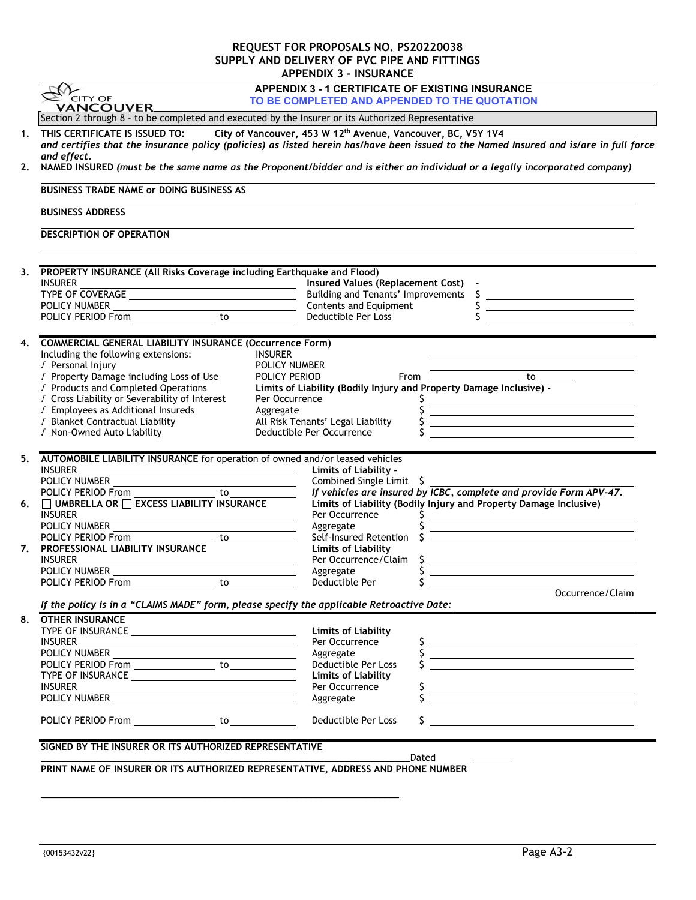# REQUEST FOR PROPOSALS NO. PS20220038
## SUPPLY AND DELIVERY OF PVC PIPE AND FITTINGS
## APPENDIX 3 - INSURANCE

CITY OF VANCOUVER

**APPENDIX 3 - 1 CERTIFICATE OF EXISTING INSURANCE**
**TO BE COMPLETED AND APPENDED TO THE QUOTATION**

Section 2 through 8 – to be completed and executed by the Insurer or its Authorized Representative

**1. THIS CERTIFICATE IS ISSUED TO:** City of Vancouver, 453 W 12th Avenue, Vancouver, BC, V5Y 1V4
*and certifies that the insurance policy (policies) as listed herein has/have been issued to the Named Insured and is/are in full force and effect.*

**2. NAMED INSURED** *(must be the same name as the Proponent/bidder and is either an individual or a legally incorporated company)*

**BUSINESS TRADE NAME or DOING BUSINESS AS**

**BUSINESS ADDRESS**

**DESCRIPTION OF OPERATION**

**3. PROPERTY INSURANCE (All Risks Coverage including Earthquake and Flood)**

INSURER ____________
TYPE OF COVERAGE ____________
POLICY NUMBER ____________
POLICY PERIOD From ________ to ________

**Insured Values (Replacement Cost) -**
Building and Tenants' Improvements $ ________
Contents and Equipment $ ________
Deductible Per Loss $ ________

**4. COMMERCIAL GENERAL LIABILITY INSURANCE (Occurrence Form)**

Including the following extensions:
- √ Personal Injury
- √ Property Damage including Loss of Use
- √ Products and Completed Operations
- √ Cross Liability or Severability of Interest
- √ Employees as Additional Insureds
- √ Blanket Contractual Liability
- √ Non-Owned Auto Liability

INSURER ____________
POLICY NUMBER ____________
POLICY PERIOD From ________ to ________
**Limits of Liability (Bodily Injury and Property Damage Inclusive) -**
Per Occurrence $ ________
Aggregate $ ________
All Risk Tenants' Legal Liability $ ________
Deductible Per Occurrence $ ________

**5. AUTOMOBILE LIABILITY INSURANCE** for operation of owned and/or leased vehicles

INSURER ____________
POLICY NUMBER ____________
POLICY PERIOD From ________ to ________

**Limits of Liability -**
Combined Single Limit $ ________
*If vehicles are insured by ICBC, complete and provide Form APV-47.*

**6. ☐ UMBRELLA OR ☐ EXCESS LIABILITY INSURANCE**

INSURER ____________
POLICY NUMBER ____________
POLICY PERIOD From ________ to ________

**Limits of Liability (Bodily Injury and Property Damage Inclusive)**
Per Occurrence $ ________
Aggregate $ ________
Self-Insured Retention $ ________

**7. PROFESSIONAL LIABILITY INSURANCE**

INSURER ____________
POLICY NUMBER ____________
POLICY PERIOD From ________ to ________

**Limits of Liability**
Per Occurrence/Claim $ ________
Aggregate $ ________
Deductible Per Occurrence/Claim $ ________

*If the policy is in a "CLAIMS MADE" form, please specify the applicable Retroactive Date:* ________

**8. OTHER INSURANCE**

TYPE OF INSURANCE ____________
INSURER ____________
POLICY NUMBER ____________
POLICY PERIOD From ________ to ________

**Limits of Liability**
Per Occurrence $ ________
Aggregate $ ________
Deductible Per Loss $ ________

TYPE OF INSURANCE ____________
INSURER ____________
POLICY NUMBER ____________
POLICY PERIOD From ________ to ________

**Limits of Liability**
Per Occurrence $ ________
Aggregate $ ________
Deductible Per Loss $ ________

**SIGNED BY THE INSURER OR ITS AUTHORIZED REPRESENTATIVE**

________________________________ Dated ________

**PRINT NAME OF INSURER OR ITS AUTHORIZED REPRESENTATIVE, ADDRESS AND PHONE NUMBER**

________________________________

{00153432v22}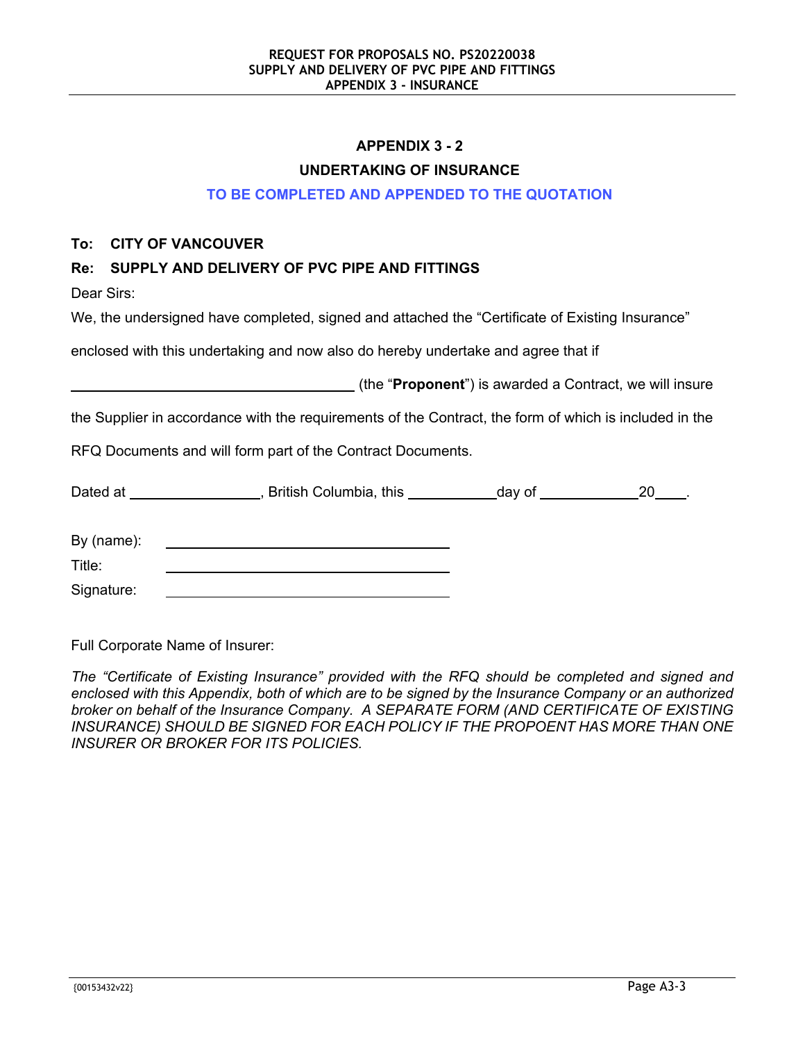## APPENDIX 3 - 2

## UNDERTAKING OF INSURANCE

**TO BE COMPLETED AND APPENDED TO THE QUOTATION**

**To: CITY OF VANCOUVER**

**Re: SUPPLY AND DELIVERY OF PVC PIPE AND FITTINGS**

Dear Sirs:

We, the undersigned have completed, signed and attached the "Certificate of Existing Insurance" enclosed with this undertaking and now also do hereby undertake and agree that if ____________________________ (the "**Proponent**") is awarded a Contract, we will insure the Supplier in accordance with the requirements of the Contract, the form of which is included in the RFQ Documents and will form part of the Contract Documents.

Dated at ______________, British Columbia, this __________day of ___________20____.

By (name): ______________________________

Title: ______________________________

Signature: ______________________________

Full Corporate Name of Insurer:

*The "Certificate of Existing Insurance" provided with the RFQ should be completed and signed and enclosed with this Appendix, both of which are to be signed by the Insurance Company or an authorized broker on behalf of the Insurance Company. A SEPARATE FORM (AND CERTIFICATE OF EXISTING INSURANCE) SHOULD BE SIGNED FOR EACH POLICY IF THE PROPOENT HAS MORE THAN ONE INSURER OR BROKER FOR ITS POLICIES.*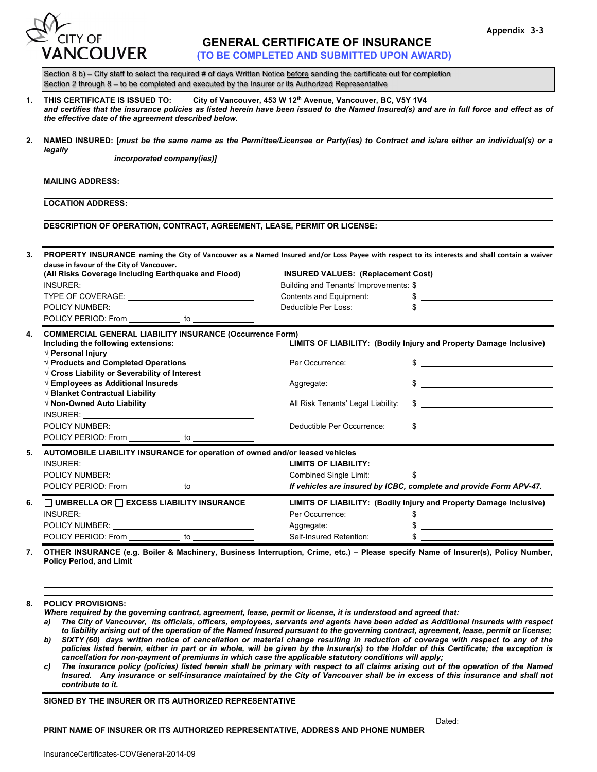Appendix 3-3

CITY OF VANCOUVER

# GENERAL CERTIFICATE OF INSURANCE

**(TO BE COMPLETED AND SUBMITTED UPON AWARD)**

Section 8 b) – City staff to select the required # of days Written Notice before sending the certificate out for completion
Section 2 through 8 – to be completed and executed by the Insurer or its Authorized Representative

**1. THIS CERTIFICATE IS ISSUED TO:** City of Vancouver, 453 W 12th Avenue, Vancouver, BC, V5Y 1V4
***and certifies that the insurance policies as listed herein have been issued to the Named Insured(s) and are in full force and effect as of the effective date of the agreement described below.***

**2. NAMED INSURED: [*must be the same name as the Permittee/Licensee or Party(ies) to Contract and is/are either an individual(s) or a legally incorporated company(ies)]***

**MAILING ADDRESS:**

**LOCATION ADDRESS:**

**DESCRIPTION OF OPERATION, CONTRACT, AGREEMENT, LEASE, PERMIT OR LICENSE:**

**3. PROPERTY INSURANCE** naming the City of Vancouver as a Named Insured and/or Loss Payee with respect to its interests and shall contain a waiver clause in favour of the City of Vancouver.

| **(All Risks Coverage including Earthquake and Flood)** | **INSURED VALUES: (Replacement Cost)** |
|---|---|
| INSURER: | Building and Tenants' Improvements: $ |
| TYPE OF COVERAGE: | Contents and Equipment: $ |
| POLICY NUMBER: | Deductible Per Loss: $ |
| POLICY PERIOD: From ____ to ____ | |

**4. COMMERCIAL GENERAL LIABILITY INSURANCE (Occurrence Form)**

| **Including the following extensions:** | **LIMITS OF LIABILITY: (Bodily Injury and Property Damage Inclusive)** |
|---|---|
| √ **Personal Injury** | |
| √ **Products and Completed Operations** | Per Occurrence: $ |
| √ **Cross Liability or Severability of Interest** | |
| √ **Employees as Additional Insureds** | Aggregate: $ |
| √ **Blanket Contractual Liability** | |
| √ **Non-Owned Auto Liability** | All Risk Tenants' Legal Liability: $ |
| INSURER: | |
| POLICY NUMBER: | Deductible Per Occurrence: $ |
| POLICY PERIOD: From ____ to ____ | |

**5. AUTOMOBILE LIABILITY INSURANCE for operation of owned and/or leased vehicles**

| INSURER: | **LIMITS OF LIABILITY:** |
|---|---|
| POLICY NUMBER: | Combined Single Limit: $ |
| POLICY PERIOD: From ____ to ____ | ***If vehicles are insured by ICBC, complete and provide Form APV-47.*** |

**6. ☐ UMBRELLA OR ☐ EXCESS LIABILITY INSURANCE**

| | **LIMITS OF LIABILITY: (Bodily Injury and Property Damage Inclusive)** |
|---|---|
| INSURER: | Per Occurrence: $ |
| POLICY NUMBER: | Aggregate: $ |
| POLICY PERIOD: From ____ to ____ | Self-Insured Retention: $ |

**7. OTHER INSURANCE (e.g. Boiler & Machinery, Business Interruption, Crime, etc.) – Please specify Name of Insurer(s), Policy Number, Policy Period, and Limit**

**8. POLICY PROVISIONS:**

***Where required by the governing contract, agreement, lease, permit or license, it is understood and agreed that:***

***a) The City of Vancouver, its officials, officers, employees, servants and agents have been added as Additional Insureds with respect to liability arising out of the operation of the Named Insured pursuant to the governing contract, agreement, lease, permit or license;***

***b) SIXTY (60) days written notice of cancellation or material change resulting in reduction of coverage with respect to any of the policies listed herein, either in part or in whole, will be given by the Insurer(s) to the Holder of this Certificate; the exception is cancellation for non-payment of premiums in which case the applicable statutory conditions will apply;***

***c) The insurance policy (policies) listed herein shall be primary with respect to all claims arising out of the operation of the Named Insured. Any insurance or self-insurance maintained by the City of Vancouver shall be in excess of this insurance and shall not contribute to it.***

**SIGNED BY THE INSURER OR ITS AUTHORIZED REPRESENTATIVE**

Dated: ____

**PRINT NAME OF INSURER OR ITS AUTHORIZED REPRESENTATIVE, ADDRESS AND PHONE NUMBER**

InsuranceCertificates-COVGeneral-2014-09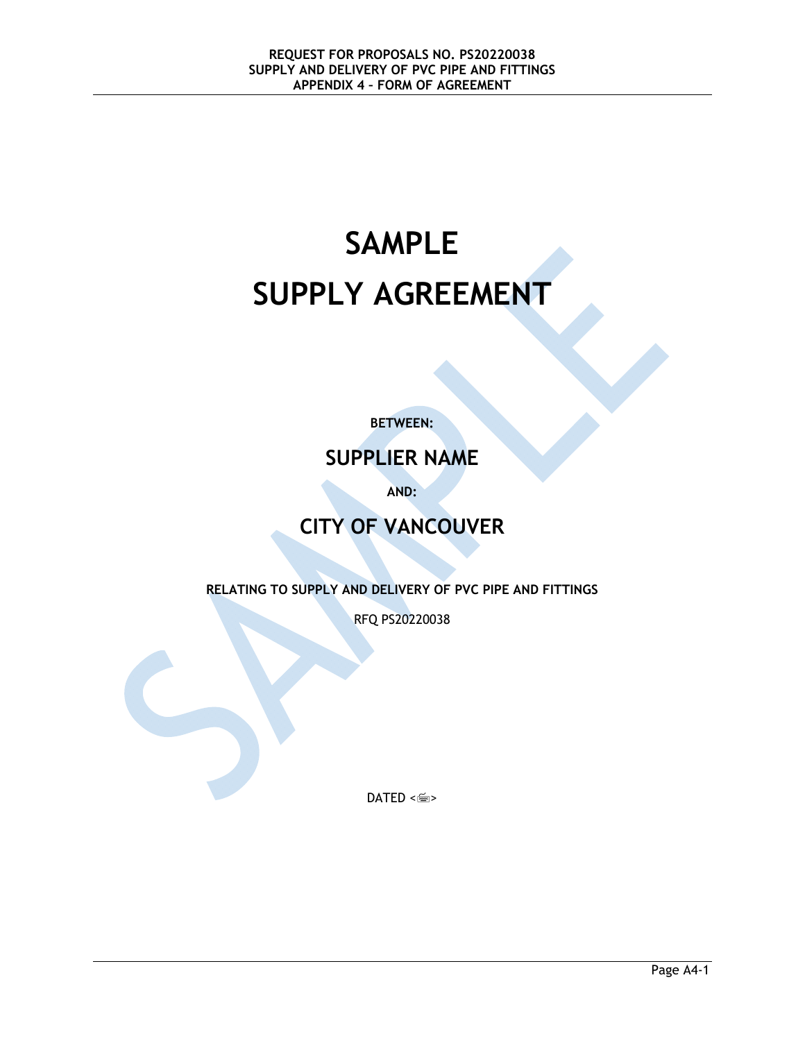# SAMPLE

# SUPPLY AGREEMENT

**BETWEEN:**

## SUPPLIER NAME

**AND:**

## CITY OF VANCOUVER

**RELATING TO SUPPLY AND DELIVERY OF PVC PIPE AND FITTINGS**

RFQ PS20220038

DATED <>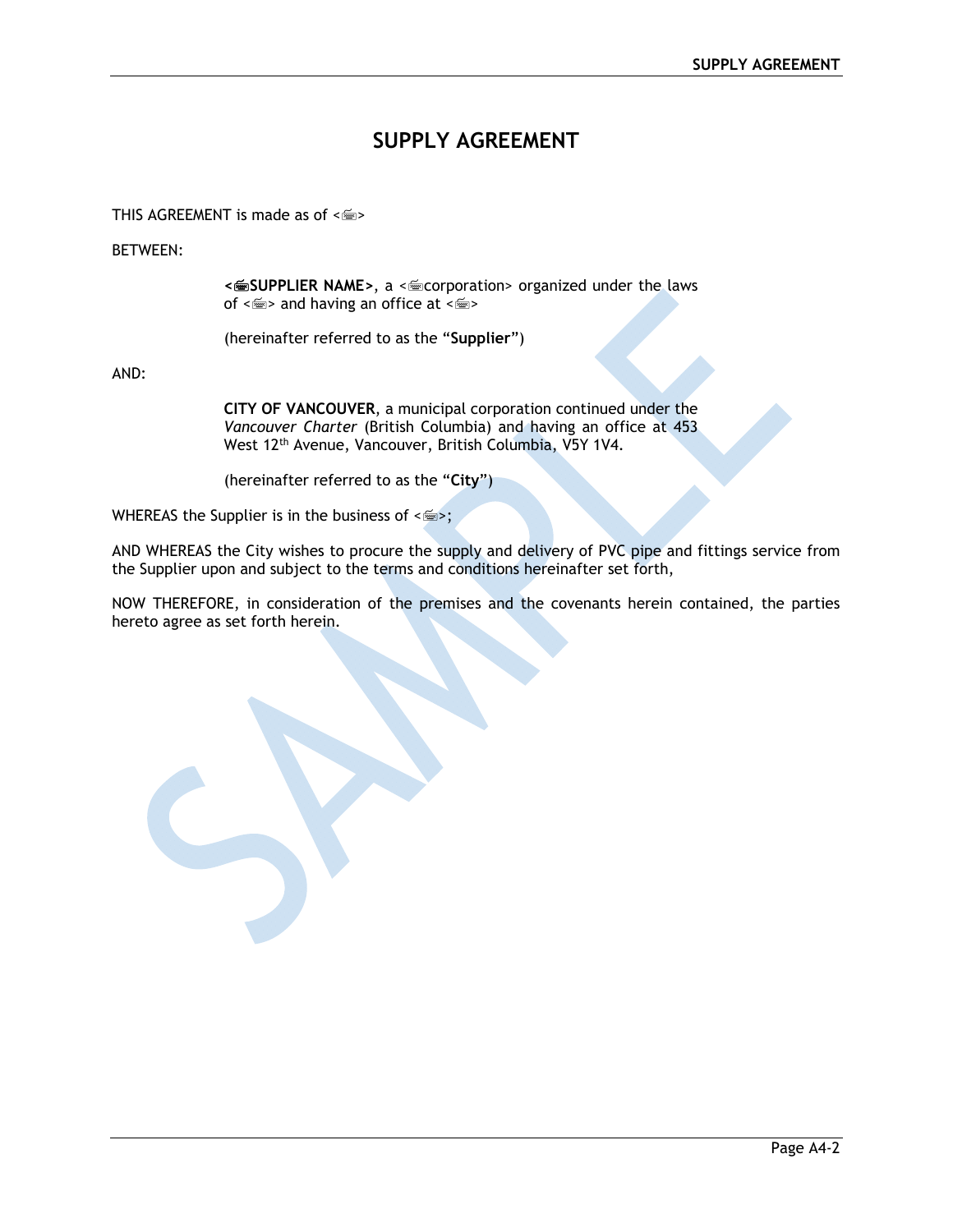# SUPPLY AGREEMENT

THIS AGREEMENT is made as of <⌨>

BETWEEN:

> **<⌨SUPPLIER NAME>**, a <⌨corporation> organized under the laws of <⌨> and having an office at <⌨>
>
> (hereinafter referred to as the "**Supplier**")

AND:

> **CITY OF VANCOUVER**, a municipal corporation continued under the *Vancouver Charter* (British Columbia) and having an office at 453 West 12th Avenue, Vancouver, British Columbia, V5Y 1V4.
>
> (hereinafter referred to as the "**City**")

WHEREAS the Supplier is in the business of <⌨>;

AND WHEREAS the City wishes to procure the supply and delivery of PVC pipe and fittings service from the Supplier upon and subject to the terms and conditions hereinafter set forth,

NOW THEREFORE, in consideration of the premises and the covenants herein contained, the parties hereto agree as set forth herein.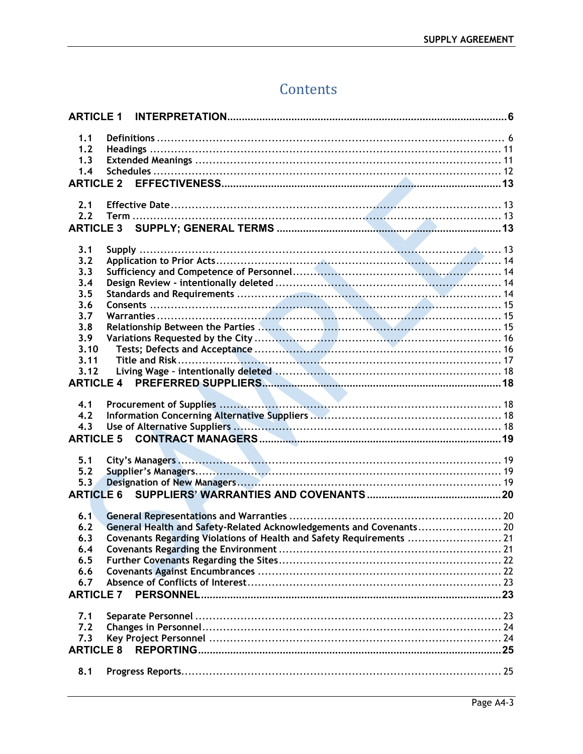# Contents

**ARTICLE 1 INTERPRETATION** .......... **6**

1.1 Definitions .......... 6
1.2 Headings .......... 11
1.3 Extended Meanings .......... 11
1.4 Schedules .......... 12

**ARTICLE 2 EFFECTIVENESS** .......... **13**

2.1 Effective Date .......... 13
2.2 Term .......... 13

**ARTICLE 3 SUPPLY; GENERAL TERMS** .......... **13**

3.1 Supply .......... 13
3.2 Application to Prior Acts .......... 14
3.3 Sufficiency and Competence of Personnel .......... 14
3.4 Design Review - intentionally deleted .......... 14
3.5 Standards and Requirements .......... 14
3.6 Consents .......... 15
3.7 Warranties .......... 15
3.8 Relationship Between the Parties .......... 15
3.9 Variations Requested by the City .......... 16
3.10 Tests; Defects and Acceptance .......... 16
3.11 Title and Risk .......... 17
3.12 Living Wage - intentionally deleted .......... 18

**ARTICLE 4 PREFERRED SUPPLIERS** .......... **18**

4.1 Procurement of Supplies .......... 18
4.2 Information Concerning Alternative Suppliers .......... 18
4.3 Use of Alternative Suppliers .......... 18

**ARTICLE 5 CONTRACT MANAGERS** .......... **19**

5.1 City's Managers .......... 19
5.2 Supplier's Managers .......... 19
5.3 Designation of New Managers .......... 19

**ARTICLE 6 SUPPLIERS' WARRANTIES AND COVENANTS** .......... **20**

6.1 General Representations and Warranties .......... 20
6.2 General Health and Safety-Related Acknowledgements and Covenants .......... 20
6.3 Covenants Regarding Violations of Health and Safety Requirements .......... 21
6.4 Covenants Regarding the Environment .......... 21
6.5 Further Covenants Regarding the Sites .......... 22
6.6 Covenants Against Encumbrances .......... 22
6.7 Absence of Conflicts of Interest .......... 23

**ARTICLE 7 PERSONNEL** .......... **23**

7.1 Separate Personnel .......... 23
7.2 Changes in Personnel .......... 24
7.3 Key Project Personnel .......... 24

**ARTICLE 8 REPORTING** .......... **25**

8.1 Progress Reports .......... 25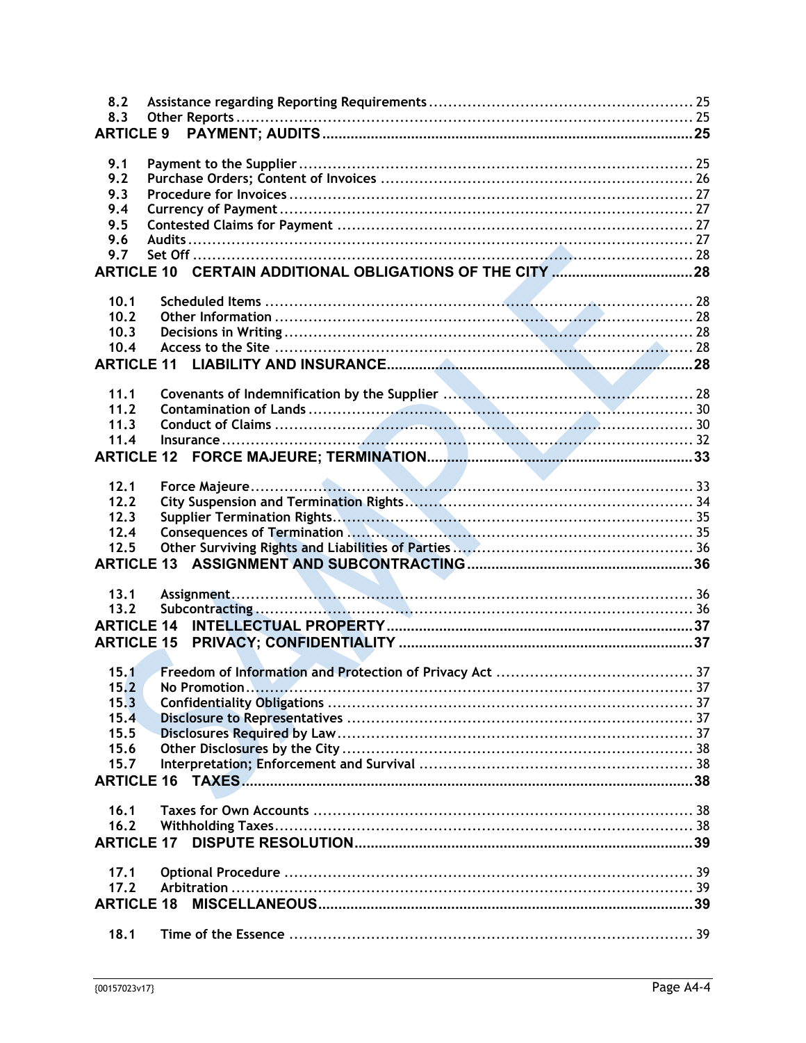| | | |
|---|---|---|
| 8.2 | Assistance regarding Reporting Requirements | 25 |
| 8.3 | Other Reports | 25 |
| **ARTICLE 9** | **PAYMENT; AUDITS** | **25** |
| 9.1 | Payment to the Supplier | 25 |
| 9.2 | Purchase Orders; Content of Invoices | 26 |
| 9.3 | Procedure for Invoices | 27 |
| 9.4 | Currency of Payment | 27 |
| 9.5 | Contested Claims for Payment | 27 |
| 9.6 | Audits | 27 |
| 9.7 | Set Off | 28 |
| **ARTICLE 10** | **CERTAIN ADDITIONAL OBLIGATIONS OF THE CITY** | **28** |
| 10.1 | Scheduled Items | 28 |
| 10.2 | Other Information | 28 |
| 10.3 | Decisions in Writing | 28 |
| 10.4 | Access to the Site | 28 |
| **ARTICLE 11** | **LIABILITY AND INSURANCE** | **28** |
| 11.1 | Covenants of Indemnification by the Supplier | 28 |
| 11.2 | Contamination of Lands | 30 |
| 11.3 | Conduct of Claims | 30 |
| 11.4 | Insurance | 32 |
| **ARTICLE 12** | **FORCE MAJEURE; TERMINATION** | **33** |
| 12.1 | Force Majeure | 33 |
| 12.2 | City Suspension and Termination Rights | 34 |
| 12.3 | Supplier Termination Rights | 35 |
| 12.4 | Consequences of Termination | 35 |
| 12.5 | Other Surviving Rights and Liabilities of Parties | 36 |
| **ARTICLE 13** | **ASSIGNMENT AND SUBCONTRACTING** | **36** |
| 13.1 | Assignment | 36 |
| 13.2 | Subcontracting | 36 |
| **ARTICLE 14** | **INTELLECTUAL PROPERTY** | **37** |
| **ARTICLE 15** | **PRIVACY; CONFIDENTIALITY** | **37** |
| 15.1 | Freedom of Information and Protection of Privacy Act | 37 |
| 15.2 | No Promotion | 37 |
| 15.3 | Confidentiality Obligations | 37 |
| 15.4 | Disclosure to Representatives | 37 |
| 15.5 | Disclosures Required by Law | 37 |
| 15.6 | Other Disclosures by the City | 38 |
| 15.7 | Interpretation; Enforcement and Survival | 38 |
| **ARTICLE 16** | **TAXES** | **38** |
| 16.1 | Taxes for Own Accounts | 38 |
| 16.2 | Withholding Taxes | 38 |
| **ARTICLE 17** | **DISPUTE RESOLUTION** | **39** |
| 17.1 | Optional Procedure | 39 |
| 17.2 | Arbitration | 39 |
| **ARTICLE 18** | **MISCELLANEOUS** | **39** |
| 18.1 | Time of the Essence | 39 |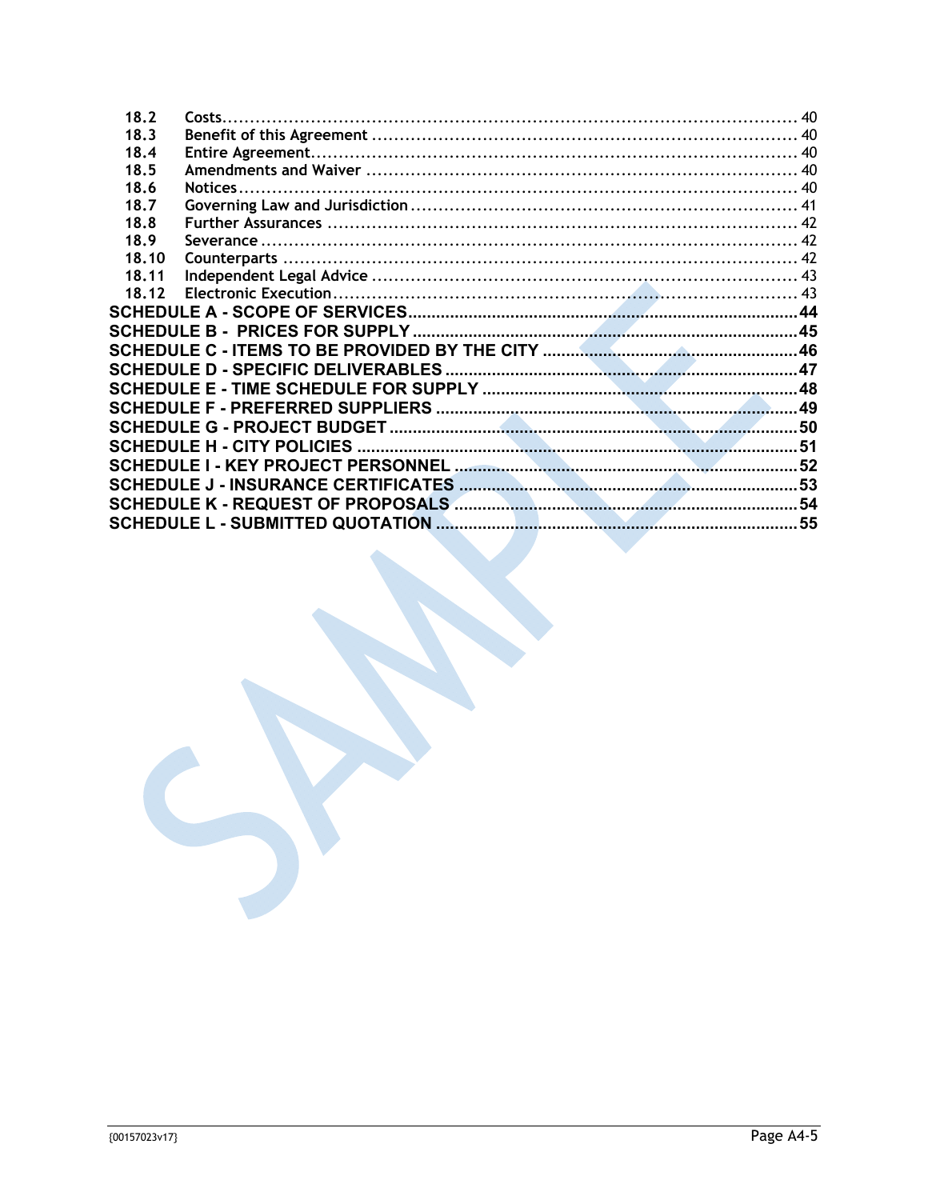| | | |
|---|---|---|
| 18.2 | Costs | 40 |
| 18.3 | Benefit of this Agreement | 40 |
| 18.4 | Entire Agreement | 40 |
| 18.5 | Amendments and Waiver | 40 |
| 18.6 | Notices | 40 |
| 18.7 | Governing Law and Jurisdiction | 41 |
| 18.8 | Further Assurances | 42 |
| 18.9 | Severance | 42 |
| 18.10 | Counterparts | 42 |
| 18.11 | Independent Legal Advice | 43 |
| 18.12 | Electronic Execution | 43 |

**SCHEDULE A - SCOPE OF SERVICES** ..... 44

**SCHEDULE B - PRICES FOR SUPPLY** ..... 45

**SCHEDULE C - ITEMS TO BE PROVIDED BY THE CITY** ..... 46

**SCHEDULE D - SPECIFIC DELIVERABLES** ..... 47

**SCHEDULE E - TIME SCHEDULE FOR SUPPLY** ..... 48

**SCHEDULE F - PREFERRED SUPPLIERS** ..... 49

**SCHEDULE G - PROJECT BUDGET** ..... 50

**SCHEDULE H - CITY POLICIES** ..... 51

**SCHEDULE I - KEY PROJECT PERSONNEL** ..... 52

**SCHEDULE J - INSURANCE CERTIFICATES** ..... 53

**SCHEDULE K - REQUEST OF PROPOSALS** ..... 54

**SCHEDULE L - SUBMITTED QUOTATION** ..... 55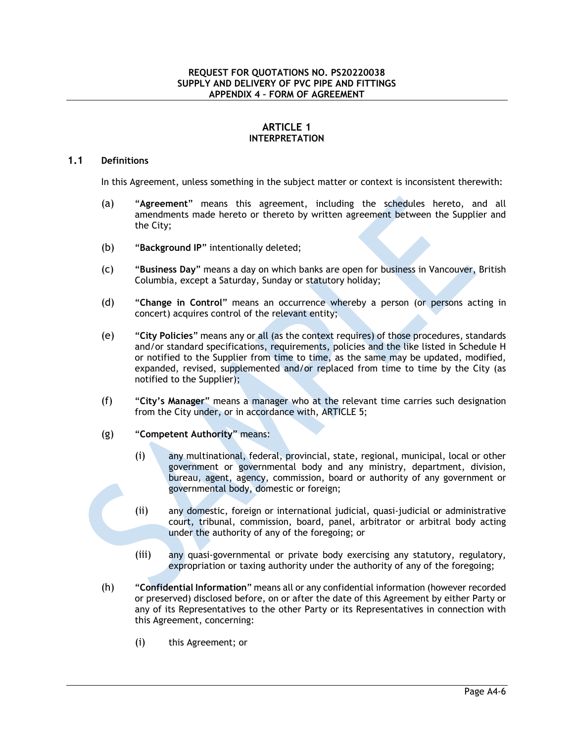# ARTICLE 1
## INTERPRETATION

### 1.1 Definitions

In this Agreement, unless something in the subject matter or context is inconsistent therewith:

(a) "**Agreement**" means this agreement, including the schedules hereto, and all amendments made hereto or thereto by written agreement between the Supplier and the City;

(b) "**Background IP**" intentionally deleted;

(c) "**Business Day**" means a day on which banks are open for business in Vancouver, British Columbia, except a Saturday, Sunday or statutory holiday;

(d) "**Change in Control**" means an occurrence whereby a person (or persons acting in concert) acquires control of the relevant entity;

(e) "**City Policies**" means any or all (as the context requires) of those procedures, standards and/or standard specifications, requirements, policies and the like listed in Schedule H or notified to the Supplier from time to time, as the same may be updated, modified, expanded, revised, supplemented and/or replaced from time to time by the City (as notified to the Supplier);

(f) "**City's Manager**" means a manager who at the relevant time carries such designation from the City under, or in accordance with, ARTICLE 5;

(g) "**Competent Authority**" means:

(i) any multinational, federal, provincial, state, regional, municipal, local or other government or governmental body and any ministry, department, division, bureau, agent, agency, commission, board or authority of any government or governmental body, domestic or foreign;

(ii) any domestic, foreign or international judicial, quasi-judicial or administrative court, tribunal, commission, board, panel, arbitrator or arbitral body acting under the authority of any of the foregoing; or

(iii) any quasi-governmental or private body exercising any statutory, regulatory, expropriation or taxing authority under the authority of any of the foregoing;

(h) "**Confidential Information**" means all or any confidential information (however recorded or preserved) disclosed before, on or after the date of this Agreement by either Party or any of its Representatives to the other Party or its Representatives in connection with this Agreement, concerning:

(i) this Agreement; or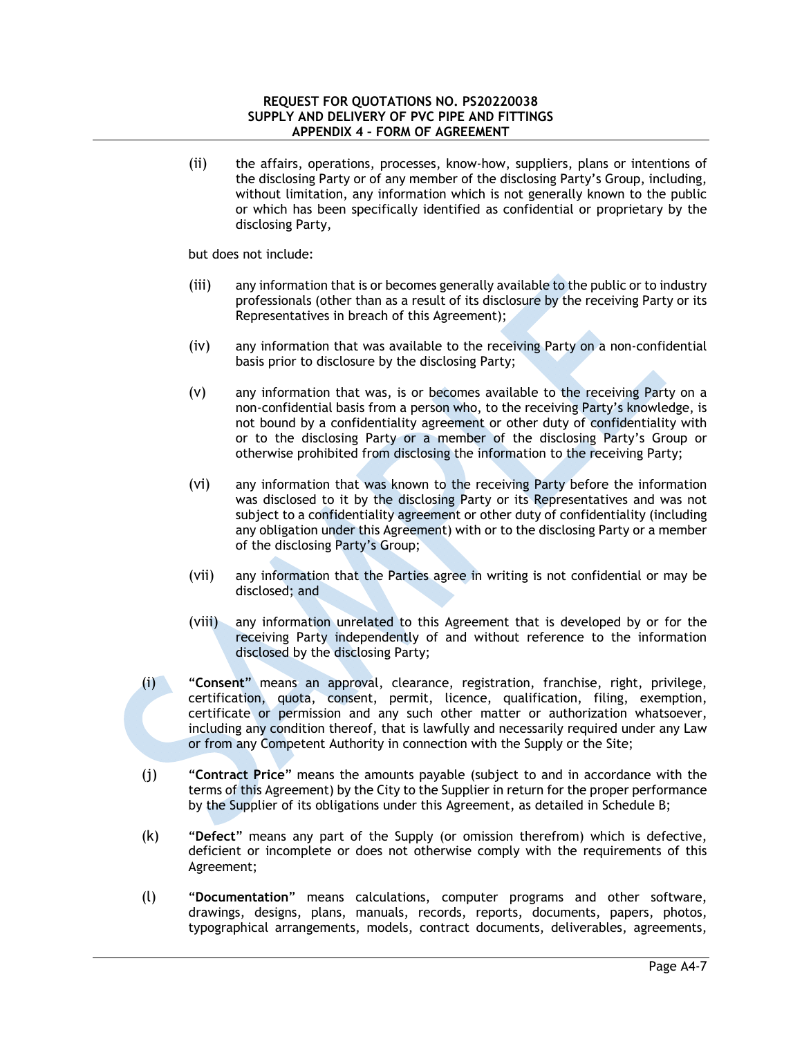(ii) the affairs, operations, processes, know-how, suppliers, plans or intentions of the disclosing Party or of any member of the disclosing Party's Group, including, without limitation, any information which is not generally known to the public or which has been specifically identified as confidential or proprietary by the disclosing Party,

but does not include:

(iii) any information that is or becomes generally available to the public or to industry professionals (other than as a result of its disclosure by the receiving Party or its Representatives in breach of this Agreement);

(iv) any information that was available to the receiving Party on a non-confidential basis prior to disclosure by the disclosing Party;

(v) any information that was, is or becomes available to the receiving Party on a non-confidential basis from a person who, to the receiving Party's knowledge, is not bound by a confidentiality agreement or other duty of confidentiality with or to the disclosing Party or a member of the disclosing Party's Group or otherwise prohibited from disclosing the information to the receiving Party;

(vi) any information that was known to the receiving Party before the information was disclosed to it by the disclosing Party or its Representatives and was not subject to a confidentiality agreement or other duty of confidentiality (including any obligation under this Agreement) with or to the disclosing Party or a member of the disclosing Party's Group;

(vii) any information that the Parties agree in writing is not confidential or may be disclosed; and

(viii) any information unrelated to this Agreement that is developed by or for the receiving Party independently of and without reference to the information disclosed by the disclosing Party;

(i) "**Consent**" means an approval, clearance, registration, franchise, right, privilege, certification, quota, consent, permit, licence, qualification, filing, exemption, certificate or permission and any such other matter or authorization whatsoever, including any condition thereof, that is lawfully and necessarily required under any Law or from any Competent Authority in connection with the Supply or the Site;

(j) "**Contract Price**" means the amounts payable (subject to and in accordance with the terms of this Agreement) by the City to the Supplier in return for the proper performance by the Supplier of its obligations under this Agreement, as detailed in Schedule B;

(k) "**Defect**" means any part of the Supply (or omission therefrom) which is defective, deficient or incomplete or does not otherwise comply with the requirements of this Agreement;

(l) "**Documentation**" means calculations, computer programs and other software, drawings, designs, plans, manuals, records, reports, documents, papers, photos, typographical arrangements, models, contract documents, deliverables, agreements,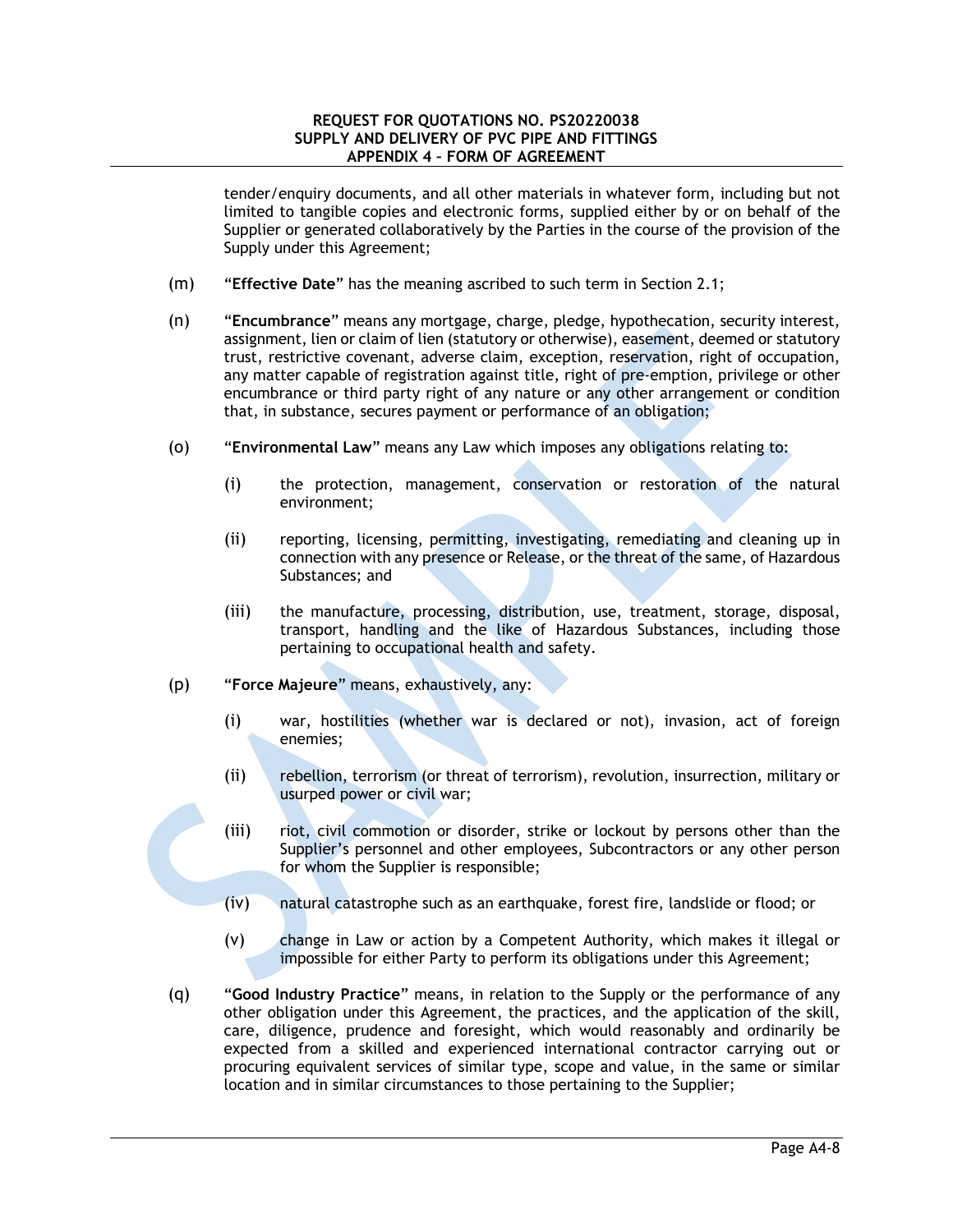tender/enquiry documents, and all other materials in whatever form, including but not limited to tangible copies and electronic forms, supplied either by or on behalf of the Supplier or generated collaboratively by the Parties in the course of the provision of the Supply under this Agreement;

(m) "**Effective Date**" has the meaning ascribed to such term in Section 2.1;

(n) "**Encumbrance**" means any mortgage, charge, pledge, hypothecation, security interest, assignment, lien or claim of lien (statutory or otherwise), easement, deemed or statutory trust, restrictive covenant, adverse claim, exception, reservation, right of occupation, any matter capable of registration against title, right of pre-emption, privilege or other encumbrance or third party right of any nature or any other arrangement or condition that, in substance, secures payment or performance of an obligation;

(o) "**Environmental Law**" means any Law which imposes any obligations relating to:

(i) the protection, management, conservation or restoration of the natural environment;

(ii) reporting, licensing, permitting, investigating, remediating and cleaning up in connection with any presence or Release, or the threat of the same, of Hazardous Substances; and

(iii) the manufacture, processing, distribution, use, treatment, storage, disposal, transport, handling and the like of Hazardous Substances, including those pertaining to occupational health and safety.

(p) "**Force Majeure**" means, exhaustively, any:

(i) war, hostilities (whether war is declared or not), invasion, act of foreign enemies;

(ii) rebellion, terrorism (or threat of terrorism), revolution, insurrection, military or usurped power or civil war;

(iii) riot, civil commotion or disorder, strike or lockout by persons other than the Supplier's personnel and other employees, Subcontractors or any other person for whom the Supplier is responsible;

(iv) natural catastrophe such as an earthquake, forest fire, landslide or flood; or

(v) change in Law or action by a Competent Authority, which makes it illegal or impossible for either Party to perform its obligations under this Agreement;

(q) "**Good Industry Practice**" means, in relation to the Supply or the performance of any other obligation under this Agreement, the practices, and the application of the skill, care, diligence, prudence and foresight, which would reasonably and ordinarily be expected from a skilled and experienced international contractor carrying out or procuring equivalent services of similar type, scope and value, in the same or similar location and in similar circumstances to those pertaining to the Supplier;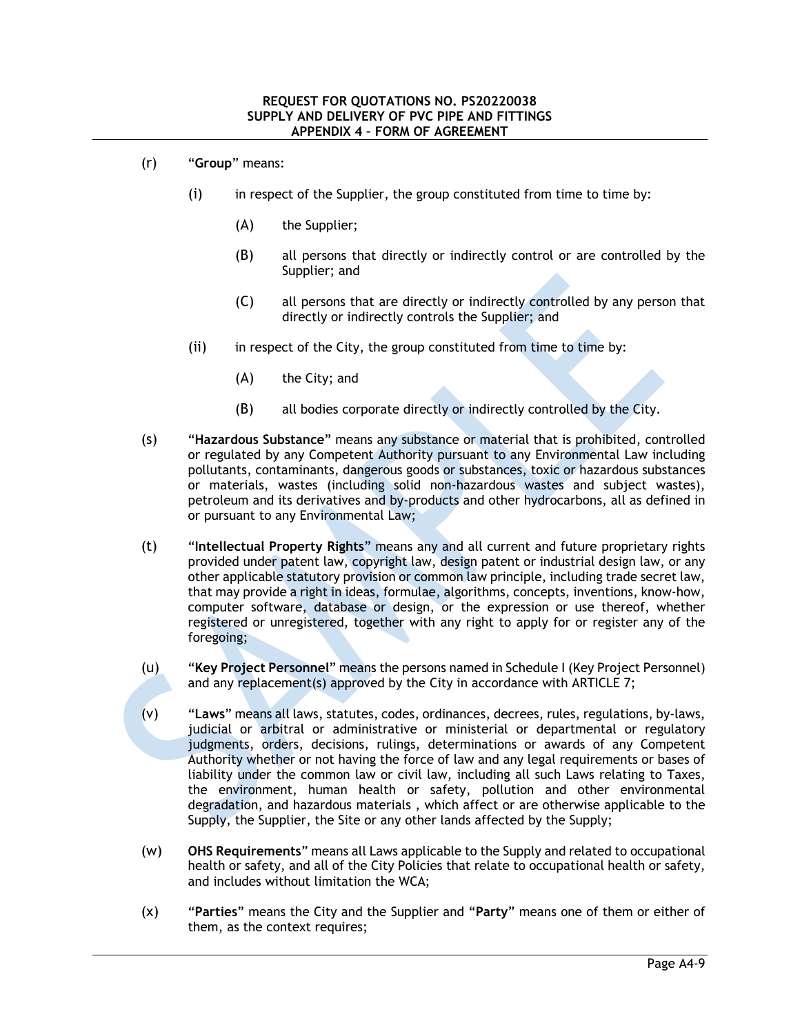(r) "**Group**" means:

  (i) in respect of the Supplier, the group constituted from time to time by:

    (A) the Supplier;

    (B) all persons that directly or indirectly control or are controlled by the Supplier; and

    (C) all persons that are directly or indirectly controlled by any person that directly or indirectly controls the Supplier; and

  (ii) in respect of the City, the group constituted from time to time by:

    (A) the City; and

    (B) all bodies corporate directly or indirectly controlled by the City.

(s) "**Hazardous Substance**" means any substance or material that is prohibited, controlled or regulated by any Competent Authority pursuant to any Environmental Law including pollutants, contaminants, dangerous goods or substances, toxic or hazardous substances or materials, wastes (including solid non-hazardous wastes and subject wastes), petroleum and its derivatives and by-products and other hydrocarbons, all as defined in or pursuant to any Environmental Law;

(t) "**Intellectual Property Rights**" means any and all current and future proprietary rights provided under patent law, copyright law, design patent or industrial design law, or any other applicable statutory provision or common law principle, including trade secret law, that may provide a right in ideas, formulae, algorithms, concepts, inventions, know-how, computer software, database or design, or the expression or use thereof, whether registered or unregistered, together with any right to apply for or register any of the foregoing;

(u) "**Key Project Personnel**" means the persons named in Schedule I (Key Project Personnel) and any replacement(s) approved by the City in accordance with ARTICLE 7;

(v) "**Laws**" means all laws, statutes, codes, ordinances, decrees, rules, regulations, by-laws, judicial or arbitral or administrative or ministerial or departmental or regulatory judgments, orders, decisions, rulings, determinations or awards of any Competent Authority whether or not having the force of law and any legal requirements or bases of liability under the common law or civil law, including all such Laws relating to Taxes, the environment, human health or safety, pollution and other environmental degradation, and hazardous materials , which affect or are otherwise applicable to the Supply, the Supplier, the Site or any other lands affected by the Supply;

(w) **OHS Requirements**" means all Laws applicable to the Supply and related to occupational health or safety, and all of the City Policies that relate to occupational health or safety, and includes without limitation the WCA;

(x) "**Parties**" means the City and the Supplier and "**Party**" means one of them or either of them, as the context requires;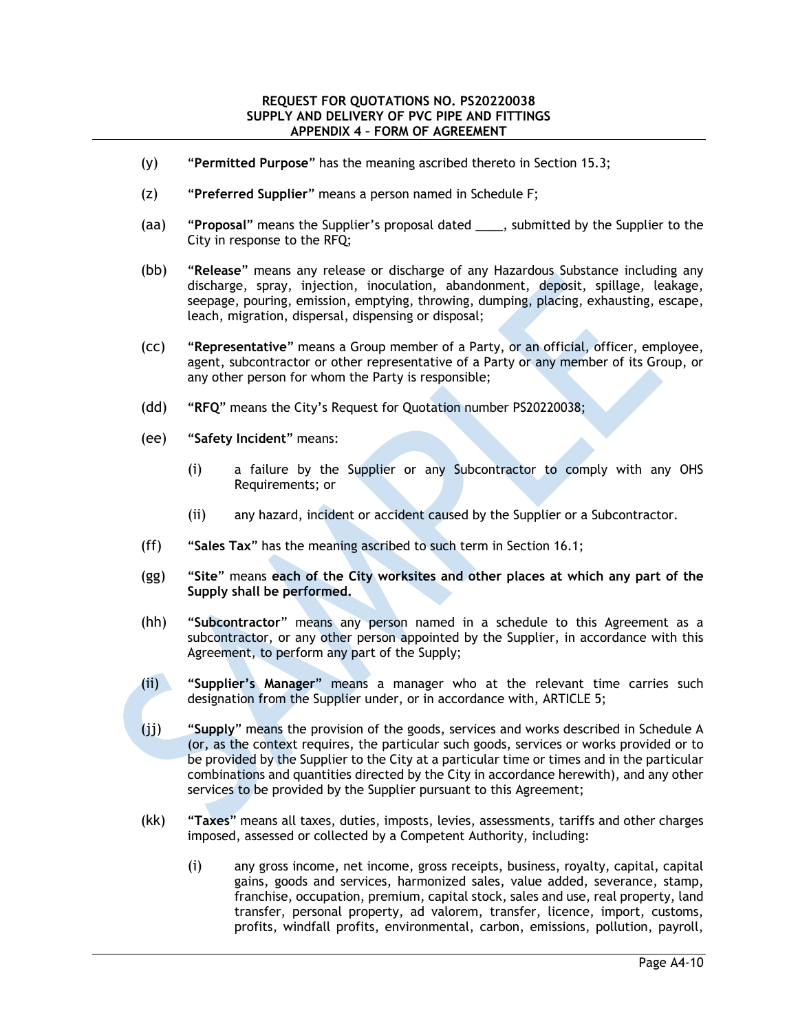(y) "**Permitted Purpose**" has the meaning ascribed thereto in Section 15.3;

(z) "**Preferred Supplier**" means a person named in Schedule F;

(aa) "**Proposal**" means the Supplier's proposal dated ____, submitted by the Supplier to the City in response to the RFQ;

(bb) "**Release**" means any release or discharge of any Hazardous Substance including any discharge, spray, injection, inoculation, abandonment, deposit, spillage, leakage, seepage, pouring, emission, emptying, throwing, dumping, placing, exhausting, escape, leach, migration, dispersal, dispensing or disposal;

(cc) "**Representative**" means a Group member of a Party, or an official, officer, employee, agent, subcontractor or other representative of a Party or any member of its Group, or any other person for whom the Party is responsible;

(dd) "**RFQ**" means the City's Request for Quotation number PS20220038;

(ee) "**Safety Incident**" means:

   (i) a failure by the Supplier or any Subcontractor to comply with any OHS Requirements; or

   (ii) any hazard, incident or accident caused by the Supplier or a Subcontractor.

(ff) "**Sales Tax**" has the meaning ascribed to such term in Section 16.1;

(gg) "**Site**" means **each of the City worksites and other places at which any part of the Supply shall be performed.**

(hh) "**Subcontractor**" means any person named in a schedule to this Agreement as a subcontractor, or any other person appointed by the Supplier, in accordance with this Agreement, to perform any part of the Supply;

(ii) "**Supplier's Manager**" means a manager who at the relevant time carries such designation from the Supplier under, or in accordance with, ARTICLE 5;

(jj) "**Supply**" means the provision of the goods, services and works described in Schedule A (or, as the context requires, the particular such goods, services or works provided or to be provided by the Supplier to the City at a particular time or times and in the particular combinations and quantities directed by the City in accordance herewith), and any other services to be provided by the Supplier pursuant to this Agreement;

(kk) "**Taxes**" means all taxes, duties, imposts, levies, assessments, tariffs and other charges imposed, assessed or collected by a Competent Authority, including:

   (i) any gross income, net income, gross receipts, business, royalty, capital, capital gains, goods and services, harmonized sales, value added, severance, stamp, franchise, occupation, premium, capital stock, sales and use, real property, land transfer, personal property, ad valorem, transfer, licence, import, customs, profits, windfall profits, environmental, carbon, emissions, pollution, payroll,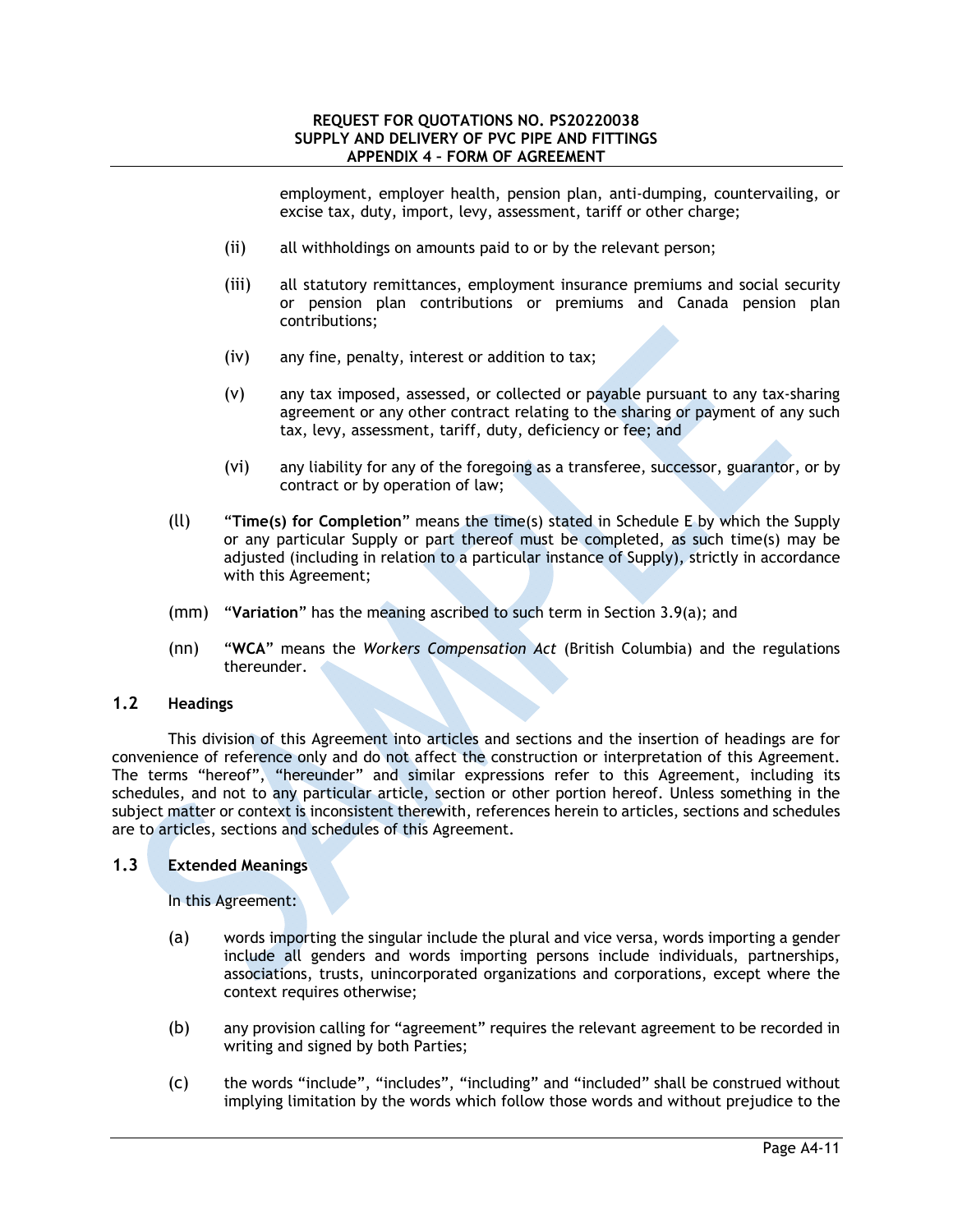employment, employer health, pension plan, anti-dumping, countervailing, or excise tax, duty, import, levy, assessment, tariff or other charge;

(ii) all withholdings on amounts paid to or by the relevant person;

(iii) all statutory remittances, employment insurance premiums and social security or pension plan contributions or premiums and Canada pension plan contributions;

(iv) any fine, penalty, interest or addition to tax;

(v) any tax imposed, assessed, or collected or payable pursuant to any tax-sharing agreement or any other contract relating to the sharing or payment of any such tax, levy, assessment, tariff, duty, deficiency or fee; and

(vi) any liability for any of the foregoing as a transferee, successor, guarantor, or by contract or by operation of law;

(ll) "**Time(s) for Completion**" means the time(s) stated in Schedule E by which the Supply or any particular Supply or part thereof must be completed, as such time(s) may be adjusted (including in relation to a particular instance of Supply), strictly in accordance with this Agreement;

(mm) "**Variation**" has the meaning ascribed to such term in Section 3.9(a); and

(nn) "**WCA**" means the *Workers Compensation Act* (British Columbia) and the regulations thereunder.

### 1.2 Headings

This division of this Agreement into articles and sections and the insertion of headings are for convenience of reference only and do not affect the construction or interpretation of this Agreement. The terms "hereof", "hereunder" and similar expressions refer to this Agreement, including its schedules, and not to any particular article, section or other portion hereof. Unless something in the subject matter or context is inconsistent therewith, references herein to articles, sections and schedules are to articles, sections and schedules of this Agreement.

### 1.3 Extended Meanings

In this Agreement:

(a) words importing the singular include the plural and vice versa, words importing a gender include all genders and words importing persons include individuals, partnerships, associations, trusts, unincorporated organizations and corporations, except where the context requires otherwise;

(b) any provision calling for "agreement" requires the relevant agreement to be recorded in writing and signed by both Parties;

(c) the words "include", "includes", "including" and "included" shall be construed without implying limitation by the words which follow those words and without prejudice to the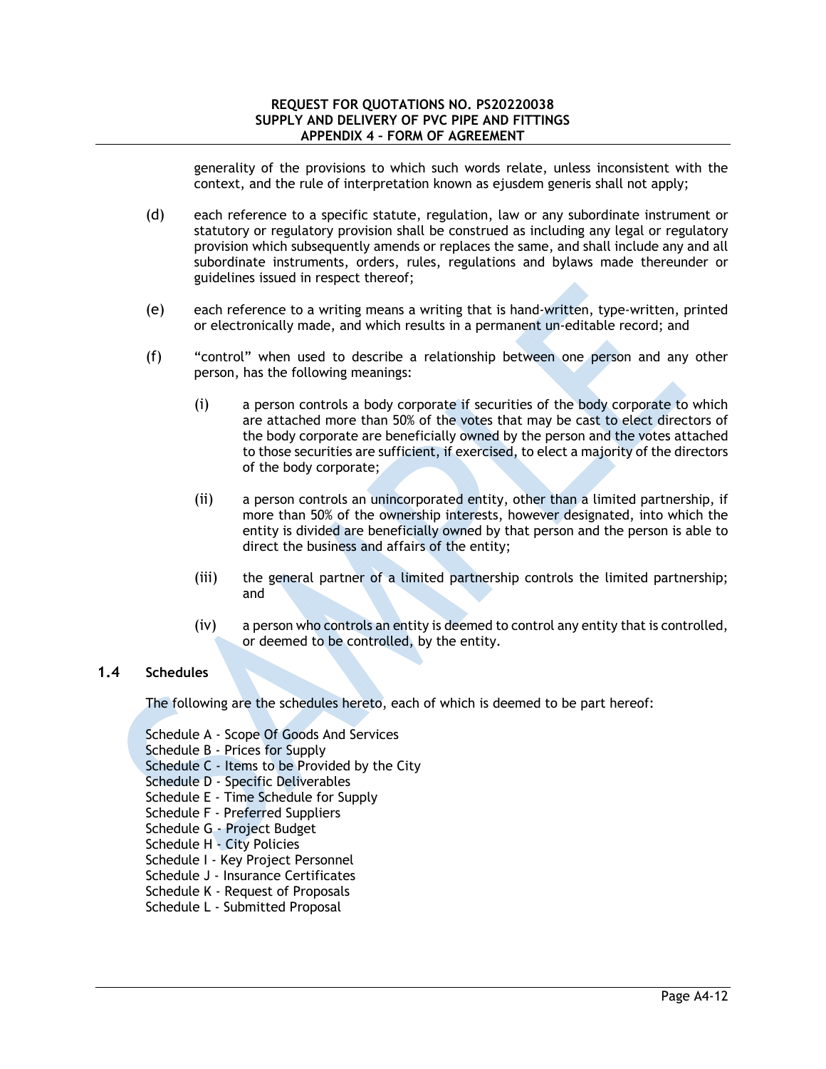generality of the provisions to which such words relate, unless inconsistent with the context, and the rule of interpretation known as ejusdem generis shall not apply;

(d) each reference to a specific statute, regulation, law or any subordinate instrument or statutory or regulatory provision shall be construed as including any legal or regulatory provision which subsequently amends or replaces the same, and shall include any and all subordinate instruments, orders, rules, regulations and bylaws made thereunder or guidelines issued in respect thereof;

(e) each reference to a writing means a writing that is hand-written, type-written, printed or electronically made, and which results in a permanent un-editable record; and

(f) "control" when used to describe a relationship between one person and any other person, has the following meanings:

(i) a person controls a body corporate if securities of the body corporate to which are attached more than 50% of the votes that may be cast to elect directors of the body corporate are beneficially owned by the person and the votes attached to those securities are sufficient, if exercised, to elect a majority of the directors of the body corporate;

(ii) a person controls an unincorporated entity, other than a limited partnership, if more than 50% of the ownership interests, however designated, into which the entity is divided are beneficially owned by that person and the person is able to direct the business and affairs of the entity;

(iii) the general partner of a limited partnership controls the limited partnership; and

(iv) a person who controls an entity is deemed to control any entity that is controlled, or deemed to be controlled, by the entity.

### 1.4 Schedules

The following are the schedules hereto, each of which is deemed to be part hereof:

Schedule A - Scope Of Goods And Services
Schedule B - Prices for Supply
Schedule C - Items to be Provided by the City
Schedule D - Specific Deliverables
Schedule E - Time Schedule for Supply
Schedule F - Preferred Suppliers
Schedule G - Project Budget
Schedule H - City Policies
Schedule I - Key Project Personnel
Schedule J - Insurance Certificates
Schedule K - Request of Proposals
Schedule L - Submitted Proposal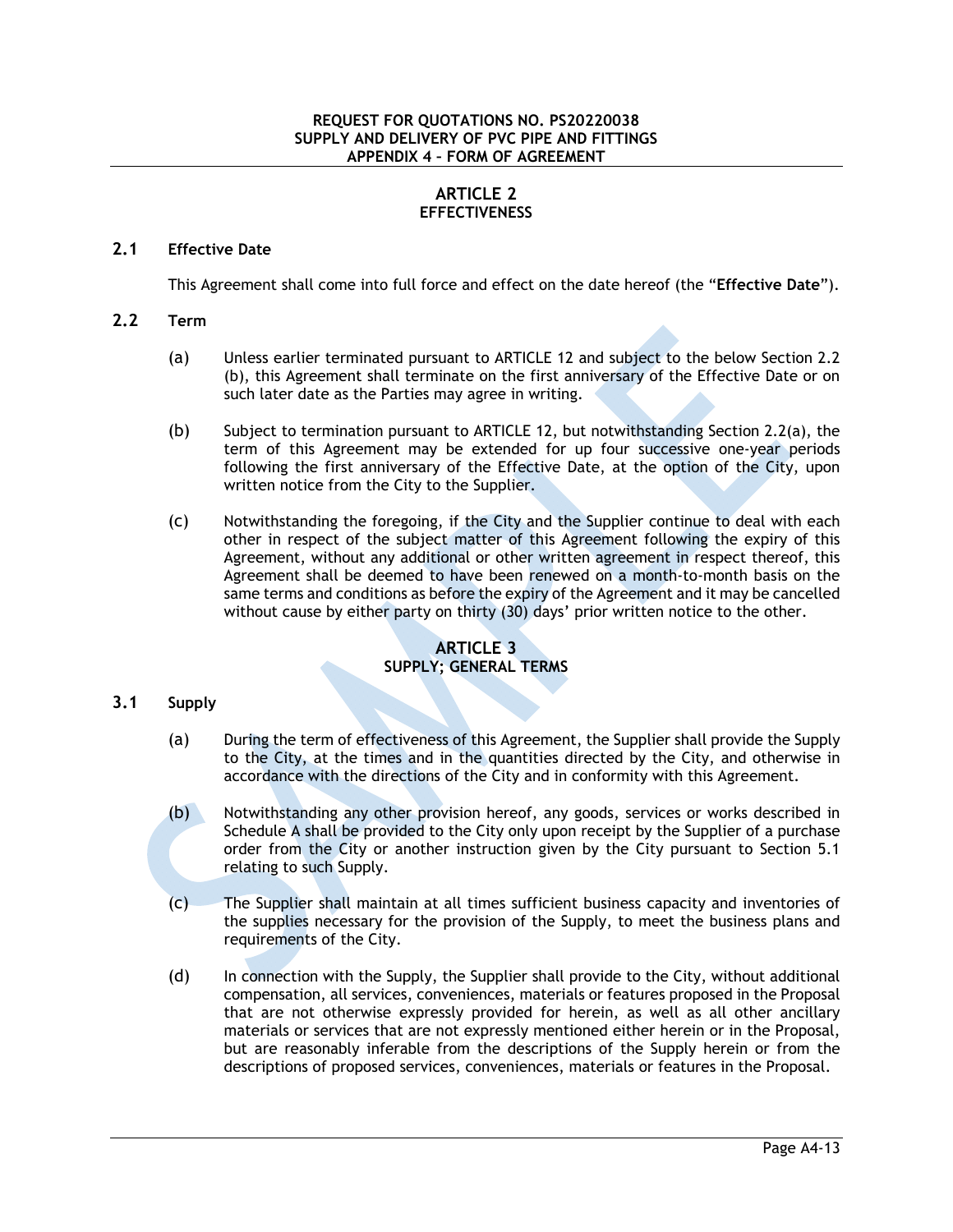## ARTICLE 2
## EFFECTIVENESS

### 2.1 Effective Date

This Agreement shall come into full force and effect on the date hereof (the "**Effective Date**").

### 2.2 Term

(a) Unless earlier terminated pursuant to ARTICLE 12 and subject to the below Section 2.2 (b), this Agreement shall terminate on the first anniversary of the Effective Date or on such later date as the Parties may agree in writing.

(b) Subject to termination pursuant to ARTICLE 12, but notwithstanding Section 2.2(a), the term of this Agreement may be extended for up four successive one-year periods following the first anniversary of the Effective Date, at the option of the City, upon written notice from the City to the Supplier.

(c) Notwithstanding the foregoing, if the City and the Supplier continue to deal with each other in respect of the subject matter of this Agreement following the expiry of this Agreement, without any additional or other written agreement in respect thereof, this Agreement shall be deemed to have been renewed on a month-to-month basis on the same terms and conditions as before the expiry of the Agreement and it may be cancelled without cause by either party on thirty (30) days' prior written notice to the other.

## ARTICLE 3
## SUPPLY; GENERAL TERMS

### 3.1 Supply

(a) During the term of effectiveness of this Agreement, the Supplier shall provide the Supply to the City, at the times and in the quantities directed by the City, and otherwise in accordance with the directions of the City and in conformity with this Agreement.

(b) Notwithstanding any other provision hereof, any goods, services or works described in Schedule A shall be provided to the City only upon receipt by the Supplier of a purchase order from the City or another instruction given by the City pursuant to Section 5.1 relating to such Supply.

(c) The Supplier shall maintain at all times sufficient business capacity and inventories of the supplies necessary for the provision of the Supply, to meet the business plans and requirements of the City.

(d) In connection with the Supply, the Supplier shall provide to the City, without additional compensation, all services, conveniences, materials or features proposed in the Proposal that are not otherwise expressly provided for herein, as well as all other ancillary materials or services that are not expressly mentioned either herein or in the Proposal, but are reasonably inferable from the descriptions of the Supply herein or from the descriptions of proposed services, conveniences, materials or features in the Proposal.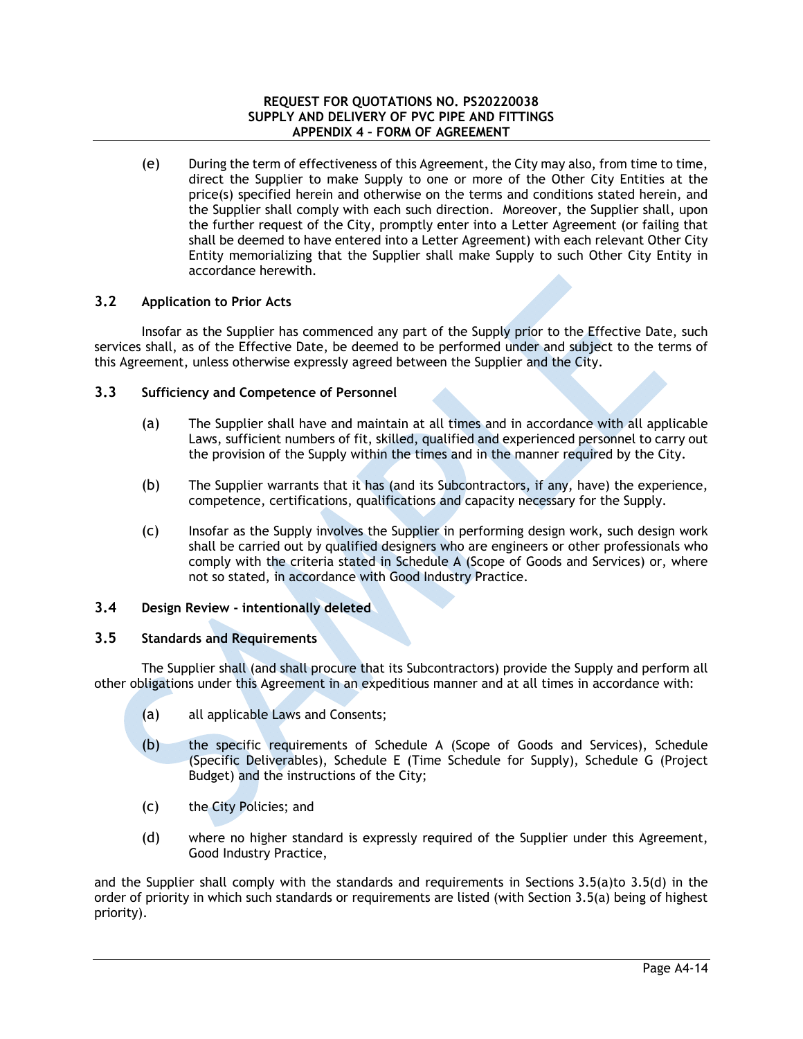(e) During the term of effectiveness of this Agreement, the City may also, from time to time, direct the Supplier to make Supply to one or more of the Other City Entities at the price(s) specified herein and otherwise on the terms and conditions stated herein, and the Supplier shall comply with each such direction. Moreover, the Supplier shall, upon the further request of the City, promptly enter into a Letter Agreement (or failing that shall be deemed to have entered into a Letter Agreement) with each relevant Other City Entity memorializing that the Supplier shall make Supply to such Other City Entity in accordance herewith.

### 3.2 Application to Prior Acts

Insofar as the Supplier has commenced any part of the Supply prior to the Effective Date, such services shall, as of the Effective Date, be deemed to be performed under and subject to the terms of this Agreement, unless otherwise expressly agreed between the Supplier and the City.

### 3.3 Sufficiency and Competence of Personnel

(a) The Supplier shall have and maintain at all times and in accordance with all applicable Laws, sufficient numbers of fit, skilled, qualified and experienced personnel to carry out the provision of the Supply within the times and in the manner required by the City.

(b) The Supplier warrants that it has (and its Subcontractors, if any, have) the experience, competence, certifications, qualifications and capacity necessary for the Supply.

(c) Insofar as the Supply involves the Supplier in performing design work, such design work shall be carried out by qualified designers who are engineers or other professionals who comply with the criteria stated in Schedule A (Scope of Goods and Services) or, where not so stated, in accordance with Good Industry Practice.

### 3.4 Design Review - intentionally deleted

### 3.5 Standards and Requirements

The Supplier shall (and shall procure that its Subcontractors) provide the Supply and perform all other obligations under this Agreement in an expeditious manner and at all times in accordance with:

(a) all applicable Laws and Consents;

(b) the specific requirements of Schedule A (Scope of Goods and Services), Schedule (Specific Deliverables), Schedule E (Time Schedule for Supply), Schedule G (Project Budget) and the instructions of the City;

(c) the City Policies; and

(d) where no higher standard is expressly required of the Supplier under this Agreement, Good Industry Practice,

and the Supplier shall comply with the standards and requirements in Sections 3.5(a)to 3.5(d) in the order of priority in which such standards or requirements are listed (with Section 3.5(a) being of highest priority).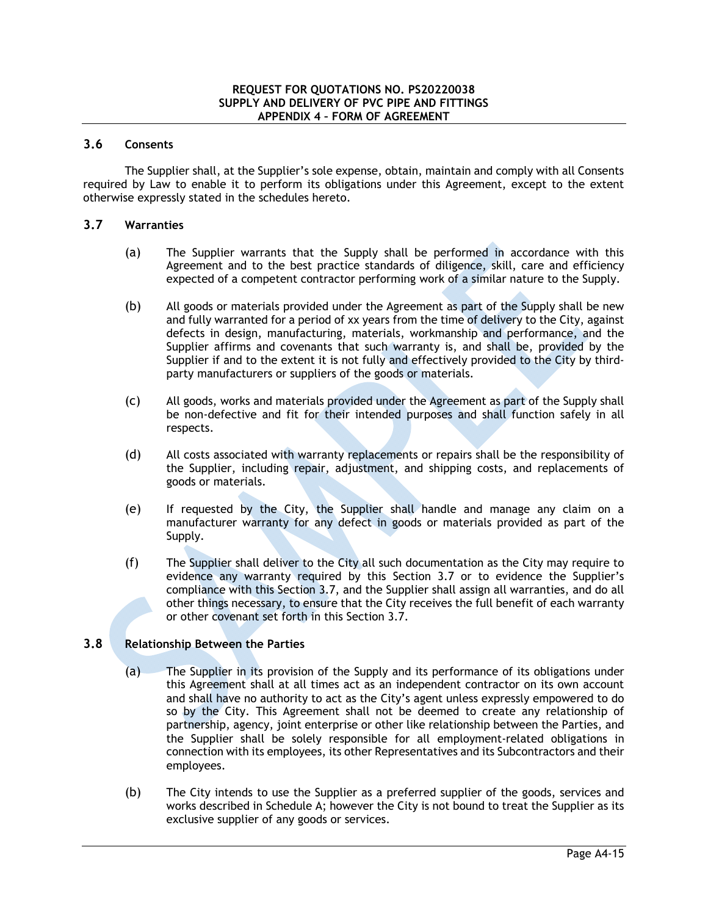### 3.6 Consents

The Supplier shall, at the Supplier's sole expense, obtain, maintain and comply with all Consents required by Law to enable it to perform its obligations under this Agreement, except to the extent otherwise expressly stated in the schedules hereto.

### 3.7 Warranties

(a) The Supplier warrants that the Supply shall be performed in accordance with this Agreement and to the best practice standards of diligence, skill, care and efficiency expected of a competent contractor performing work of a similar nature to the Supply.

(b) All goods or materials provided under the Agreement as part of the Supply shall be new and fully warranted for a period of xx years from the time of delivery to the City, against defects in design, manufacturing, materials, workmanship and performance, and the Supplier affirms and covenants that such warranty is, and shall be, provided by the Supplier if and to the extent it is not fully and effectively provided to the City by third-party manufacturers or suppliers of the goods or materials.

(c) All goods, works and materials provided under the Agreement as part of the Supply shall be non-defective and fit for their intended purposes and shall function safely in all respects.

(d) All costs associated with warranty replacements or repairs shall be the responsibility of the Supplier, including repair, adjustment, and shipping costs, and replacements of goods or materials.

(e) If requested by the City, the Supplier shall handle and manage any claim on a manufacturer warranty for any defect in goods or materials provided as part of the Supply.

(f) The Supplier shall deliver to the City all such documentation as the City may require to evidence any warranty required by this Section 3.7 or to evidence the Supplier's compliance with this Section 3.7, and the Supplier shall assign all warranties, and do all other things necessary, to ensure that the City receives the full benefit of each warranty or other covenant set forth in this Section 3.7.

### 3.8 Relationship Between the Parties

(a) The Supplier in its provision of the Supply and its performance of its obligations under this Agreement shall at all times act as an independent contractor on its own account and shall have no authority to act as the City's agent unless expressly empowered to do so by the City. This Agreement shall not be deemed to create any relationship of partnership, agency, joint enterprise or other like relationship between the Parties, and the Supplier shall be solely responsible for all employment-related obligations in connection with its employees, its other Representatives and its Subcontractors and their employees.

(b) The City intends to use the Supplier as a preferred supplier of the goods, services and works described in Schedule A; however the City is not bound to treat the Supplier as its exclusive supplier of any goods or services.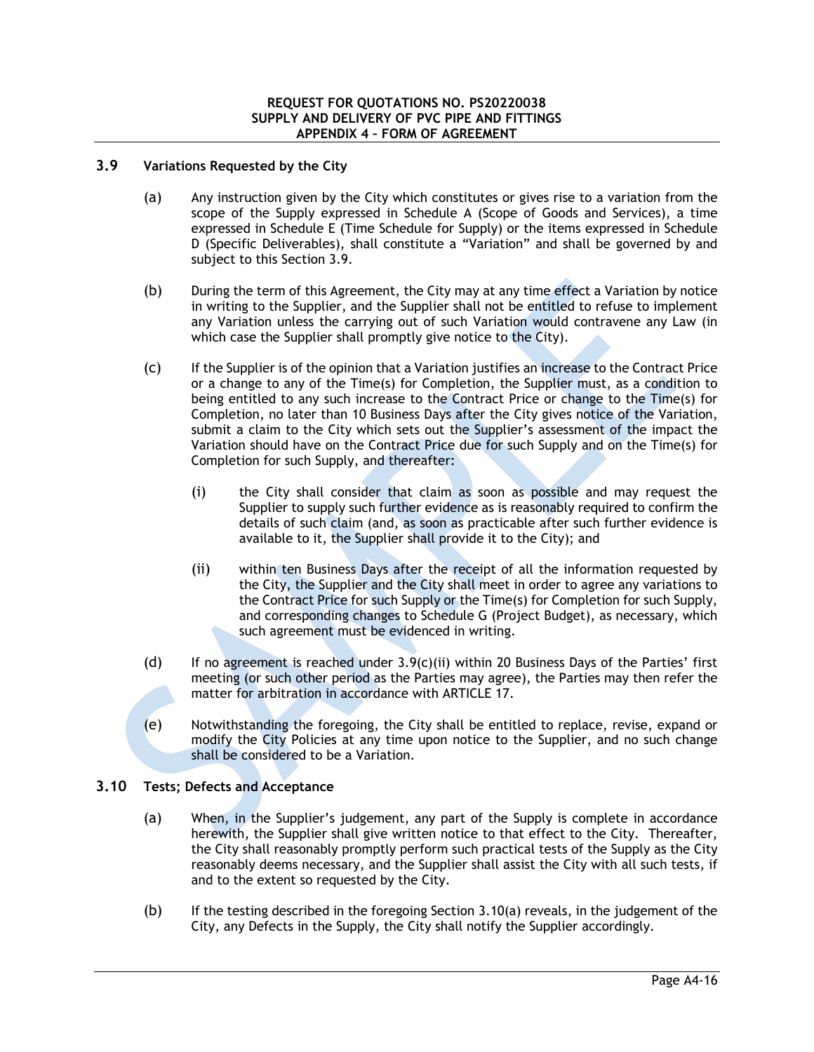### 3.9 Variations Requested by the City

(a) Any instruction given by the City which constitutes or gives rise to a variation from the scope of the Supply expressed in Schedule A (Scope of Goods and Services), a time expressed in Schedule E (Time Schedule for Supply) or the items expressed in Schedule D (Specific Deliverables), shall constitute a “Variation” and shall be governed by and subject to this Section 3.9.

(b) During the term of this Agreement, the City may at any time effect a Variation by notice in writing to the Supplier, and the Supplier shall not be entitled to refuse to implement any Variation unless the carrying out of such Variation would contravene any Law (in which case the Supplier shall promptly give notice to the City).

(c) If the Supplier is of the opinion that a Variation justifies an increase to the Contract Price or a change to any of the Time(s) for Completion, the Supplier must, as a condition to being entitled to any such increase to the Contract Price or change to the Time(s) for Completion, no later than 10 Business Days after the City gives notice of the Variation, submit a claim to the City which sets out the Supplier’s assessment of the impact the Variation should have on the Contract Price due for such Supply and on the Time(s) for Completion for such Supply, and thereafter:

(i) the City shall consider that claim as soon as possible and may request the Supplier to supply such further evidence as is reasonably required to confirm the details of such claim (and, as soon as practicable after such further evidence is available to it, the Supplier shall provide it to the City); and

(ii) within ten Business Days after the receipt of all the information requested by the City, the Supplier and the City shall meet in order to agree any variations to the Contract Price for such Supply or the Time(s) for Completion for such Supply, and corresponding changes to Schedule G (Project Budget), as necessary, which such agreement must be evidenced in writing.

(d) If no agreement is reached under 3.9(c)(ii) within 20 Business Days of the Parties’ first meeting (or such other period as the Parties may agree), the Parties may then refer the matter for arbitration in accordance with ARTICLE 17.

(e) Notwithstanding the foregoing, the City shall be entitled to replace, revise, expand or modify the City Policies at any time upon notice to the Supplier, and no such change shall be considered to be a Variation.

### 3.10 Tests; Defects and Acceptance

(a) When, in the Supplier’s judgement, any part of the Supply is complete in accordance herewith, the Supplier shall give written notice to that effect to the City. Thereafter, the City shall reasonably promptly perform such practical tests of the Supply as the City reasonably deems necessary, and the Supplier shall assist the City with all such tests, if and to the extent so requested by the City.

(b) If the testing described in the foregoing Section 3.10(a) reveals, in the judgement of the City, any Defects in the Supply, the City shall notify the Supplier accordingly.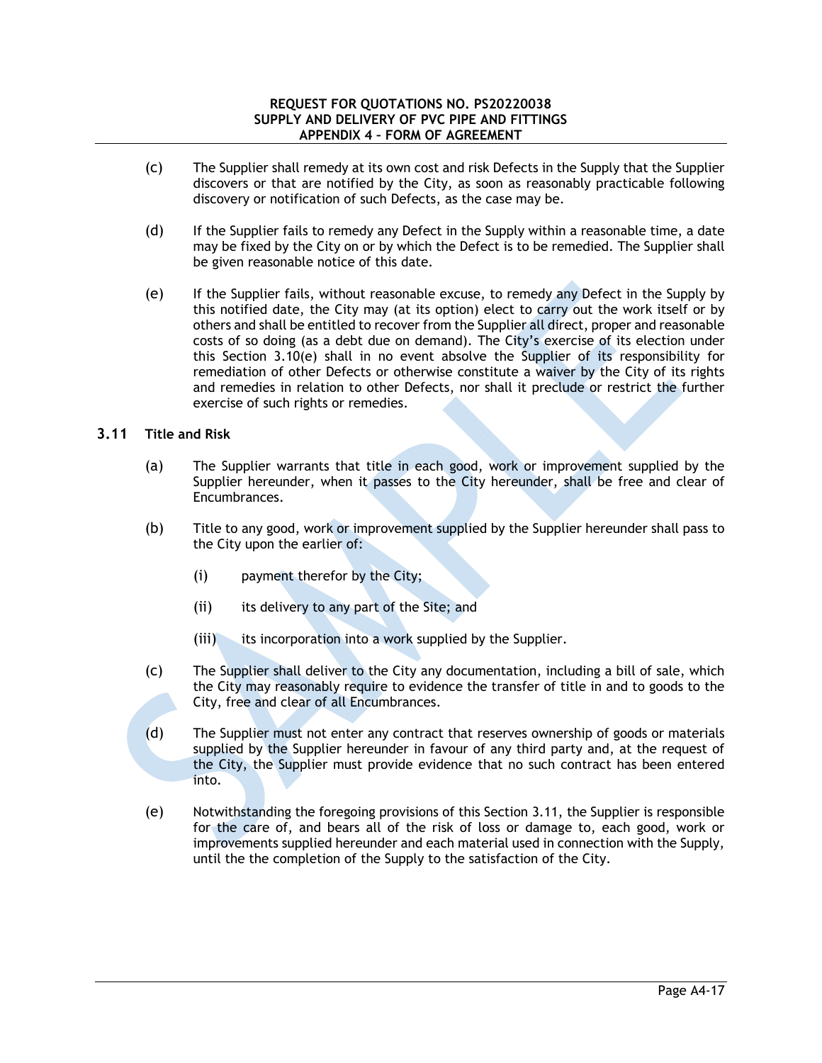(c) The Supplier shall remedy at its own cost and risk Defects in the Supply that the Supplier discovers or that are notified by the City, as soon as reasonably practicable following discovery or notification of such Defects, as the case may be.

(d) If the Supplier fails to remedy any Defect in the Supply within a reasonable time, a date may be fixed by the City on or by which the Defect is to be remedied. The Supplier shall be given reasonable notice of this date.

(e) If the Supplier fails, without reasonable excuse, to remedy any Defect in the Supply by this notified date, the City may (at its option) elect to carry out the work itself or by others and shall be entitled to recover from the Supplier all direct, proper and reasonable costs of so doing (as a debt due on demand). The City's exercise of its election under this Section 3.10(e) shall in no event absolve the Supplier of its responsibility for remediation of other Defects or otherwise constitute a waiver by the City of its rights and remedies in relation to other Defects, nor shall it preclude or restrict the further exercise of such rights or remedies.

### 3.11 Title and Risk

(a) The Supplier warrants that title in each good, work or improvement supplied by the Supplier hereunder, when it passes to the City hereunder, shall be free and clear of Encumbrances.

(b) Title to any good, work or improvement supplied by the Supplier hereunder shall pass to the City upon the earlier of:

(i) payment therefor by the City;

(ii) its delivery to any part of the Site; and

(iii) its incorporation into a work supplied by the Supplier.

(c) The Supplier shall deliver to the City any documentation, including a bill of sale, which the City may reasonably require to evidence the transfer of title in and to goods to the City, free and clear of all Encumbrances.

(d) The Supplier must not enter any contract that reserves ownership of goods or materials supplied by the Supplier hereunder in favour of any third party and, at the request of the City, the Supplier must provide evidence that no such contract has been entered into.

(e) Notwithstanding the foregoing provisions of this Section 3.11, the Supplier is responsible for the care of, and bears all of the risk of loss or damage to, each good, work or improvements supplied hereunder and each material used in connection with the Supply, until the the completion of the Supply to the satisfaction of the City.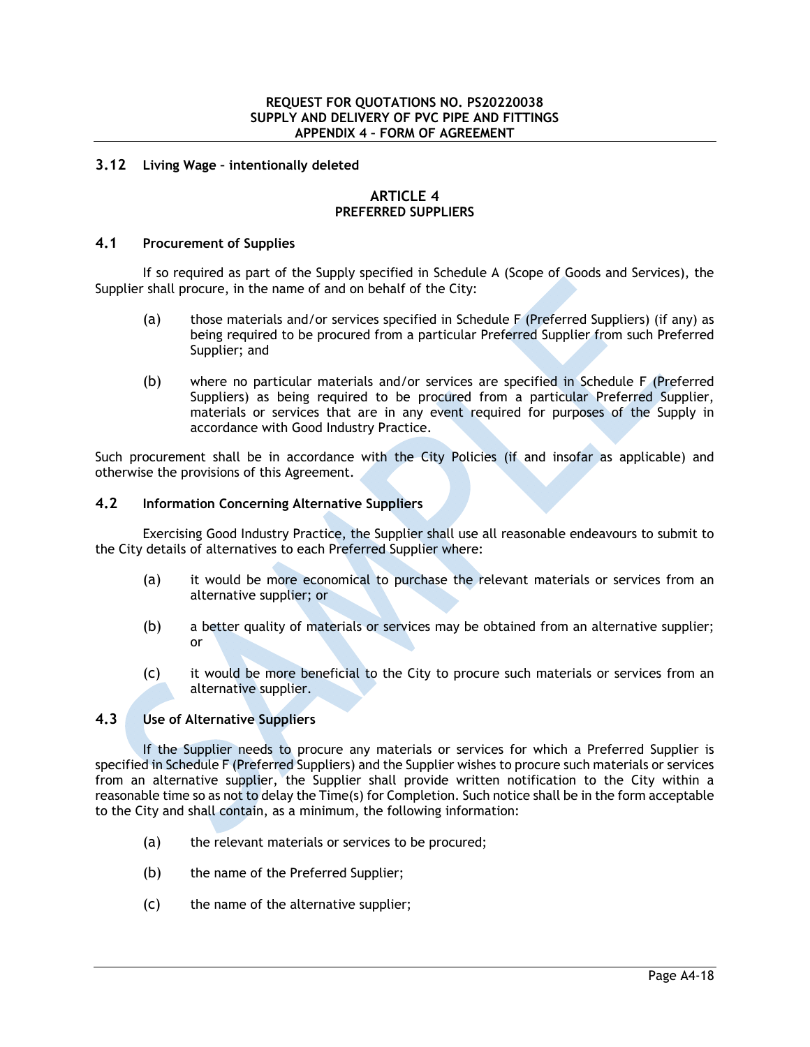### 3.12 Living Wage – intentionally deleted

## ARTICLE 4
## PREFERRED SUPPLIERS

### 4.1 Procurement of Supplies

If so required as part of the Supply specified in Schedule A (Scope of Goods and Services), the Supplier shall procure, in the name of and on behalf of the City:

(a) those materials and/or services specified in Schedule F (Preferred Suppliers) (if any) as being required to be procured from a particular Preferred Supplier from such Preferred Supplier; and

(b) where no particular materials and/or services are specified in Schedule F (Preferred Suppliers) as being required to be procured from a particular Preferred Supplier, materials or services that are in any event required for purposes of the Supply in accordance with Good Industry Practice.

Such procurement shall be in accordance with the City Policies (if and insofar as applicable) and otherwise the provisions of this Agreement.

### 4.2 Information Concerning Alternative Suppliers

Exercising Good Industry Practice, the Supplier shall use all reasonable endeavours to submit to the City details of alternatives to each Preferred Supplier where:

(a) it would be more economical to purchase the relevant materials or services from an alternative supplier; or

(b) a better quality of materials or services may be obtained from an alternative supplier; or

(c) it would be more beneficial to the City to procure such materials or services from an alternative supplier.

### 4.3 Use of Alternative Suppliers

If the Supplier needs to procure any materials or services for which a Preferred Supplier is specified in Schedule F (Preferred Suppliers) and the Supplier wishes to procure such materials or services from an alternative supplier, the Supplier shall provide written notification to the City within a reasonable time so as not to delay the Time(s) for Completion. Such notice shall be in the form acceptable to the City and shall contain, as a minimum, the following information:

(a) the relevant materials or services to be procured;

(b) the name of the Preferred Supplier;

(c) the name of the alternative supplier;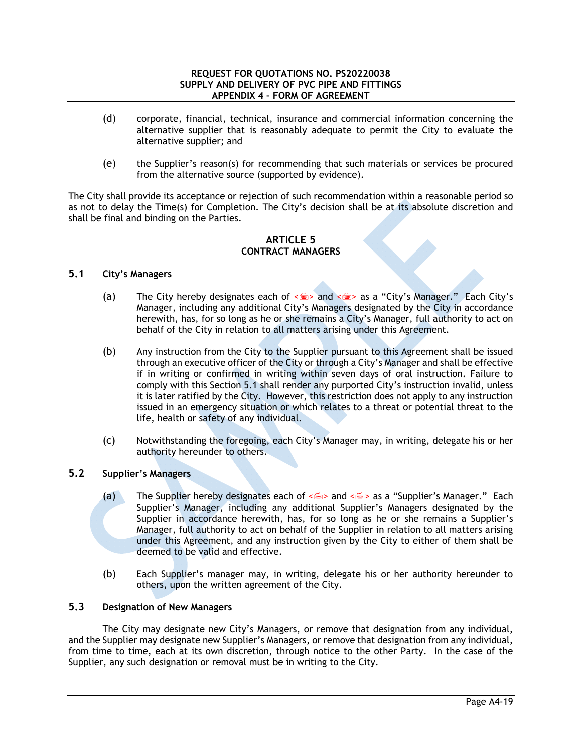(d) corporate, financial, technical, insurance and commercial information concerning the alternative supplier that is reasonably adequate to permit the City to evaluate the alternative supplier; and

(e) the Supplier's reason(s) for recommending that such materials or services be procured from the alternative source (supported by evidence).

The City shall provide its acceptance or rejection of such recommendation within a reasonable period so as not to delay the Time(s) for Completion. The City's decision shall be at its absolute discretion and shall be final and binding on the Parties.

## ARTICLE 5
## CONTRACT MANAGERS

### 5.1 City's Managers

(a) The City hereby designates each of <> and <> as a "City's Manager." Each City's Manager, including any additional City's Managers designated by the City in accordance herewith, has, for so long as he or she remains a City's Manager, full authority to act on behalf of the City in relation to all matters arising under this Agreement.

(b) Any instruction from the City to the Supplier pursuant to this Agreement shall be issued through an executive officer of the City or through a City's Manager and shall be effective if in writing or confirmed in writing within seven days of oral instruction. Failure to comply with this Section 5.1 shall render any purported City's instruction invalid, unless it is later ratified by the City. However, this restriction does not apply to any instruction issued in an emergency situation or which relates to a threat or potential threat to the life, health or safety of any individual.

(c) Notwithstanding the foregoing, each City's Manager may, in writing, delegate his or her authority hereunder to others.

### 5.2 Supplier's Managers

(a) The Supplier hereby designates each of <> and <> as a "Supplier's Manager." Each Supplier's Manager, including any additional Supplier's Managers designated by the Supplier in accordance herewith, has, for so long as he or she remains a Supplier's Manager, full authority to act on behalf of the Supplier in relation to all matters arising under this Agreement, and any instruction given by the City to either of them shall be deemed to be valid and effective.

(b) Each Supplier's manager may, in writing, delegate his or her authority hereunder to others, upon the written agreement of the City.

### 5.3 Designation of New Managers

The City may designate new City's Managers, or remove that designation from any individual, and the Supplier may designate new Supplier's Managers, or remove that designation from any individual, from time to time, each at its own discretion, through notice to the other Party. In the case of the Supplier, any such designation or removal must be in writing to the City.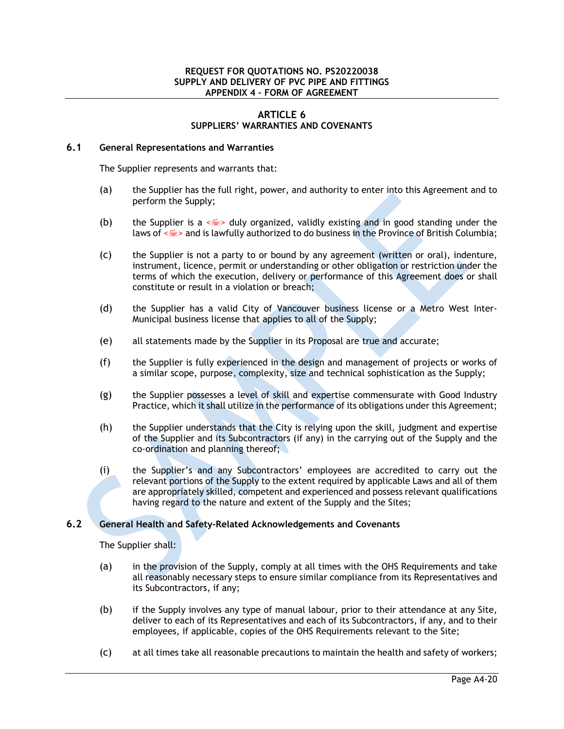## ARTICLE 6
### SUPPLIERS' WARRANTIES AND COVENANTS

**6.1 General Representations and Warranties**

The Supplier represents and warrants that:

(a) the Supplier has the full right, power, and authority to enter into this Agreement and to perform the Supply;

(b) the Supplier is a <> duly organized, validly existing and in good standing under the laws of <> and is lawfully authorized to do business in the Province of British Columbia;

(c) the Supplier is not a party to or bound by any agreement (written or oral), indenture, instrument, licence, permit or understanding or other obligation or restriction under the terms of which the execution, delivery or performance of this Agreement does or shall constitute or result in a violation or breach;

(d) the Supplier has a valid City of Vancouver business license or a Metro West Inter-Municipal business license that applies to all of the Supply;

(e) all statements made by the Supplier in its Proposal are true and accurate;

(f) the Supplier is fully experienced in the design and management of projects or works of a similar scope, purpose, complexity, size and technical sophistication as the Supply;

(g) the Supplier possesses a level of skill and expertise commensurate with Good Industry Practice, which it shall utilize in the performance of its obligations under this Agreement;

(h) the Supplier understands that the City is relying upon the skill, judgment and expertise of the Supplier and its Subcontractors (if any) in the carrying out of the Supply and the co-ordination and planning thereof;

(i) the Supplier's and any Subcontractors' employees are accredited to carry out the relevant portions of the Supply to the extent required by applicable Laws and all of them are appropriately skilled, competent and experienced and possess relevant qualifications having regard to the nature and extent of the Supply and the Sites;

**6.2 General Health and Safety-Related Acknowledgements and Covenants**

The Supplier shall:

(a) in the provision of the Supply, comply at all times with the OHS Requirements and take all reasonably necessary steps to ensure similar compliance from its Representatives and its Subcontractors, if any;

(b) if the Supply involves any type of manual labour, prior to their attendance at any Site, deliver to each of its Representatives and each of its Subcontractors, if any, and to their employees, if applicable, copies of the OHS Requirements relevant to the Site;

(c) at all times take all reasonable precautions to maintain the health and safety of workers;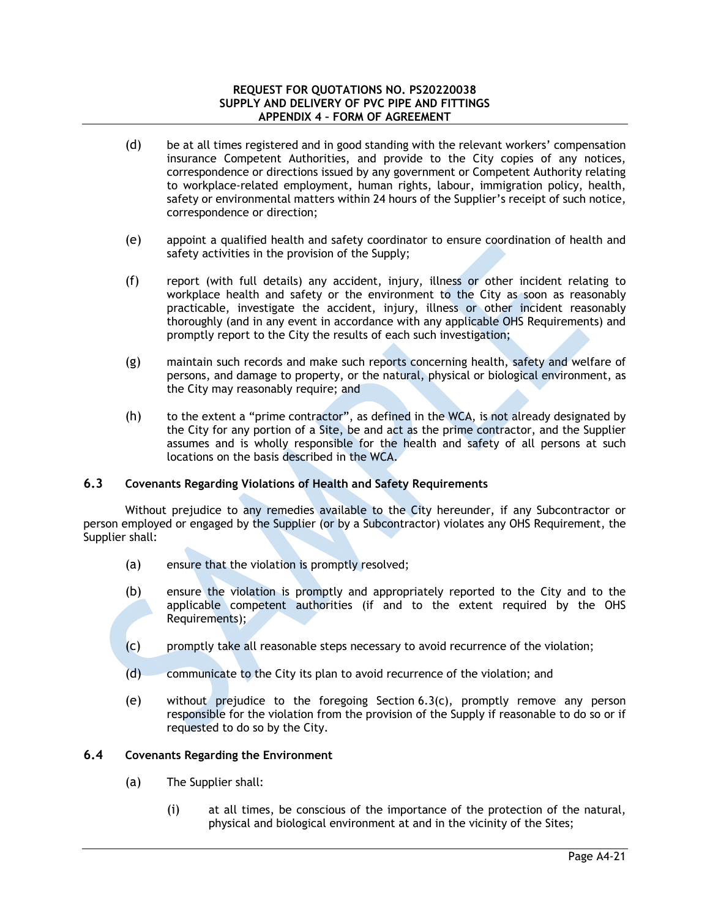(d) be at all times registered and in good standing with the relevant workers' compensation insurance Competent Authorities, and provide to the City copies of any notices, correspondence or directions issued by any government or Competent Authority relating to workplace-related employment, human rights, labour, immigration policy, health, safety or environmental matters within 24 hours of the Supplier's receipt of such notice, correspondence or direction;

(e) appoint a qualified health and safety coordinator to ensure coordination of health and safety activities in the provision of the Supply;

(f) report (with full details) any accident, injury, illness or other incident relating to workplace health and safety or the environment to the City as soon as reasonably practicable, investigate the accident, injury, illness or other incident reasonably thoroughly (and in any event in accordance with any applicable OHS Requirements) and promptly report to the City the results of each such investigation;

(g) maintain such records and make such reports concerning health, safety and welfare of persons, and damage to property, or the natural, physical or biological environment, as the City may reasonably require; and

(h) to the extent a "prime contractor", as defined in the WCA, is not already designated by the City for any portion of a Site, be and act as the prime contractor, and the Supplier assumes and is wholly responsible for the health and safety of all persons at such locations on the basis described in the WCA.

### 6.3 Covenants Regarding Violations of Health and Safety Requirements

Without prejudice to any remedies available to the City hereunder, if any Subcontractor or person employed or engaged by the Supplier (or by a Subcontractor) violates any OHS Requirement, the Supplier shall:

(a) ensure that the violation is promptly resolved;

(b) ensure the violation is promptly and appropriately reported to the City and to the applicable competent authorities (if and to the extent required by the OHS Requirements);

(c) promptly take all reasonable steps necessary to avoid recurrence of the violation;

(d) communicate to the City its plan to avoid recurrence of the violation; and

(e) without prejudice to the foregoing Section 6.3(c), promptly remove any person responsible for the violation from the provision of the Supply if reasonable to do so or if requested to do so by the City.

### 6.4 Covenants Regarding the Environment

(a) The Supplier shall:

(i) at all times, be conscious of the importance of the protection of the natural, physical and biological environment at and in the vicinity of the Sites;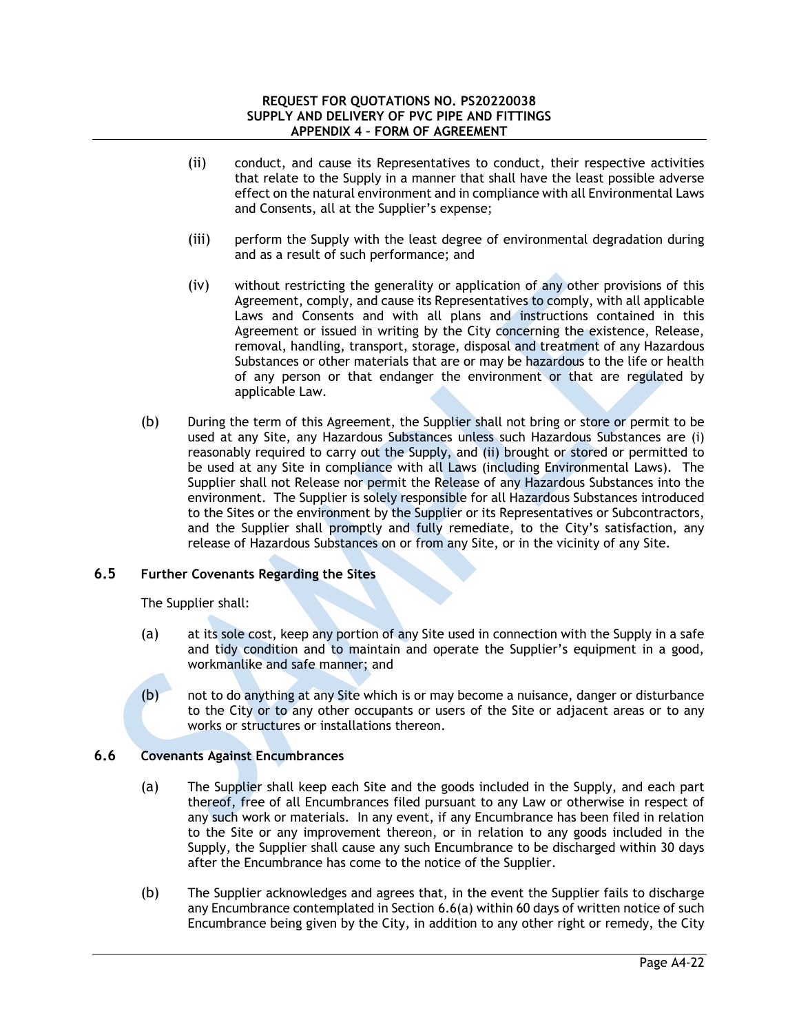(ii) conduct, and cause its Representatives to conduct, their respective activities that relate to the Supply in a manner that shall have the least possible adverse effect on the natural environment and in compliance with all Environmental Laws and Consents, all at the Supplier's expense;

(iii) perform the Supply with the least degree of environmental degradation during and as a result of such performance; and

(iv) without restricting the generality or application of any other provisions of this Agreement, comply, and cause its Representatives to comply, with all applicable Laws and Consents and with all plans and instructions contained in this Agreement or issued in writing by the City concerning the existence, Release, removal, handling, transport, storage, disposal and treatment of any Hazardous Substances or other materials that are or may be hazardous to the life or health of any person or that endanger the environment or that are regulated by applicable Law.

(b) During the term of this Agreement, the Supplier shall not bring or store or permit to be used at any Site, any Hazardous Substances unless such Hazardous Substances are (i) reasonably required to carry out the Supply, and (ii) brought or stored or permitted to be used at any Site in compliance with all Laws (including Environmental Laws). The Supplier shall not Release nor permit the Release of any Hazardous Substances into the environment. The Supplier is solely responsible for all Hazardous Substances introduced to the Sites or the environment by the Supplier or its Representatives or Subcontractors, and the Supplier shall promptly and fully remediate, to the City's satisfaction, any release of Hazardous Substances on or from any Site, or in the vicinity of any Site.

### 6.5 Further Covenants Regarding the Sites

The Supplier shall:

(a) at its sole cost, keep any portion of any Site used in connection with the Supply in a safe and tidy condition and to maintain and operate the Supplier's equipment in a good, workmanlike and safe manner; and

(b) not to do anything at any Site which is or may become a nuisance, danger or disturbance to the City or to any other occupants or users of the Site or adjacent areas or to any works or structures or installations thereon.

### 6.6 Covenants Against Encumbrances

(a) The Supplier shall keep each Site and the goods included in the Supply, and each part thereof, free of all Encumbrances filed pursuant to any Law or otherwise in respect of any such work or materials. In any event, if any Encumbrance has been filed in relation to the Site or any improvement thereon, or in relation to any goods included in the Supply, the Supplier shall cause any such Encumbrance to be discharged within 30 days after the Encumbrance has come to the notice of the Supplier.

(b) The Supplier acknowledges and agrees that, in the event the Supplier fails to discharge any Encumbrance contemplated in Section 6.6(a) within 60 days of written notice of such Encumbrance being given by the City, in addition to any other right or remedy, the City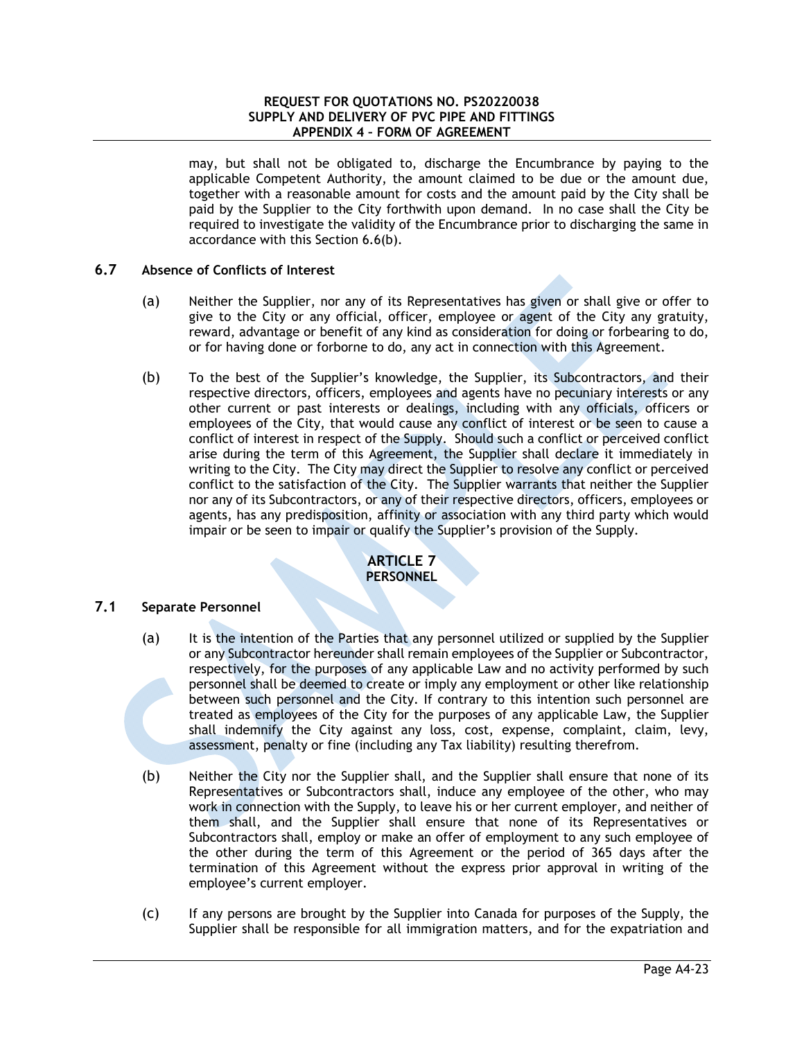may, but shall not be obligated to, discharge the Encumbrance by paying to the applicable Competent Authority, the amount claimed to be due or the amount due, together with a reasonable amount for costs and the amount paid by the City shall be paid by the Supplier to the City forthwith upon demand. In no case shall the City be required to investigate the validity of the Encumbrance prior to discharging the same in accordance with this Section 6.6(b).

### 6.7 Absence of Conflicts of Interest

(a) Neither the Supplier, nor any of its Representatives has given or shall give or offer to give to the City or any official, officer, employee or agent of the City any gratuity, reward, advantage or benefit of any kind as consideration for doing or forbearing to do, or for having done or forborne to do, any act in connection with this Agreement.

(b) To the best of the Supplier's knowledge, the Supplier, its Subcontractors, and their respective directors, officers, employees and agents have no pecuniary interests or any other current or past interests or dealings, including with any officials, officers or employees of the City, that would cause any conflict of interest or be seen to cause a conflict of interest in respect of the Supply. Should such a conflict or perceived conflict arise during the term of this Agreement, the Supplier shall declare it immediately in writing to the City. The City may direct the Supplier to resolve any conflict or perceived conflict to the satisfaction of the City. The Supplier warrants that neither the Supplier nor any of its Subcontractors, or any of their respective directors, officers, employees or agents, has any predisposition, affinity or association with any third party which would impair or be seen to impair or qualify the Supplier's provision of the Supply.

## ARTICLE 7
## PERSONNEL

### 7.1 Separate Personnel

(a) It is the intention of the Parties that any personnel utilized or supplied by the Supplier or any Subcontractor hereunder shall remain employees of the Supplier or Subcontractor, respectively, for the purposes of any applicable Law and no activity performed by such personnel shall be deemed to create or imply any employment or other like relationship between such personnel and the City. If contrary to this intention such personnel are treated as employees of the City for the purposes of any applicable Law, the Supplier shall indemnify the City against any loss, cost, expense, complaint, claim, levy, assessment, penalty or fine (including any Tax liability) resulting therefrom.

(b) Neither the City nor the Supplier shall, and the Supplier shall ensure that none of its Representatives or Subcontractors shall, induce any employee of the other, who may work in connection with the Supply, to leave his or her current employer, and neither of them shall, and the Supplier shall ensure that none of its Representatives or Subcontractors shall, employ or make an offer of employment to any such employee of the other during the term of this Agreement or the period of 365 days after the termination of this Agreement without the express prior approval in writing of the employee's current employer.

(c) If any persons are brought by the Supplier into Canada for purposes of the Supply, the Supplier shall be responsible for all immigration matters, and for the expatriation and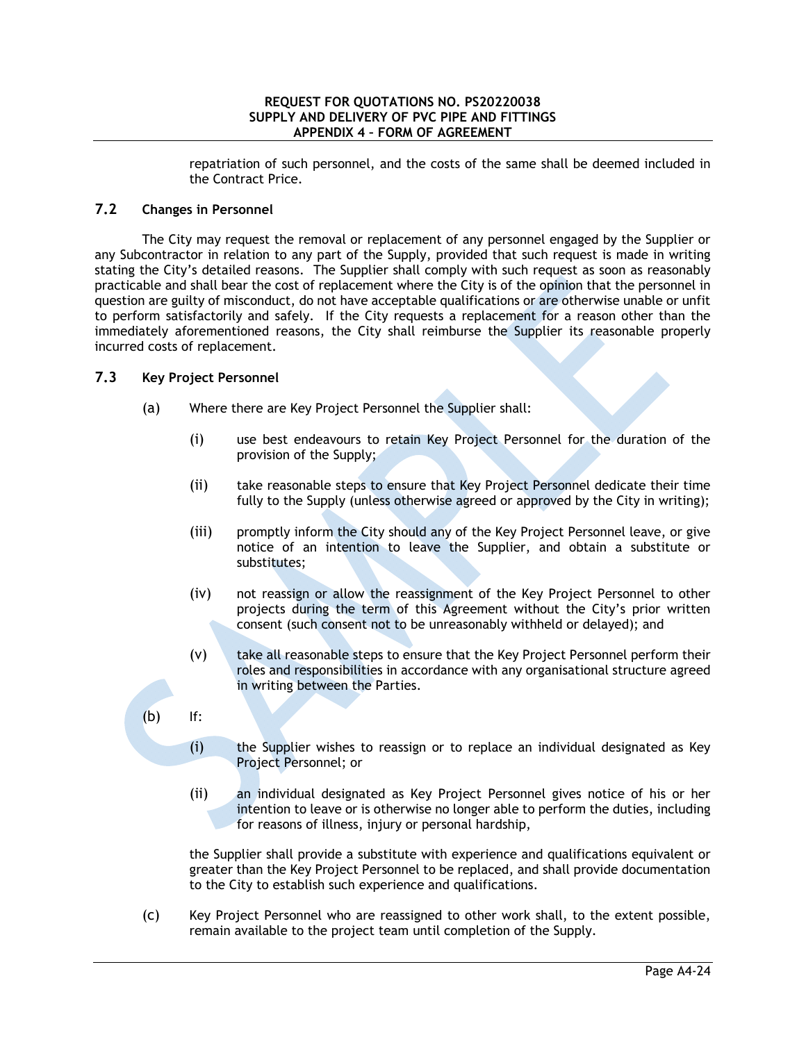repatriation of such personnel, and the costs of the same shall be deemed included in the Contract Price.

### 7.2 Changes in Personnel

The City may request the removal or replacement of any personnel engaged by the Supplier or any Subcontractor in relation to any part of the Supply, provided that such request is made in writing stating the City's detailed reasons. The Supplier shall comply with such request as soon as reasonably practicable and shall bear the cost of replacement where the City is of the opinion that the personnel in question are guilty of misconduct, do not have acceptable qualifications or are otherwise unable or unfit to perform satisfactorily and safely. If the City requests a replacement for a reason other than the immediately aforementioned reasons, the City shall reimburse the Supplier its reasonable properly incurred costs of replacement.

### 7.3 Key Project Personnel

(a) Where there are Key Project Personnel the Supplier shall:

(i) use best endeavours to retain Key Project Personnel for the duration of the provision of the Supply;

(ii) take reasonable steps to ensure that Key Project Personnel dedicate their time fully to the Supply (unless otherwise agreed or approved by the City in writing);

(iii) promptly inform the City should any of the Key Project Personnel leave, or give notice of an intention to leave the Supplier, and obtain a substitute or substitutes;

(iv) not reassign or allow the reassignment of the Key Project Personnel to other projects during the term of this Agreement without the City's prior written consent (such consent not to be unreasonably withheld or delayed); and

(v) take all reasonable steps to ensure that the Key Project Personnel perform their roles and responsibilities in accordance with any organisational structure agreed in writing between the Parties.

(b) If:

(i) the Supplier wishes to reassign or to replace an individual designated as Key Project Personnel; or

(ii) an individual designated as Key Project Personnel gives notice of his or her intention to leave or is otherwise no longer able to perform the duties, including for reasons of illness, injury or personal hardship,

the Supplier shall provide a substitute with experience and qualifications equivalent or greater than the Key Project Personnel to be replaced, and shall provide documentation to the City to establish such experience and qualifications.

(c) Key Project Personnel who are reassigned to other work shall, to the extent possible, remain available to the project team until completion of the Supply.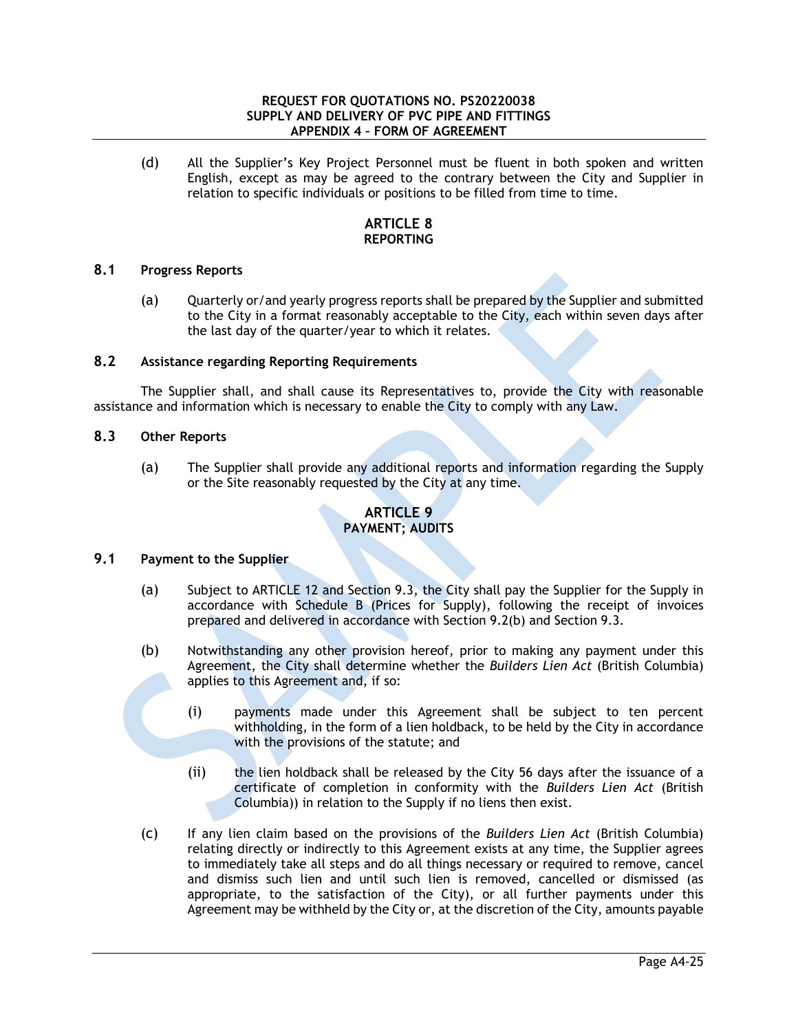(d) All the Supplier's Key Project Personnel must be fluent in both spoken and written English, except as may be agreed to the contrary between the City and Supplier in relation to specific individuals or positions to be filled from time to time.

## ARTICLE 8
## REPORTING

### 8.1 Progress Reports

(a) Quarterly or/and yearly progress reports shall be prepared by the Supplier and submitted to the City in a format reasonably acceptable to the City, each within seven days after the last day of the quarter/year to which it relates.

### 8.2 Assistance regarding Reporting Requirements

The Supplier shall, and shall cause its Representatives to, provide the City with reasonable assistance and information which is necessary to enable the City to comply with any Law.

### 8.3 Other Reports

(a) The Supplier shall provide any additional reports and information regarding the Supply or the Site reasonably requested by the City at any time.

## ARTICLE 9
## PAYMENT; AUDITS

### 9.1 Payment to the Supplier

(a) Subject to ARTICLE 12 and Section 9.3, the City shall pay the Supplier for the Supply in accordance with Schedule B (Prices for Supply), following the receipt of invoices prepared and delivered in accordance with Section 9.2(b) and Section 9.3.

(b) Notwithstanding any other provision hereof, prior to making any payment under this Agreement, the City shall determine whether the *Builders Lien Act* (British Columbia) applies to this Agreement and, if so:

   (i) payments made under this Agreement shall be subject to ten percent withholding, in the form of a lien holdback, to be held by the City in accordance with the provisions of the statute; and

   (ii) the lien holdback shall be released by the City 56 days after the issuance of a certificate of completion in conformity with the *Builders Lien Act* (British Columbia)) in relation to the Supply if no liens then exist.

(c) If any lien claim based on the provisions of the *Builders Lien Act* (British Columbia) relating directly or indirectly to this Agreement exists at any time, the Supplier agrees to immediately take all steps and do all things necessary or required to remove, cancel and dismiss such lien and until such lien is removed, cancelled or dismissed (as appropriate, to the satisfaction of the City), or all further payments under this Agreement may be withheld by the City or, at the discretion of the City, amounts payable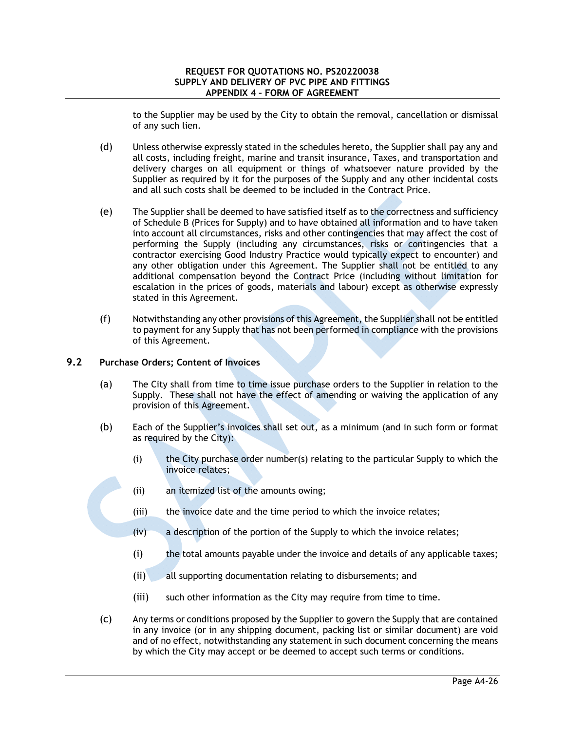to the Supplier may be used by the City to obtain the removal, cancellation or dismissal of any such lien.

(d) Unless otherwise expressly stated in the schedules hereto, the Supplier shall pay any and all costs, including freight, marine and transit insurance, Taxes, and transportation and delivery charges on all equipment or things of whatsoever nature provided by the Supplier as required by it for the purposes of the Supply and any other incidental costs and all such costs shall be deemed to be included in the Contract Price.

(e) The Supplier shall be deemed to have satisfied itself as to the correctness and sufficiency of Schedule B (Prices for Supply) and to have obtained all information and to have taken into account all circumstances, risks and other contingencies that may affect the cost of performing the Supply (including any circumstances, risks or contingencies that a contractor exercising Good Industry Practice would typically expect to encounter) and any other obligation under this Agreement. The Supplier shall not be entitled to any additional compensation beyond the Contract Price (including without limitation for escalation in the prices of goods, materials and labour) except as otherwise expressly stated in this Agreement.

(f) Notwithstanding any other provisions of this Agreement, the Supplier shall not be entitled to payment for any Supply that has not been performed in compliance with the provisions of this Agreement.

**9.2 Purchase Orders; Content of Invoices**

(a) The City shall from time to time issue purchase orders to the Supplier in relation to the Supply. These shall not have the effect of amending or waiving the application of any provision of this Agreement.

(b) Each of the Supplier's invoices shall set out, as a minimum (and in such form or format as required by the City):

(i) the City purchase order number(s) relating to the particular Supply to which the invoice relates;

(ii) an itemized list of the amounts owing;

(iii) the invoice date and the time period to which the invoice relates;

(iv) a description of the portion of the Supply to which the invoice relates;

(i) the total amounts payable under the invoice and details of any applicable taxes;

(ii) all supporting documentation relating to disbursements; and

(iii) such other information as the City may require from time to time.

(c) Any terms or conditions proposed by the Supplier to govern the Supply that are contained in any invoice (or in any shipping document, packing list or similar document) are void and of no effect, notwithstanding any statement in such document concerning the means by which the City may accept or be deemed to accept such terms or conditions.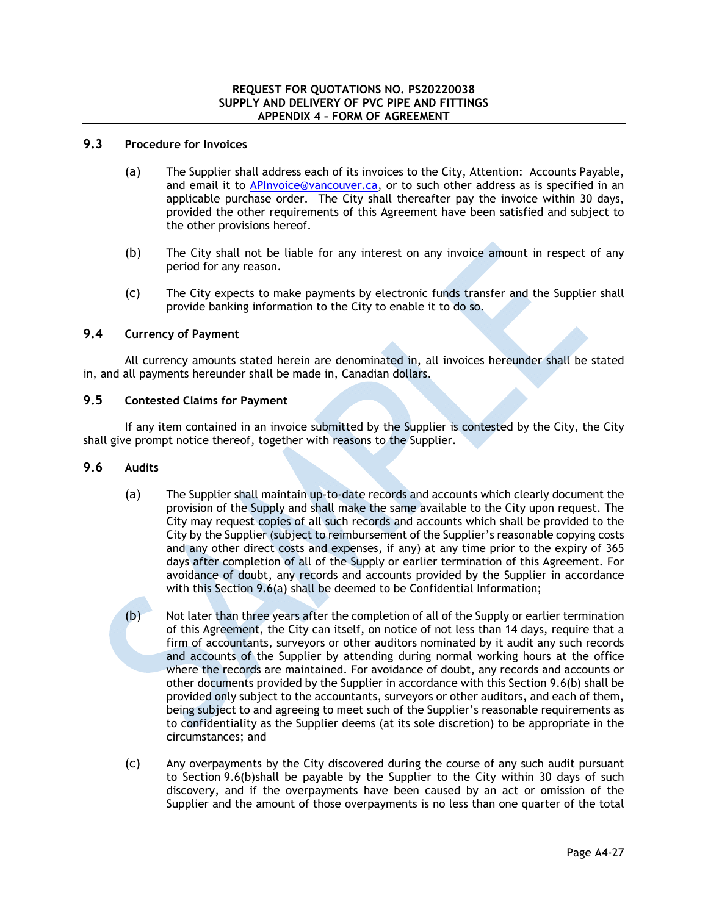### 9.3 Procedure for Invoices

(a) The Supplier shall address each of its invoices to the City, Attention: Accounts Payable, and email it to APInvoice@vancouver.ca, or to such other address as is specified in an applicable purchase order. The City shall thereafter pay the invoice within 30 days, provided the other requirements of this Agreement have been satisfied and subject to the other provisions hereof.

(b) The City shall not be liable for any interest on any invoice amount in respect of any period for any reason.

(c) The City expects to make payments by electronic funds transfer and the Supplier shall provide banking information to the City to enable it to do so.

### 9.4 Currency of Payment

All currency amounts stated herein are denominated in, all invoices hereunder shall be stated in, and all payments hereunder shall be made in, Canadian dollars.

### 9.5 Contested Claims for Payment

If any item contained in an invoice submitted by the Supplier is contested by the City, the City shall give prompt notice thereof, together with reasons to the Supplier.

### 9.6 Audits

(a) The Supplier shall maintain up-to-date records and accounts which clearly document the provision of the Supply and shall make the same available to the City upon request. The City may request copies of all such records and accounts which shall be provided to the City by the Supplier (subject to reimbursement of the Supplier's reasonable copying costs and any other direct costs and expenses, if any) at any time prior to the expiry of 365 days after completion of all of the Supply or earlier termination of this Agreement. For avoidance of doubt, any records and accounts provided by the Supplier in accordance with this Section 9.6(a) shall be deemed to be Confidential Information;

(b) Not later than three years after the completion of all of the Supply or earlier termination of this Agreement, the City can itself, on notice of not less than 14 days, require that a firm of accountants, surveyors or other auditors nominated by it audit any such records and accounts of the Supplier by attending during normal working hours at the office where the records are maintained. For avoidance of doubt, any records and accounts or other documents provided by the Supplier in accordance with this Section 9.6(b) shall be provided only subject to the accountants, surveyors or other auditors, and each of them, being subject to and agreeing to meet such of the Supplier's reasonable requirements as to confidentiality as the Supplier deems (at its sole discretion) to be appropriate in the circumstances; and

(c) Any overpayments by the City discovered during the course of any such audit pursuant to Section 9.6(b)shall be payable by the Supplier to the City within 30 days of such discovery, and if the overpayments have been caused by an act or omission of the Supplier and the amount of those overpayments is no less than one quarter of the total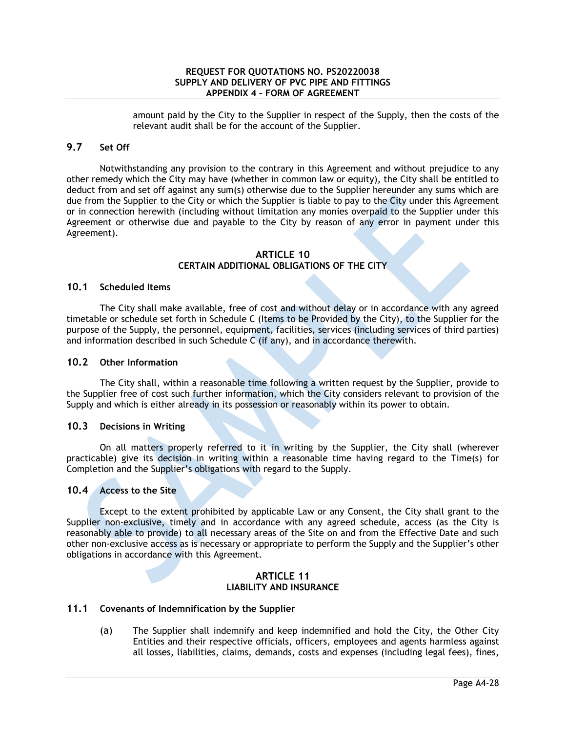amount paid by the City to the Supplier in respect of the Supply, then the costs of the relevant audit shall be for the account of the Supplier.

### 9.7 Set Off

Notwithstanding any provision to the contrary in this Agreement and without prejudice to any other remedy which the City may have (whether in common law or equity), the City shall be entitled to deduct from and set off against any sum(s) otherwise due to the Supplier hereunder any sums which are due from the Supplier to the City or which the Supplier is liable to pay to the City under this Agreement or in connection herewith (including without limitation any monies overpaid to the Supplier under this Agreement or otherwise due and payable to the City by reason of any error in payment under this Agreement).

## ARTICLE 10
## CERTAIN ADDITIONAL OBLIGATIONS OF THE CITY

### 10.1 Scheduled Items

The City shall make available, free of cost and without delay or in accordance with any agreed timetable or schedule set forth in Schedule C (Items to be Provided by the City), to the Supplier for the purpose of the Supply, the personnel, equipment, facilities, services (including services of third parties) and information described in such Schedule C (if any), and in accordance therewith.

### 10.2 Other Information

The City shall, within a reasonable time following a written request by the Supplier, provide to the Supplier free of cost such further information, which the City considers relevant to provision of the Supply and which is either already in its possession or reasonably within its power to obtain.

### 10.3 Decisions in Writing

On all matters properly referred to it in writing by the Supplier, the City shall (wherever practicable) give its decision in writing within a reasonable time having regard to the Time(s) for Completion and the Supplier's obligations with regard to the Supply.

### 10.4 Access to the Site

Except to the extent prohibited by applicable Law or any Consent, the City shall grant to the Supplier non-exclusive, timely and in accordance with any agreed schedule, access (as the City is reasonably able to provide) to all necessary areas of the Site on and from the Effective Date and such other non-exclusive access as is necessary or appropriate to perform the Supply and the Supplier's other obligations in accordance with this Agreement.

## ARTICLE 11
## LIABILITY AND INSURANCE

### 11.1 Covenants of Indemnification by the Supplier

(a) The Supplier shall indemnify and keep indemnified and hold the City, the Other City Entities and their respective officials, officers, employees and agents harmless against all losses, liabilities, claims, demands, costs and expenses (including legal fees), fines,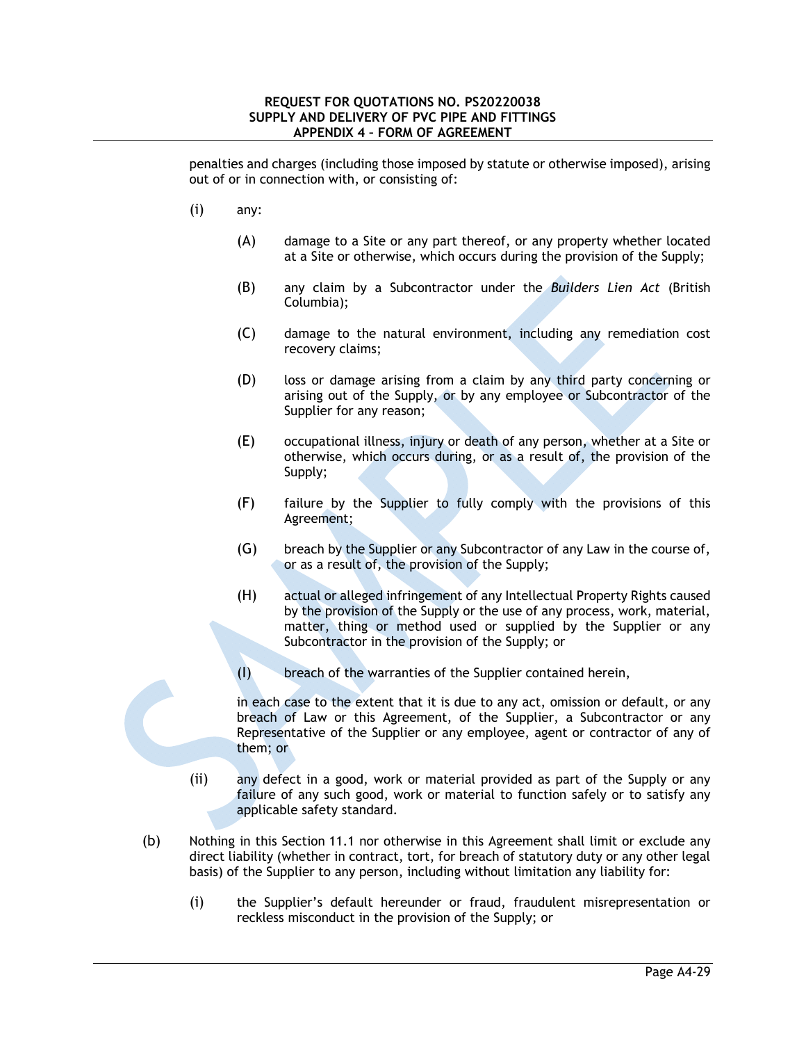penalties and charges (including those imposed by statute or otherwise imposed), arising out of or in connection with, or consisting of:

(i) any:

(A) damage to a Site or any part thereof, or any property whether located at a Site or otherwise, which occurs during the provision of the Supply;

(B) any claim by a Subcontractor under the *Builders Lien Act* (British Columbia);

(C) damage to the natural environment, including any remediation cost recovery claims;

(D) loss or damage arising from a claim by any third party concerning or arising out of the Supply, or by any employee or Subcontractor of the Supplier for any reason;

(E) occupational illness, injury or death of any person, whether at a Site or otherwise, which occurs during, or as a result of, the provision of the Supply;

(F) failure by the Supplier to fully comply with the provisions of this Agreement;

(G) breach by the Supplier or any Subcontractor of any Law in the course of, or as a result of, the provision of the Supply;

(H) actual or alleged infringement of any Intellectual Property Rights caused by the provision of the Supply or the use of any process, work, material, matter, thing or method used or supplied by the Supplier or any Subcontractor in the provision of the Supply; or

(I) breach of the warranties of the Supplier contained herein,

in each case to the extent that it is due to any act, omission or default, or any breach of Law or this Agreement, of the Supplier, a Subcontractor or any Representative of the Supplier or any employee, agent or contractor of any of them; or

(ii) any defect in a good, work or material provided as part of the Supply or any failure of any such good, work or material to function safely or to satisfy any applicable safety standard.

(b) Nothing in this Section 11.1 nor otherwise in this Agreement shall limit or exclude any direct liability (whether in contract, tort, for breach of statutory duty or any other legal basis) of the Supplier to any person, including without limitation any liability for:

(i) the Supplier's default hereunder or fraud, fraudulent misrepresentation or reckless misconduct in the provision of the Supply; or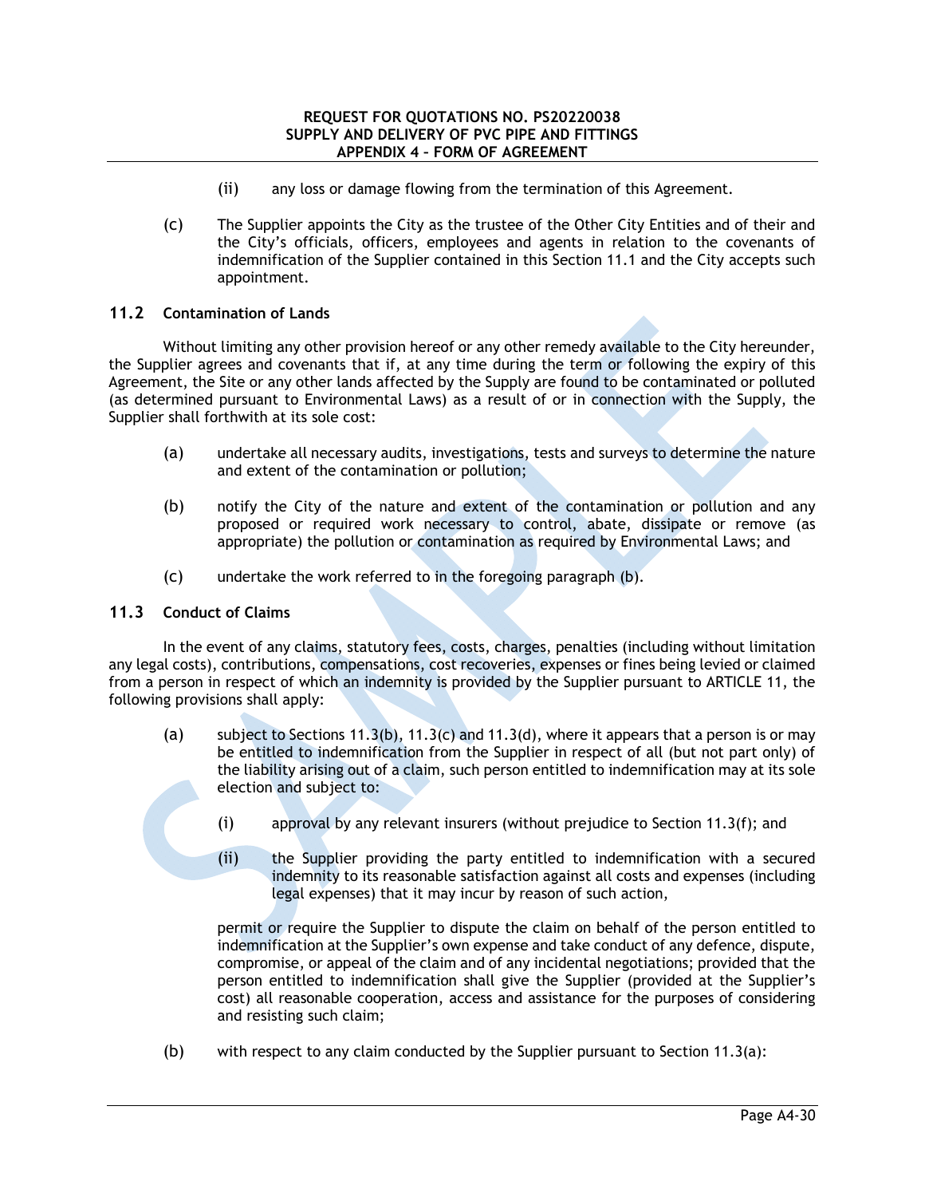(ii) any loss or damage flowing from the termination of this Agreement.

(c) The Supplier appoints the City as the trustee of the Other City Entities and of their and the City's officials, officers, employees and agents in relation to the covenants of indemnification of the Supplier contained in this Section 11.1 and the City accepts such appointment.

### 11.2 Contamination of Lands

Without limiting any other provision hereof or any other remedy available to the City hereunder, the Supplier agrees and covenants that if, at any time during the term or following the expiry of this Agreement, the Site or any other lands affected by the Supply are found to be contaminated or polluted (as determined pursuant to Environmental Laws) as a result of or in connection with the Supply, the Supplier shall forthwith at its sole cost:

(a) undertake all necessary audits, investigations, tests and surveys to determine the nature and extent of the contamination or pollution;

(b) notify the City of the nature and extent of the contamination or pollution and any proposed or required work necessary to control, abate, dissipate or remove (as appropriate) the pollution or contamination as required by Environmental Laws; and

(c) undertake the work referred to in the foregoing paragraph (b).

### 11.3 Conduct of Claims

In the event of any claims, statutory fees, costs, charges, penalties (including without limitation any legal costs), contributions, compensations, cost recoveries, expenses or fines being levied or claimed from a person in respect of which an indemnity is provided by the Supplier pursuant to ARTICLE 11, the following provisions shall apply:

(a) subject to Sections 11.3(b), 11.3(c) and 11.3(d), where it appears that a person is or may be entitled to indemnification from the Supplier in respect of all (but not part only) of the liability arising out of a claim, such person entitled to indemnification may at its sole election and subject to:

(i) approval by any relevant insurers (without prejudice to Section 11.3(f); and

(ii) the Supplier providing the party entitled to indemnification with a secured indemnity to its reasonable satisfaction against all costs and expenses (including legal expenses) that it may incur by reason of such action,

permit or require the Supplier to dispute the claim on behalf of the person entitled to indemnification at the Supplier's own expense and take conduct of any defence, dispute, compromise, or appeal of the claim and of any incidental negotiations; provided that the person entitled to indemnification shall give the Supplier (provided at the Supplier's cost) all reasonable cooperation, access and assistance for the purposes of considering and resisting such claim;

(b) with respect to any claim conducted by the Supplier pursuant to Section 11.3(a):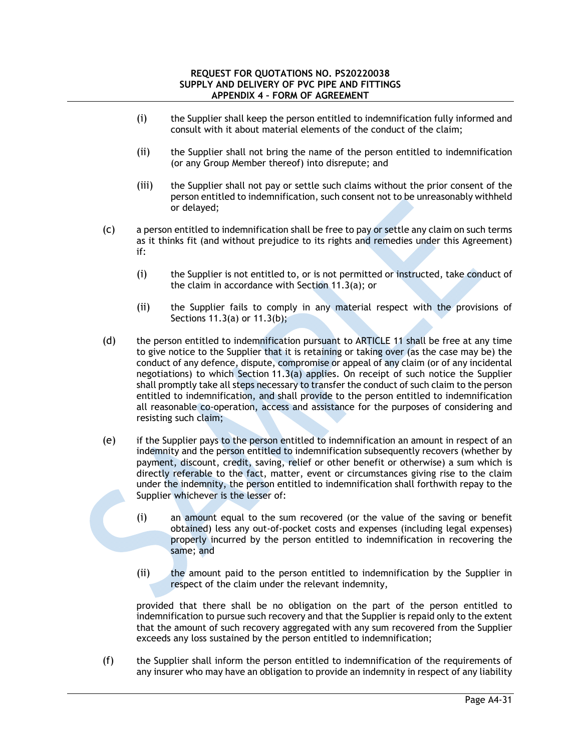(i) the Supplier shall keep the person entitled to indemnification fully informed and consult with it about material elements of the conduct of the claim;

(ii) the Supplier shall not bring the name of the person entitled to indemnification (or any Group Member thereof) into disrepute; and

(iii) the Supplier shall not pay or settle such claims without the prior consent of the person entitled to indemnification, such consent not to be unreasonably withheld or delayed;

(c) a person entitled to indemnification shall be free to pay or settle any claim on such terms as it thinks fit (and without prejudice to its rights and remedies under this Agreement) if:

(i) the Supplier is not entitled to, or is not permitted or instructed, take conduct of the claim in accordance with Section 11.3(a); or

(ii) the Supplier fails to comply in any material respect with the provisions of Sections 11.3(a) or 11.3(b);

(d) the person entitled to indemnification pursuant to ARTICLE 11 shall be free at any time to give notice to the Supplier that it is retaining or taking over (as the case may be) the conduct of any defence, dispute, compromise or appeal of any claim (or of any incidental negotiations) to which Section 11.3(a) applies. On receipt of such notice the Supplier shall promptly take all steps necessary to transfer the conduct of such claim to the person entitled to indemnification, and shall provide to the person entitled to indemnification all reasonable co-operation, access and assistance for the purposes of considering and resisting such claim;

(e) if the Supplier pays to the person entitled to indemnification an amount in respect of an indemnity and the person entitled to indemnification subsequently recovers (whether by payment, discount, credit, saving, relief or other benefit or otherwise) a sum which is directly referable to the fact, matter, event or circumstances giving rise to the claim under the indemnity, the person entitled to indemnification shall forthwith repay to the Supplier whichever is the lesser of:

(i) an amount equal to the sum recovered (or the value of the saving or benefit obtained) less any out-of-pocket costs and expenses (including legal expenses) properly incurred by the person entitled to indemnification in recovering the same; and

(ii) the amount paid to the person entitled to indemnification by the Supplier in respect of the claim under the relevant indemnity,

provided that there shall be no obligation on the part of the person entitled to indemnification to pursue such recovery and that the Supplier is repaid only to the extent that the amount of such recovery aggregated with any sum recovered from the Supplier exceeds any loss sustained by the person entitled to indemnification;

(f) the Supplier shall inform the person entitled to indemnification of the requirements of any insurer who may have an obligation to provide an indemnity in respect of any liability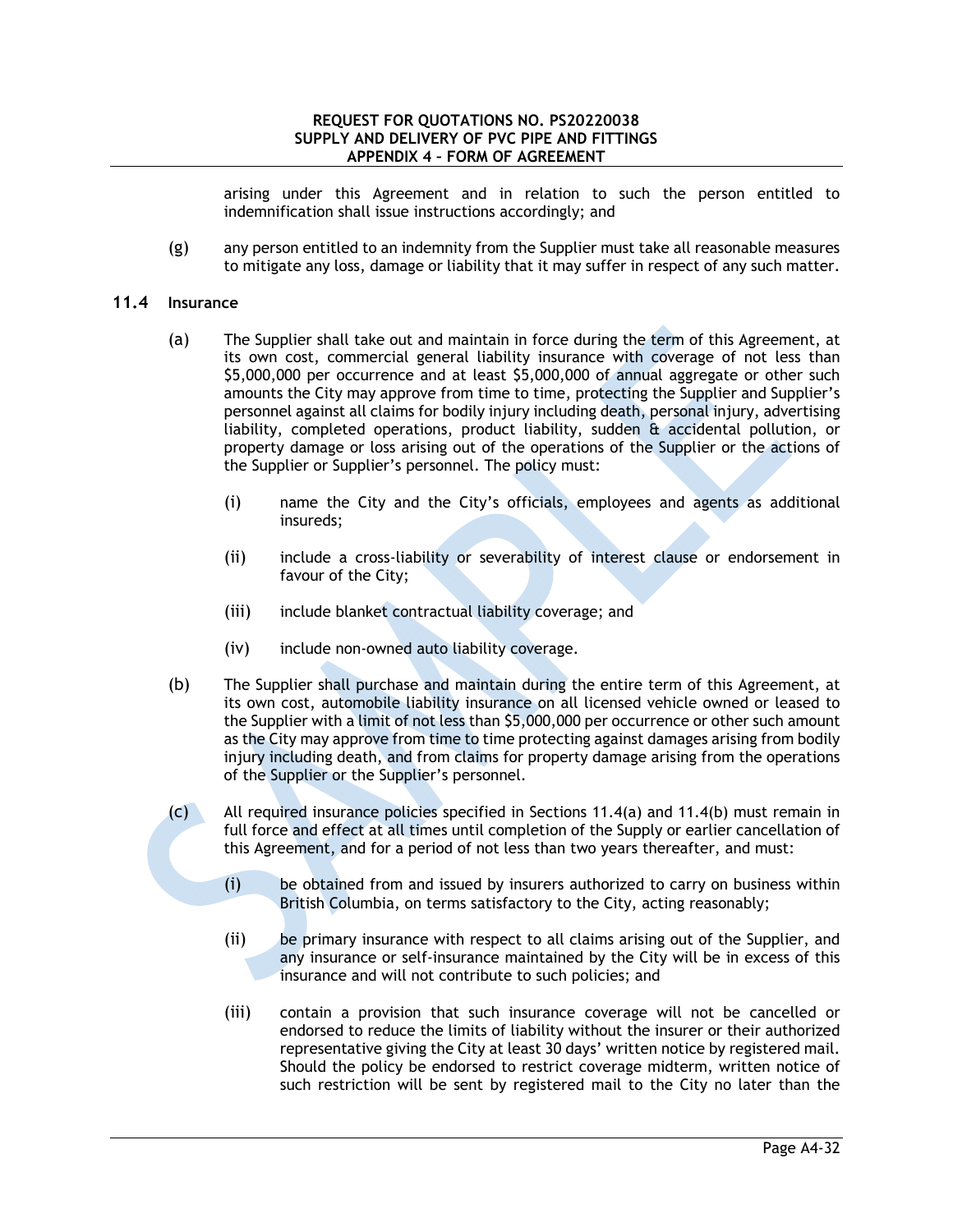arising under this Agreement and in relation to such the person entitled to indemnification shall issue instructions accordingly; and

(g) any person entitled to an indemnity from the Supplier must take all reasonable measures to mitigate any loss, damage or liability that it may suffer in respect of any such matter.

### 11.4 Insurance

(a) The Supplier shall take out and maintain in force during the term of this Agreement, at its own cost, commercial general liability insurance with coverage of not less than $5,000,000 per occurrence and at least $5,000,000 of annual aggregate or other such amounts the City may approve from time to time, protecting the Supplier and Supplier's personnel against all claims for bodily injury including death, personal injury, advertising liability, completed operations, product liability, sudden & accidental pollution, or property damage or loss arising out of the operations of the Supplier or the actions of the Supplier or Supplier's personnel. The policy must:

(i) name the City and the City's officials, employees and agents as additional insureds;

(ii) include a cross-liability or severability of interest clause or endorsement in favour of the City;

(iii) include blanket contractual liability coverage; and

(iv) include non-owned auto liability coverage.

(b) The Supplier shall purchase and maintain during the entire term of this Agreement, at its own cost, automobile liability insurance on all licensed vehicle owned or leased to the Supplier with a limit of not less than $5,000,000 per occurrence or other such amount as the City may approve from time to time protecting against damages arising from bodily injury including death, and from claims for property damage arising from the operations of the Supplier or the Supplier's personnel.

(c) All required insurance policies specified in Sections 11.4(a) and 11.4(b) must remain in full force and effect at all times until completion of the Supply or earlier cancellation of this Agreement, and for a period of not less than two years thereafter, and must:

(i) be obtained from and issued by insurers authorized to carry on business within British Columbia, on terms satisfactory to the City, acting reasonably;

(ii) be primary insurance with respect to all claims arising out of the Supplier, and any insurance or self-insurance maintained by the City will be in excess of this insurance and will not contribute to such policies; and

(iii) contain a provision that such insurance coverage will not be cancelled or endorsed to reduce the limits of liability without the insurer or their authorized representative giving the City at least 30 days' written notice by registered mail. Should the policy be endorsed to restrict coverage midterm, written notice of such restriction will be sent by registered mail to the City no later than the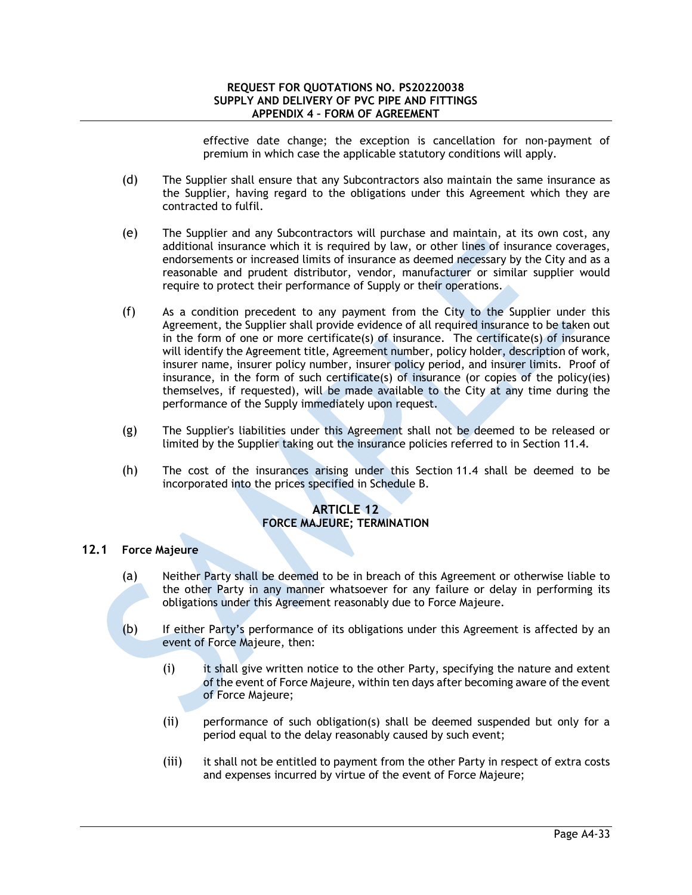effective date change; the exception is cancellation for non-payment of premium in which case the applicable statutory conditions will apply.

(d) The Supplier shall ensure that any Subcontractors also maintain the same insurance as the Supplier, having regard to the obligations under this Agreement which they are contracted to fulfil.

(e) The Supplier and any Subcontractors will purchase and maintain, at its own cost, any additional insurance which it is required by law, or other lines of insurance coverages, endorsements or increased limits of insurance as deemed necessary by the City and as a reasonable and prudent distributor, vendor, manufacturer or similar supplier would require to protect their performance of Supply or their operations.

(f) As a condition precedent to any payment from the City to the Supplier under this Agreement, the Supplier shall provide evidence of all required insurance to be taken out in the form of one or more certificate(s) of insurance. The certificate(s) of insurance will identify the Agreement title, Agreement number, policy holder, description of work, insurer name, insurer policy number, insurer policy period, and insurer limits. Proof of insurance, in the form of such certificate(s) of insurance (or copies of the policy(ies) themselves, if requested), will be made available to the City at any time during the performance of the Supply immediately upon request.

(g) The Supplier's liabilities under this Agreement shall not be deemed to be released or limited by the Supplier taking out the insurance policies referred to in Section 11.4.

(h) The cost of the insurances arising under this Section 11.4 shall be deemed to be incorporated into the prices specified in Schedule B.

## ARTICLE 12
## FORCE MAJEURE; TERMINATION

### 12.1 Force Majeure

(a) Neither Party shall be deemed to be in breach of this Agreement or otherwise liable to the other Party in any manner whatsoever for any failure or delay in performing its obligations under this Agreement reasonably due to Force Majeure.

(b) If either Party's performance of its obligations under this Agreement is affected by an event of Force Majeure, then:

(i) it shall give written notice to the other Party, specifying the nature and extent of the event of Force Majeure, within ten days after becoming aware of the event of Force Majeure;

(ii) performance of such obligation(s) shall be deemed suspended but only for a period equal to the delay reasonably caused by such event;

(iii) it shall not be entitled to payment from the other Party in respect of extra costs and expenses incurred by virtue of the event of Force Majeure;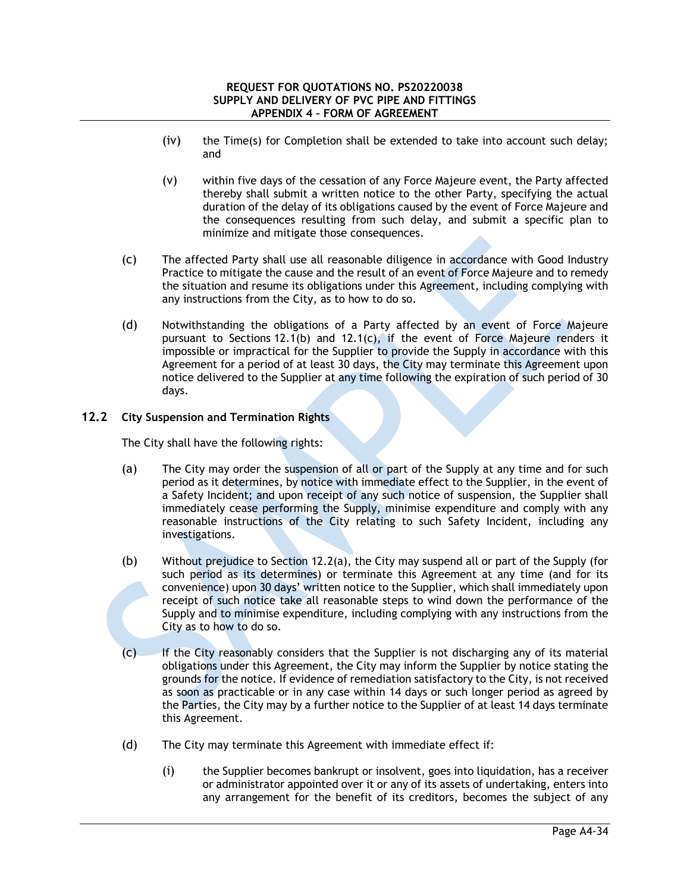(iv) the Time(s) for Completion shall be extended to take into account such delay; and

(v) within five days of the cessation of any Force Majeure event, the Party affected thereby shall submit a written notice to the other Party, specifying the actual duration of the delay of its obligations caused by the event of Force Majeure and the consequences resulting from such delay, and submit a specific plan to minimize and mitigate those consequences.

(c) The affected Party shall use all reasonable diligence in accordance with Good Industry Practice to mitigate the cause and the result of an event of Force Majeure and to remedy the situation and resume its obligations under this Agreement, including complying with any instructions from the City, as to how to do so.

(d) Notwithstanding the obligations of a Party affected by an event of Force Majeure pursuant to Sections 12.1(b) and 12.1(c), if the event of Force Majeure renders it impossible or impractical for the Supplier to provide the Supply in accordance with this Agreement for a period of at least 30 days, the City may terminate this Agreement upon notice delivered to the Supplier at any time following the expiration of such period of 30 days.

### 12.2 City Suspension and Termination Rights

The City shall have the following rights:

(a) The City may order the suspension of all or part of the Supply at any time and for such period as it determines, by notice with immediate effect to the Supplier, in the event of a Safety Incident; and upon receipt of any such notice of suspension, the Supplier shall immediately cease performing the Supply, minimise expenditure and comply with any reasonable instructions of the City relating to such Safety Incident, including any investigations.

(b) Without prejudice to Section 12.2(a), the City may suspend all or part of the Supply (for such period as its determines) or terminate this Agreement at any time (and for its convenience) upon 30 days' written notice to the Supplier, which shall immediately upon receipt of such notice take all reasonable steps to wind down the performance of the Supply and to minimise expenditure, including complying with any instructions from the City as to how to do so.

(c) If the City reasonably considers that the Supplier is not discharging any of its material obligations under this Agreement, the City may inform the Supplier by notice stating the grounds for the notice. If evidence of remediation satisfactory to the City, is not received as soon as practicable or in any case within 14 days or such longer period as agreed by the Parties, the City may by a further notice to the Supplier of at least 14 days terminate this Agreement.

(d) The City may terminate this Agreement with immediate effect if:

(i) the Supplier becomes bankrupt or insolvent, goes into liquidation, has a receiver or administrator appointed over it or any of its assets of undertaking, enters into any arrangement for the benefit of its creditors, becomes the subject of any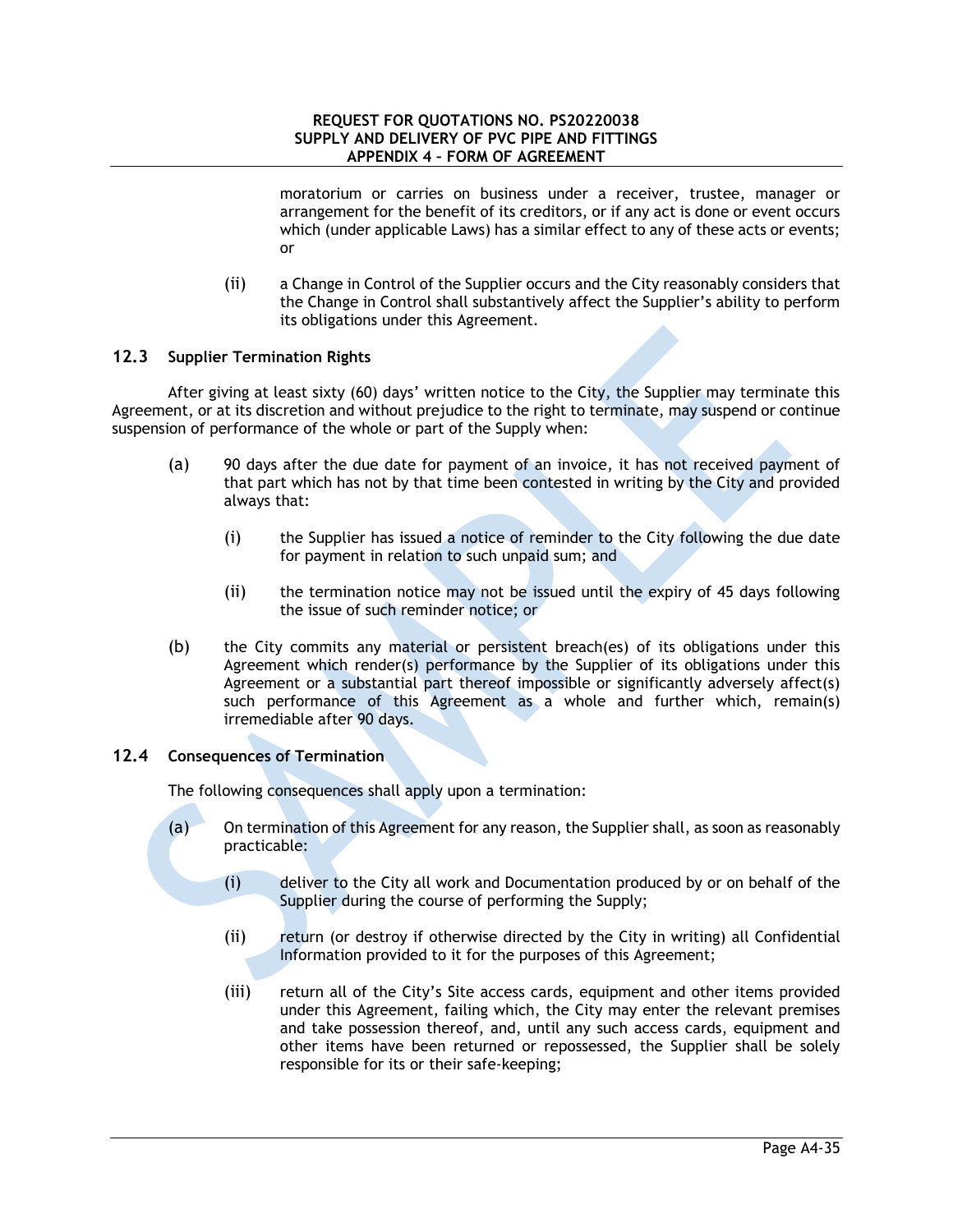moratorium or carries on business under a receiver, trustee, manager or arrangement for the benefit of its creditors, or if any act is done or event occurs which (under applicable Laws) has a similar effect to any of these acts or events; or

(ii) a Change in Control of the Supplier occurs and the City reasonably considers that the Change in Control shall substantively affect the Supplier's ability to perform its obligations under this Agreement.

### 12.3 Supplier Termination Rights

After giving at least sixty (60) days' written notice to the City, the Supplier may terminate this Agreement, or at its discretion and without prejudice to the right to terminate, may suspend or continue suspension of performance of the whole or part of the Supply when:

(a) 90 days after the due date for payment of an invoice, it has not received payment of that part which has not by that time been contested in writing by the City and provided always that:

(i) the Supplier has issued a notice of reminder to the City following the due date for payment in relation to such unpaid sum; and

(ii) the termination notice may not be issued until the expiry of 45 days following the issue of such reminder notice; or

(b) the City commits any material or persistent breach(es) of its obligations under this Agreement which render(s) performance by the Supplier of its obligations under this Agreement or a substantial part thereof impossible or significantly adversely affect(s) such performance of this Agreement as a whole and further which, remain(s) irremediable after 90 days.

### 12.4 Consequences of Termination

The following consequences shall apply upon a termination:

(a) On termination of this Agreement for any reason, the Supplier shall, as soon as reasonably practicable:

(i) deliver to the City all work and Documentation produced by or on behalf of the Supplier during the course of performing the Supply;

(ii) return (or destroy if otherwise directed by the City in writing) all Confidential Information provided to it for the purposes of this Agreement;

(iii) return all of the City's Site access cards, equipment and other items provided under this Agreement, failing which, the City may enter the relevant premises and take possession thereof, and, until any such access cards, equipment and other items have been returned or repossessed, the Supplier shall be solely responsible for its or their safe-keeping;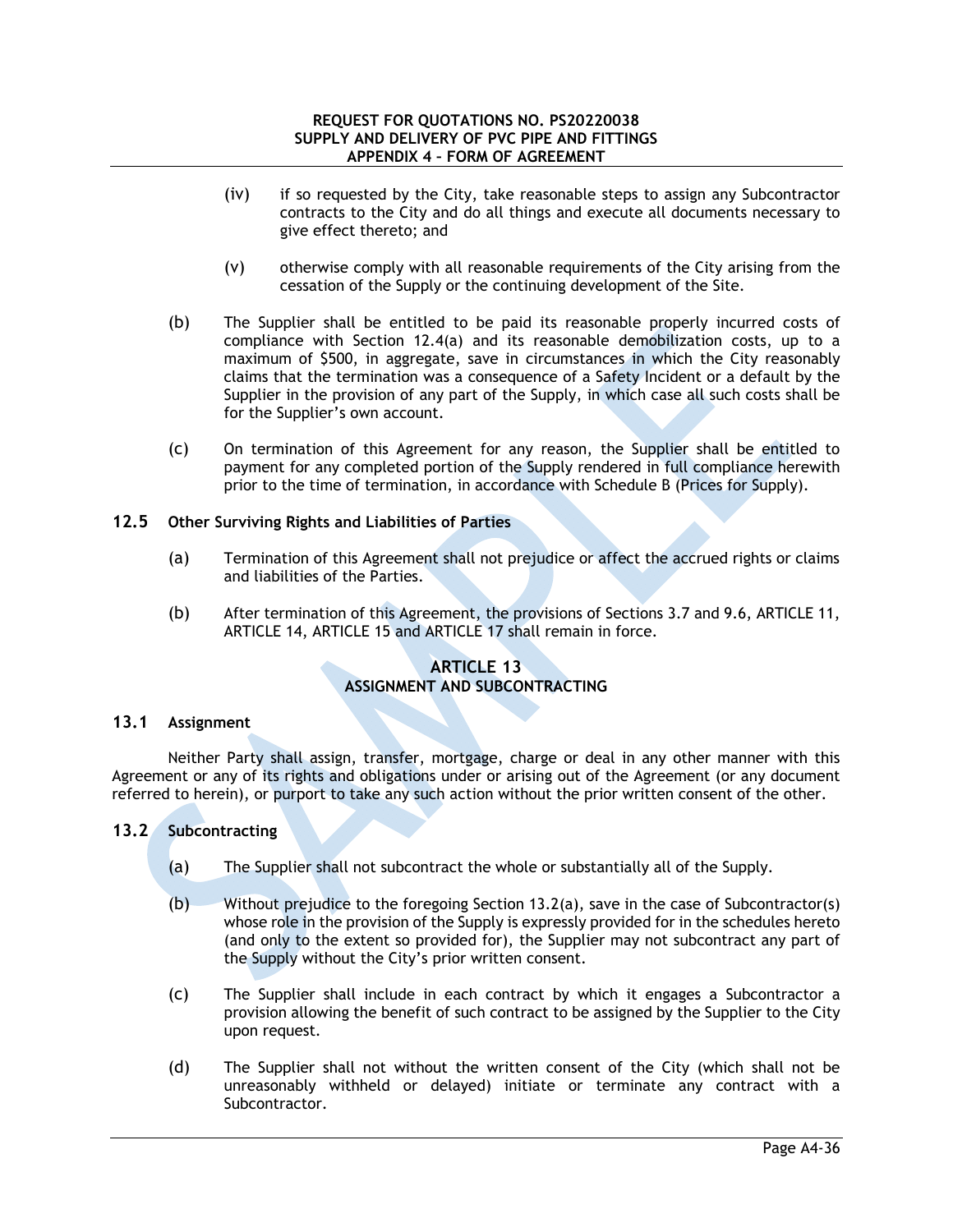(iv) if so requested by the City, take reasonable steps to assign any Subcontractor contracts to the City and do all things and execute all documents necessary to give effect thereto; and

(v) otherwise comply with all reasonable requirements of the City arising from the cessation of the Supply or the continuing development of the Site.

(b) The Supplier shall be entitled to be paid its reasonable properly incurred costs of compliance with Section 12.4(a) and its reasonable demobilization costs, up to a maximum of $500, in aggregate, save in circumstances in which the City reasonably claims that the termination was a consequence of a Safety Incident or a default by the Supplier in the provision of any part of the Supply, in which case all such costs shall be for the Supplier's own account.

(c) On termination of this Agreement for any reason, the Supplier shall be entitled to payment for any completed portion of the Supply rendered in full compliance herewith prior to the time of termination, in accordance with Schedule B (Prices for Supply).

### 12.5 Other Surviving Rights and Liabilities of Parties

(a) Termination of this Agreement shall not prejudice or affect the accrued rights or claims and liabilities of the Parties.

(b) After termination of this Agreement, the provisions of Sections 3.7 and 9.6, ARTICLE 11, ARTICLE 14, ARTICLE 15 and ARTICLE 17 shall remain in force.

## ARTICLE 13
## ASSIGNMENT AND SUBCONTRACTING

### 13.1 Assignment

Neither Party shall assign, transfer, mortgage, charge or deal in any other manner with this Agreement or any of its rights and obligations under or arising out of the Agreement (or any document referred to herein), or purport to take any such action without the prior written consent of the other.

### 13.2 Subcontracting

(a) The Supplier shall not subcontract the whole or substantially all of the Supply.

(b) Without prejudice to the foregoing Section 13.2(a), save in the case of Subcontractor(s) whose role in the provision of the Supply is expressly provided for in the schedules hereto (and only to the extent so provided for), the Supplier may not subcontract any part of the Supply without the City's prior written consent.

(c) The Supplier shall include in each contract by which it engages a Subcontractor a provision allowing the benefit of such contract to be assigned by the Supplier to the City upon request.

(d) The Supplier shall not without the written consent of the City (which shall not be unreasonably withheld or delayed) initiate or terminate any contract with a Subcontractor.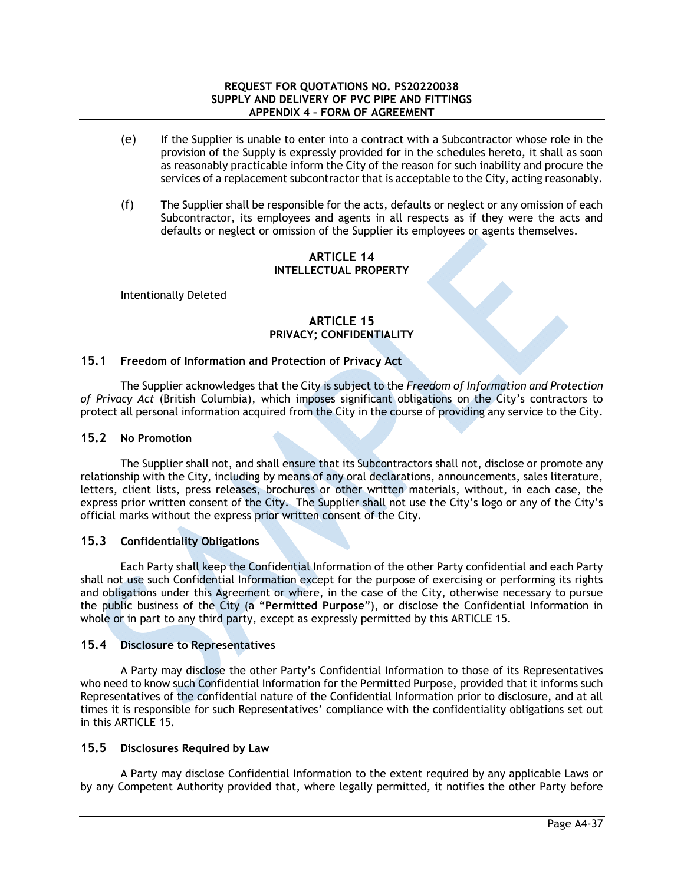(e) If the Supplier is unable to enter into a contract with a Subcontractor whose role in the provision of the Supply is expressly provided for in the schedules hereto, it shall as soon as reasonably practicable inform the City of the reason for such inability and procure the services of a replacement subcontractor that is acceptable to the City, acting reasonably.

(f) The Supplier shall be responsible for the acts, defaults or neglect or any omission of each Subcontractor, its employees and agents in all respects as if they were the acts and defaults or neglect or omission of the Supplier its employees or agents themselves.

## ARTICLE 14
## INTELLECTUAL PROPERTY

Intentionally Deleted

## ARTICLE 15
## PRIVACY; CONFIDENTIALITY

### 15.1 Freedom of Information and Protection of Privacy Act

The Supplier acknowledges that the City is subject to the *Freedom of Information and Protection of Privacy Act* (British Columbia), which imposes significant obligations on the City's contractors to protect all personal information acquired from the City in the course of providing any service to the City.

### 15.2 No Promotion

The Supplier shall not, and shall ensure that its Subcontractors shall not, disclose or promote any relationship with the City, including by means of any oral declarations, announcements, sales literature, letters, client lists, press releases, brochures or other written materials, without, in each case, the express prior written consent of the City. The Supplier shall not use the City's logo or any of the City's official marks without the express prior written consent of the City.

### 15.3 Confidentiality Obligations

Each Party shall keep the Confidential Information of the other Party confidential and each Party shall not use such Confidential Information except for the purpose of exercising or performing its rights and obligations under this Agreement or where, in the case of the City, otherwise necessary to pursue the public business of the City (a "**Permitted Purpose**"), or disclose the Confidential Information in whole or in part to any third party, except as expressly permitted by this ARTICLE 15.

### 15.4 Disclosure to Representatives

A Party may disclose the other Party's Confidential Information to those of its Representatives who need to know such Confidential Information for the Permitted Purpose, provided that it informs such Representatives of the confidential nature of the Confidential Information prior to disclosure, and at all times it is responsible for such Representatives' compliance with the confidentiality obligations set out in this ARTICLE 15.

### 15.5 Disclosures Required by Law

A Party may disclose Confidential Information to the extent required by any applicable Laws or by any Competent Authority provided that, where legally permitted, it notifies the other Party before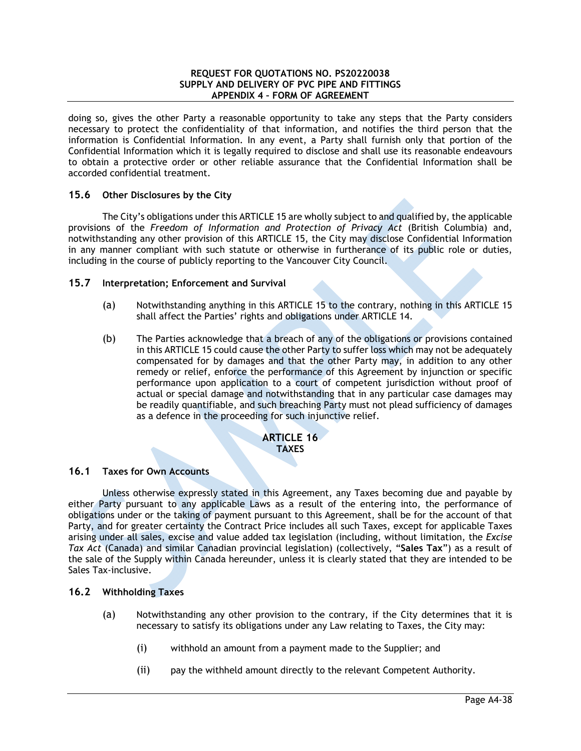doing so, gives the other Party a reasonable opportunity to take any steps that the Party considers necessary to protect the confidentiality of that information, and notifies the third person that the information is Confidential Information. In any event, a Party shall furnish only that portion of the Confidential Information which it is legally required to disclose and shall use its reasonable endeavours to obtain a protective order or other reliable assurance that the Confidential Information shall be accorded confidential treatment.

### 15.6 Other Disclosures by the City

The City's obligations under this ARTICLE 15 are wholly subject to and qualified by, the applicable provisions of the *Freedom of Information and Protection of Privacy Act* (British Columbia) and, notwithstanding any other provision of this ARTICLE 15, the City may disclose Confidential Information in any manner compliant with such statute or otherwise in furtherance of its public role or duties, including in the course of publicly reporting to the Vancouver City Council.

### 15.7 Interpretation; Enforcement and Survival

(a) Notwithstanding anything in this ARTICLE 15 to the contrary, nothing in this ARTICLE 15 shall affect the Parties' rights and obligations under ARTICLE 14.

(b) The Parties acknowledge that a breach of any of the obligations or provisions contained in this ARTICLE 15 could cause the other Party to suffer loss which may not be adequately compensated for by damages and that the other Party may, in addition to any other remedy or relief, enforce the performance of this Agreement by injunction or specific performance upon application to a court of competent jurisdiction without proof of actual or special damage and notwithstanding that in any particular case damages may be readily quantifiable, and such breaching Party must not plead sufficiency of damages as a defence in the proceeding for such injunctive relief.

## ARTICLE 16
## TAXES

### 16.1 Taxes for Own Accounts

Unless otherwise expressly stated in this Agreement, any Taxes becoming due and payable by either Party pursuant to any applicable Laws as a result of the entering into, the performance of obligations under or the taking of payment pursuant to this Agreement, shall be for the account of that Party, and for greater certainty the Contract Price includes all such Taxes, except for applicable Taxes arising under all sales, excise and value added tax legislation (including, without limitation, the *Excise Tax Act* (Canada) and similar Canadian provincial legislation) (collectively, "**Sales Tax**") as a result of the sale of the Supply within Canada hereunder, unless it is clearly stated that they are intended to be Sales Tax-inclusive.

### 16.2 Withholding Taxes

(a) Notwithstanding any other provision to the contrary, if the City determines that it is necessary to satisfy its obligations under any Law relating to Taxes, the City may:

(i) withhold an amount from a payment made to the Supplier; and

(ii) pay the withheld amount directly to the relevant Competent Authority.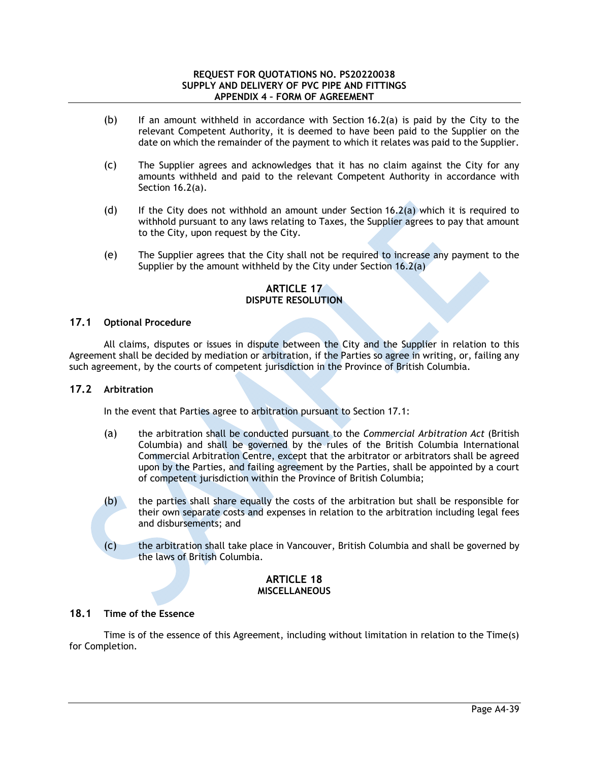(b) If an amount withheld in accordance with Section 16.2(a) is paid by the City to the relevant Competent Authority, it is deemed to have been paid to the Supplier on the date on which the remainder of the payment to which it relates was paid to the Supplier.

(c) The Supplier agrees and acknowledges that it has no claim against the City for any amounts withheld and paid to the relevant Competent Authority in accordance with Section 16.2(a).

(d) If the City does not withhold an amount under Section 16.2(a) which it is required to withhold pursuant to any laws relating to Taxes, the Supplier agrees to pay that amount to the City, upon request by the City.

(e) The Supplier agrees that the City shall not be required to increase any payment to the Supplier by the amount withheld by the City under Section 16.2(a)

## ARTICLE 17
## DISPUTE RESOLUTION

### 17.1 Optional Procedure

All claims, disputes or issues in dispute between the City and the Supplier in relation to this Agreement shall be decided by mediation or arbitration, if the Parties so agree in writing, or, failing any such agreement, by the courts of competent jurisdiction in the Province of British Columbia.

### 17.2 Arbitration

In the event that Parties agree to arbitration pursuant to Section 17.1:

(a) the arbitration shall be conducted pursuant to the *Commercial Arbitration Act* (British Columbia) and shall be governed by the rules of the British Columbia International Commercial Arbitration Centre, except that the arbitrator or arbitrators shall be agreed upon by the Parties, and failing agreement by the Parties, shall be appointed by a court of competent jurisdiction within the Province of British Columbia;

(b) the parties shall share equally the costs of the arbitration but shall be responsible for their own separate costs and expenses in relation to the arbitration including legal fees and disbursements; and

(c) the arbitration shall take place in Vancouver, British Columbia and shall be governed by the laws of British Columbia.

## ARTICLE 18
## MISCELLANEOUS

### 18.1 Time of the Essence

Time is of the essence of this Agreement, including without limitation in relation to the Time(s) for Completion.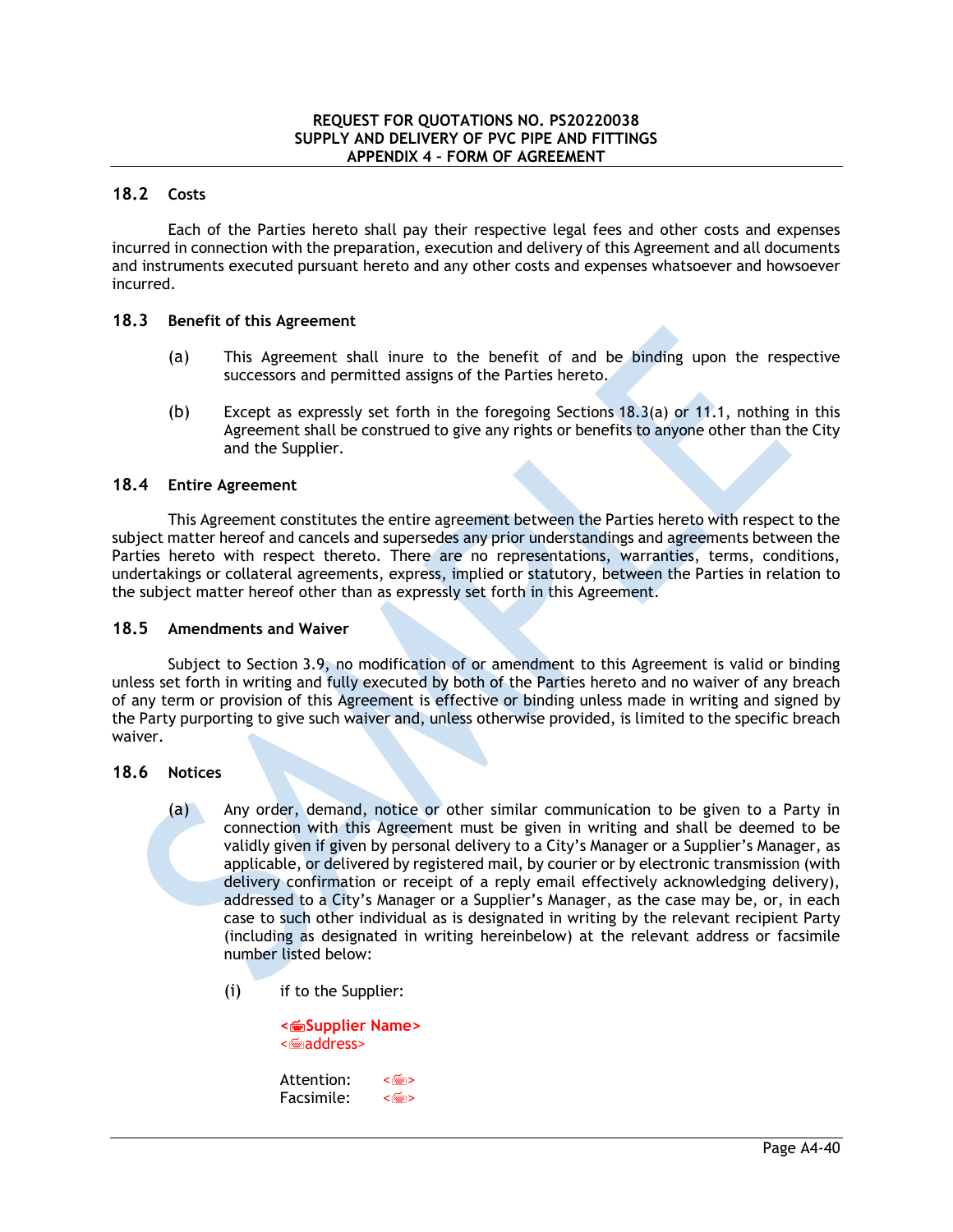### 18.2 Costs

Each of the Parties hereto shall pay their respective legal fees and other costs and expenses incurred in connection with the preparation, execution and delivery of this Agreement and all documents and instruments executed pursuant hereto and any other costs and expenses whatsoever and howsoever incurred.

### 18.3 Benefit of this Agreement

(a) This Agreement shall inure to the benefit of and be binding upon the respective successors and permitted assigns of the Parties hereto.

(b) Except as expressly set forth in the foregoing Sections 18.3(a) or 11.1, nothing in this Agreement shall be construed to give any rights or benefits to anyone other than the City and the Supplier.

### 18.4 Entire Agreement

This Agreement constitutes the entire agreement between the Parties hereto with respect to the subject matter hereof and cancels and supersedes any prior understandings and agreements between the Parties hereto with respect thereto. There are no representations, warranties, terms, conditions, undertakings or collateral agreements, express, implied or statutory, between the Parties in relation to the subject matter hereof other than as expressly set forth in this Agreement.

### 18.5 Amendments and Waiver

Subject to Section 3.9, no modification of or amendment to this Agreement is valid or binding unless set forth in writing and fully executed by both of the Parties hereto and no waiver of any breach of any term or provision of this Agreement is effective or binding unless made in writing and signed by the Party purporting to give such waiver and, unless otherwise provided, is limited to the specific breach waiver.

### 18.6 Notices

(a) Any order, demand, notice or other similar communication to be given to a Party in connection with this Agreement must be given in writing and shall be deemed to be validly given if given by personal delivery to a City's Manager or a Supplier's Manager, as applicable, or delivered by registered mail, by courier or by electronic transmission (with delivery confirmation or receipt of a reply email effectively acknowledging delivery), addressed to a City's Manager or a Supplier's Manager, as the case may be, or, in each case to such other individual as is designated in writing by the relevant recipient Party (including as designated in writing hereinbelow) at the relevant address or facsimile number listed below:

(i) if to the Supplier:

**<Supplier Name>**
<address>

Attention: < >
Facsimile: < >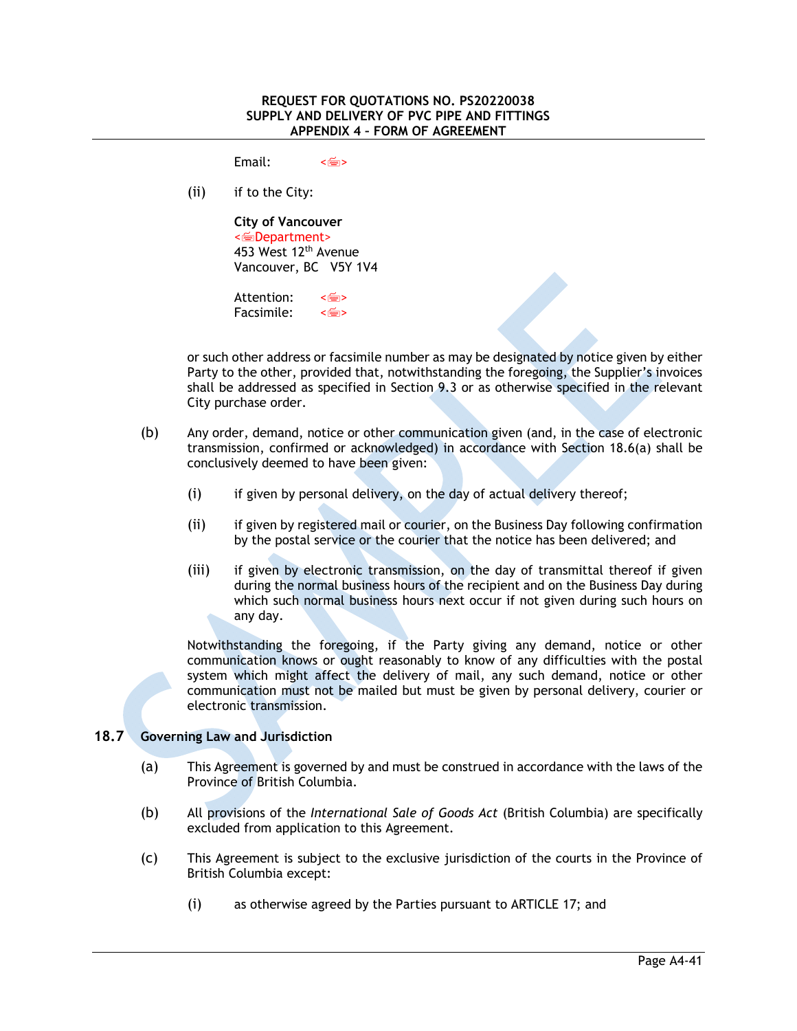Email: <⌨>

(ii) if to the City:

**City of Vancouver**
<⌨Department>
453 West 12th Avenue
Vancouver, BC V5Y 1V4

Attention: <⌨>
Facsimile: <⌨>

or such other address or facsimile number as may be designated by notice given by either Party to the other, provided that, notwithstanding the foregoing, the Supplier's invoices shall be addressed as specified in Section 9.3 or as otherwise specified in the relevant City purchase order.

(b) Any order, demand, notice or other communication given (and, in the case of electronic transmission, confirmed or acknowledged) in accordance with Section 18.6(a) shall be conclusively deemed to have been given:

(i) if given by personal delivery, on the day of actual delivery thereof;

(ii) if given by registered mail or courier, on the Business Day following confirmation by the postal service or the courier that the notice has been delivered; and

(iii) if given by electronic transmission, on the day of transmittal thereof if given during the normal business hours of the recipient and on the Business Day during which such normal business hours next occur if not given during such hours on any day.

Notwithstanding the foregoing, if the Party giving any demand, notice or other communication knows or ought reasonably to know of any difficulties with the postal system which might affect the delivery of mail, any such demand, notice or other communication must not be mailed but must be given by personal delivery, courier or electronic transmission.

### 18.7 Governing Law and Jurisdiction

(a) This Agreement is governed by and must be construed in accordance with the laws of the Province of British Columbia.

(b) All provisions of the *International Sale of Goods Act* (British Columbia) are specifically excluded from application to this Agreement.

(c) This Agreement is subject to the exclusive jurisdiction of the courts in the Province of British Columbia except:

(i) as otherwise agreed by the Parties pursuant to ARTICLE 17; and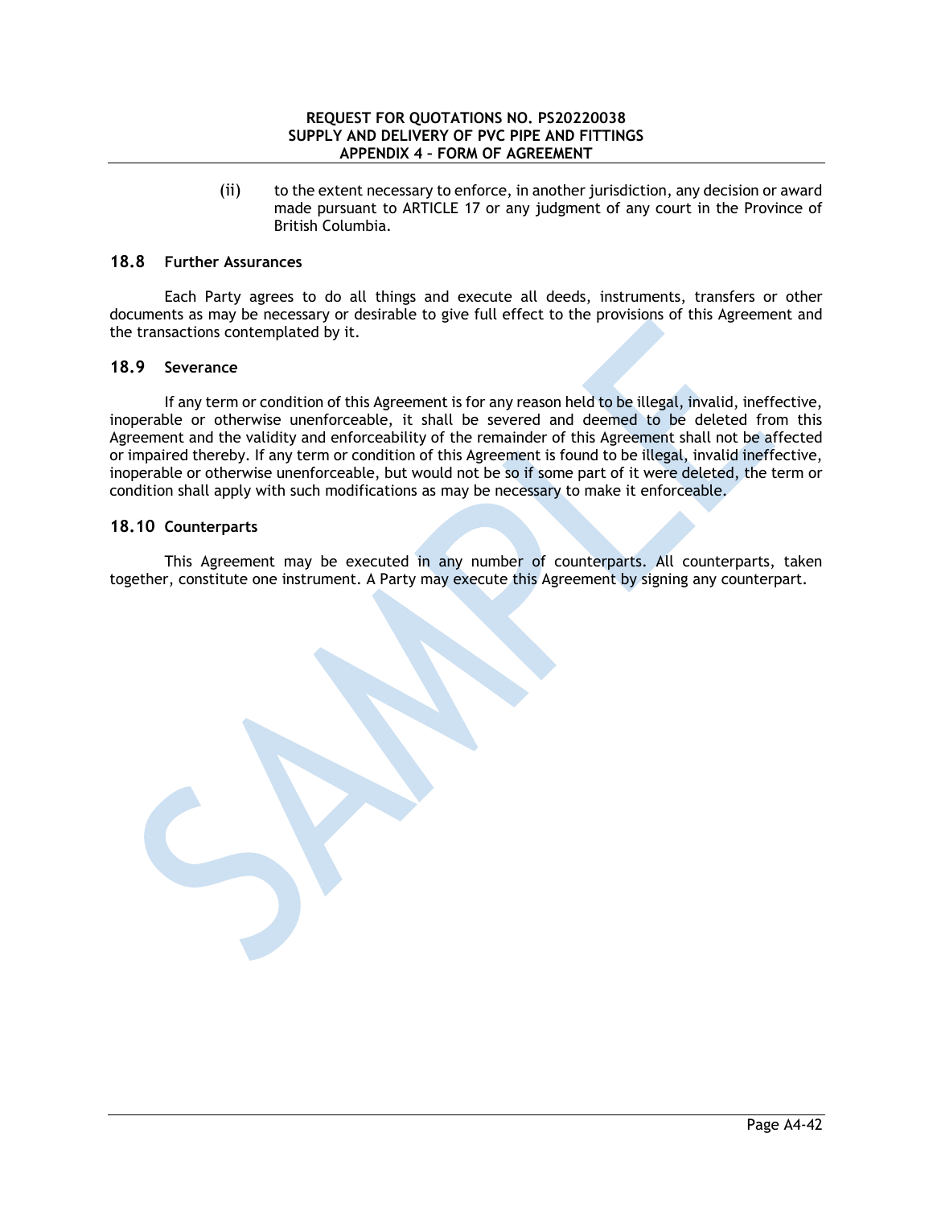(ii) to the extent necessary to enforce, in another jurisdiction, any decision or award made pursuant to ARTICLE 17 or any judgment of any court in the Province of British Columbia.

### 18.8 Further Assurances

Each Party agrees to do all things and execute all deeds, instruments, transfers or other documents as may be necessary or desirable to give full effect to the provisions of this Agreement and the transactions contemplated by it.

### 18.9 Severance

If any term or condition of this Agreement is for any reason held to be illegal, invalid, ineffective, inoperable or otherwise unenforceable, it shall be severed and deemed to be deleted from this Agreement and the validity and enforceability of the remainder of this Agreement shall not be affected or impaired thereby. If any term or condition of this Agreement is found to be illegal, invalid ineffective, inoperable or otherwise unenforceable, but would not be so if some part of it were deleted, the term or condition shall apply with such modifications as may be necessary to make it enforceable.

### 18.10 Counterparts

This Agreement may be executed in any number of counterparts. All counterparts, taken together, constitute one instrument. A Party may execute this Agreement by signing any counterpart.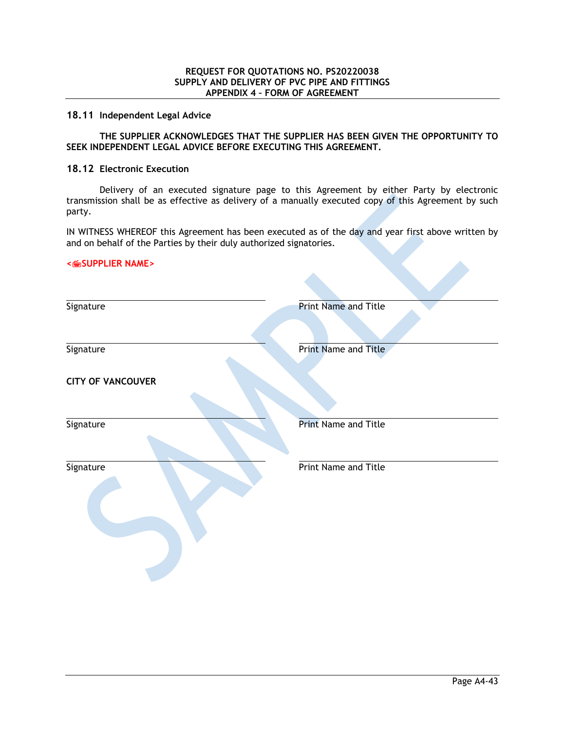### 18.11 Independent Legal Advice

**THE SUPPLIER ACKNOWLEDGES THAT THE SUPPLIER HAS BEEN GIVEN THE OPPORTUNITY TO SEEK INDEPENDENT LEGAL ADVICE BEFORE EXECUTING THIS AGREEMENT.**

### 18.12 Electronic Execution

Delivery of an executed signature page to this Agreement by either Party by electronic transmission shall be as effective as delivery of a manually executed copy of this Agreement by such party.

IN WITNESS WHEREOF this Agreement has been executed as of the day and year first above written by and on behalf of the Parties by their duly authorized signatories.

**<SUPPLIER NAME>**

| | |
|---|---|
| Signature | Print Name and Title |
| Signature | Print Name and Title |

**CITY OF VANCOUVER**

| | |
|---|---|
| Signature | Print Name and Title |
| Signature | Print Name and Title |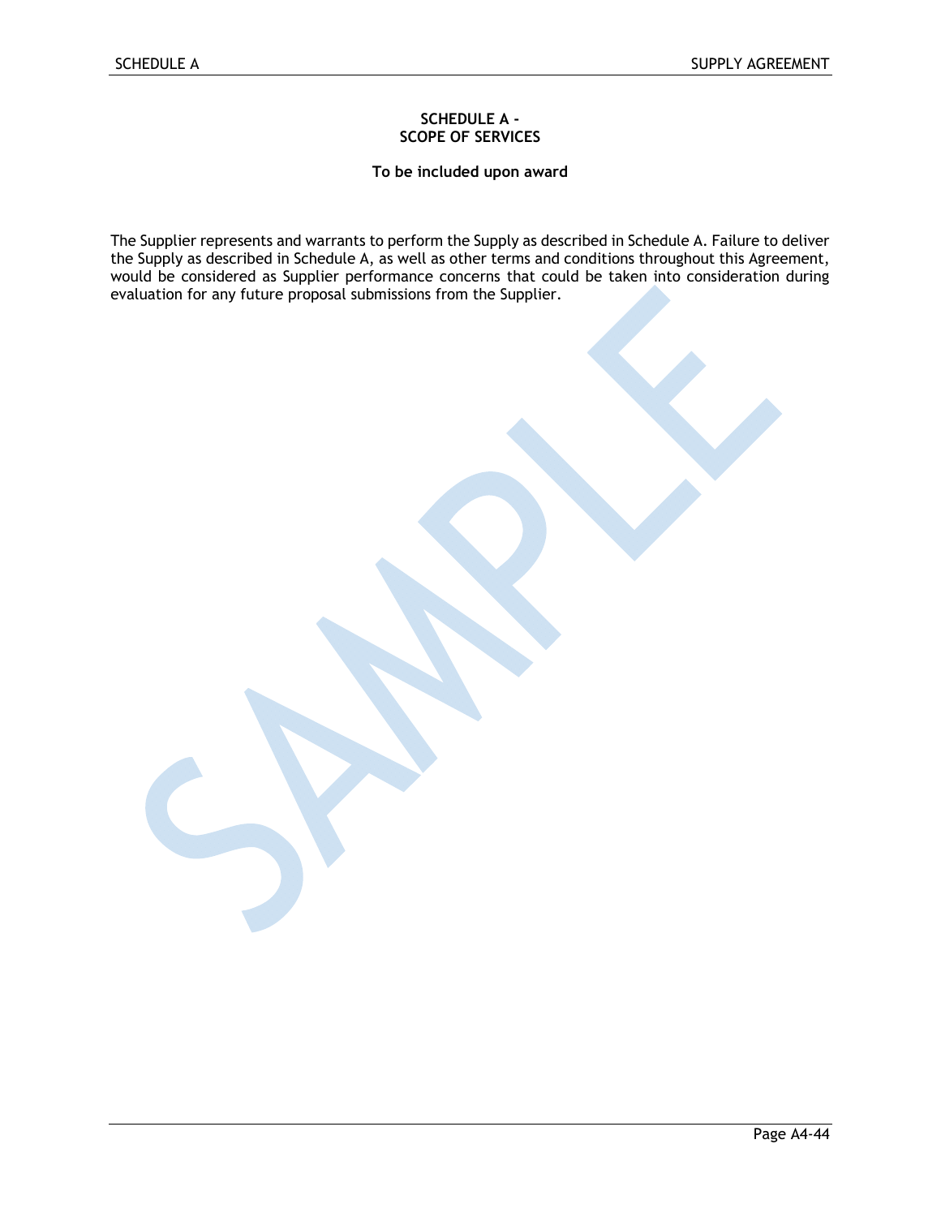# SCHEDULE A - SCOPE OF SERVICES

**To be included upon award**

The Supplier represents and warrants to perform the Supply as described in Schedule A. Failure to deliver the Supply as described in Schedule A, as well as other terms and conditions throughout this Agreement, would be considered as Supplier performance concerns that could be taken into consideration during evaluation for any future proposal submissions from the Supplier.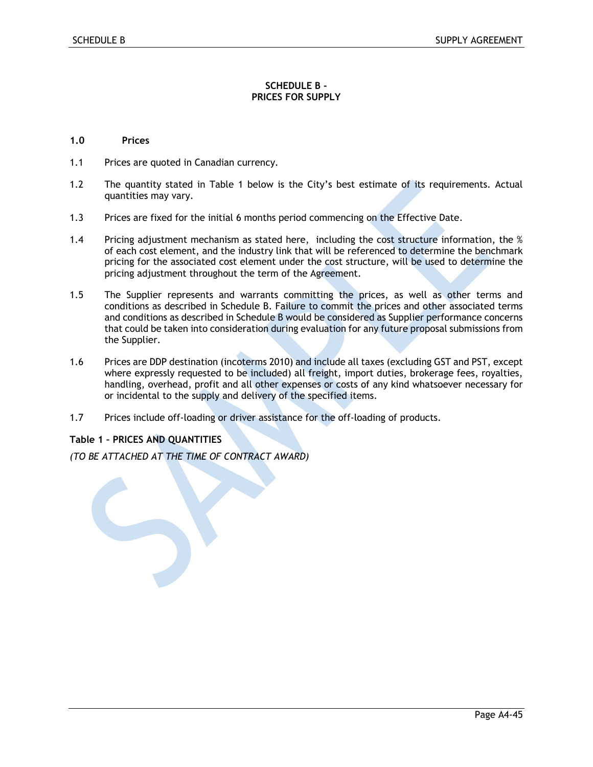# SCHEDULE B - PRICES FOR SUPPLY

## 1.0 Prices

1.1 Prices are quoted in Canadian currency.

1.2 The quantity stated in Table 1 below is the City's best estimate of its requirements. Actual quantities may vary.

1.3 Prices are fixed for the initial 6 months period commencing on the Effective Date.

1.4 Pricing adjustment mechanism as stated here, including the cost structure information, the % of each cost element, and the industry link that will be referenced to determine the benchmark pricing for the associated cost element under the cost structure, will be used to determine the pricing adjustment throughout the term of the Agreement.

1.5 The Supplier represents and warrants committing the prices, as well as other terms and conditions as described in Schedule B. Failure to commit the prices and other associated terms and conditions as described in Schedule B would be considered as Supplier performance concerns that could be taken into consideration during evaluation for any future proposal submissions from the Supplier.

1.6 Prices are DDP destination (incoterms 2010) and include all taxes (excluding GST and PST, except where expressly requested to be included) all freight, import duties, brokerage fees, royalties, handling, overhead, profit and all other expenses or costs of any kind whatsoever necessary for or incidental to the supply and delivery of the specified items.

1.7 Prices include off-loading or driver assistance for the off-loading of products.

**Table 1 – PRICES AND QUANTITIES**

*(TO BE ATTACHED AT THE TIME OF CONTRACT AWARD)*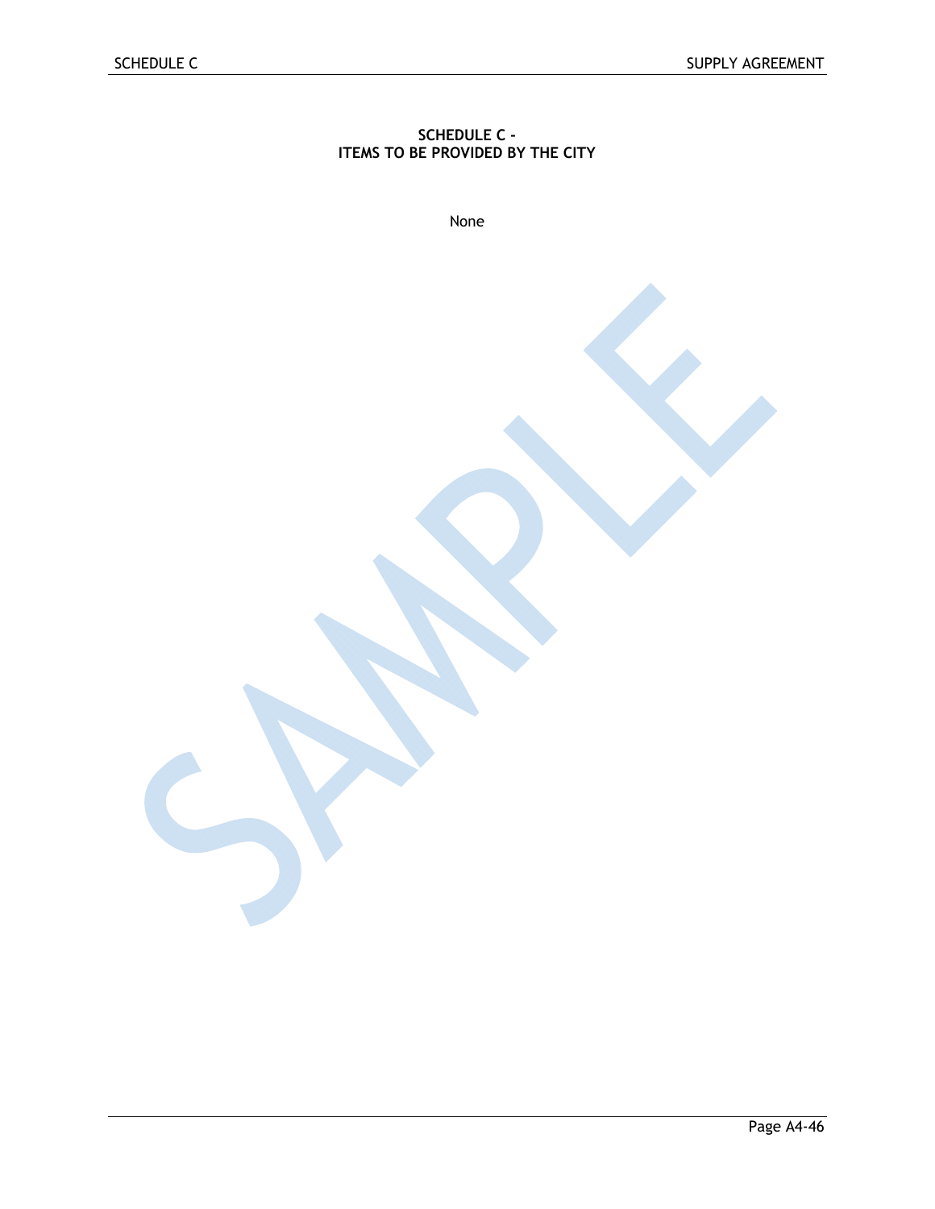# SCHEDULE C - ITEMS TO BE PROVIDED BY THE CITY

None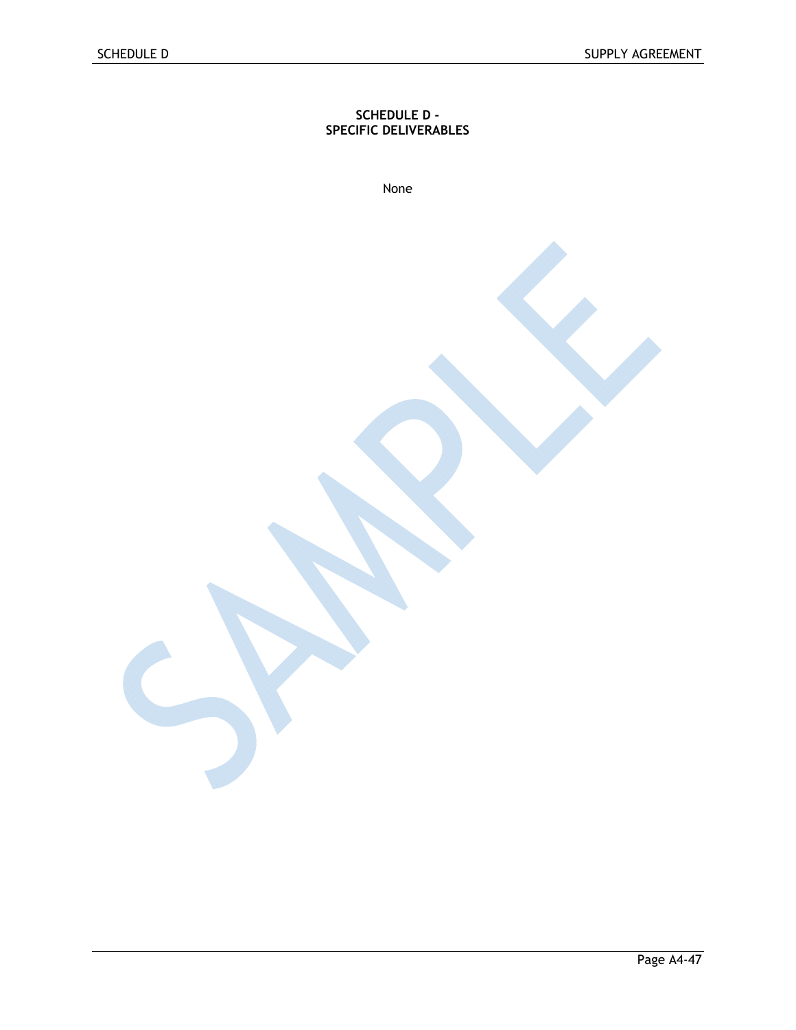# SCHEDULE D - SPECIFIC DELIVERABLES

None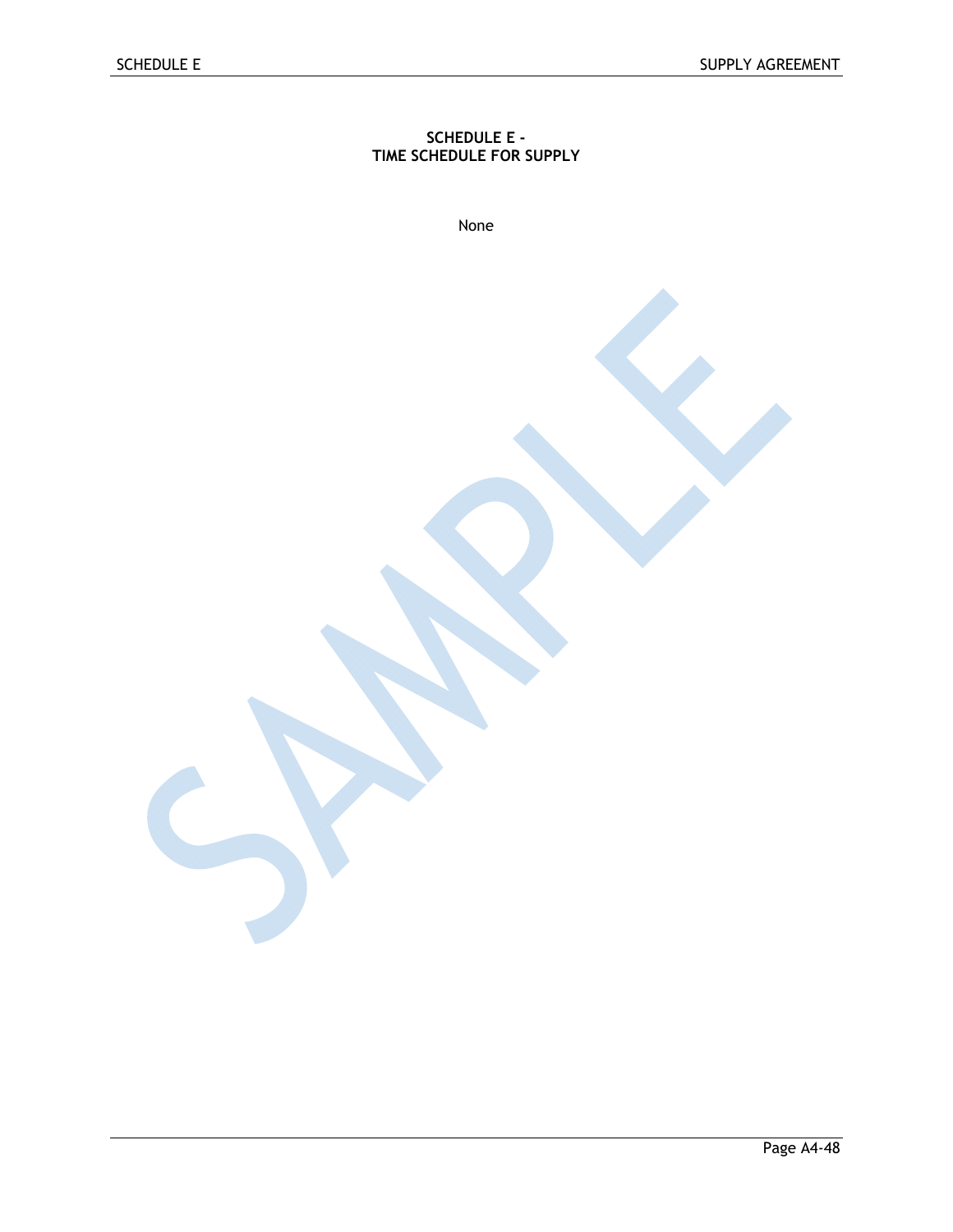# SCHEDULE E -
# TIME SCHEDULE FOR SUPPLY

None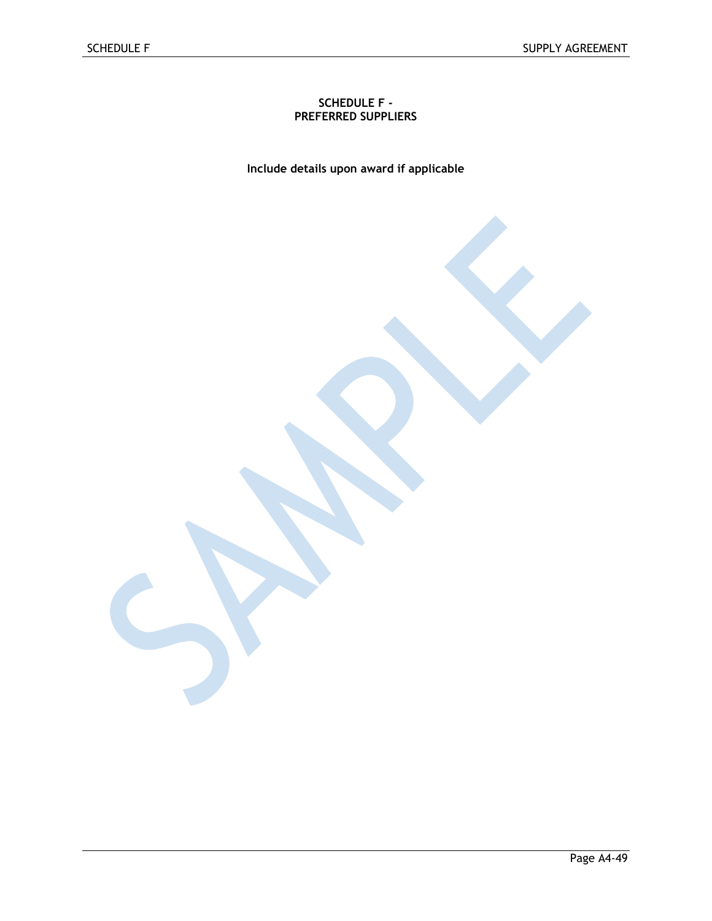# SCHEDULE F - PREFERRED SUPPLIERS

**Include details upon award if applicable**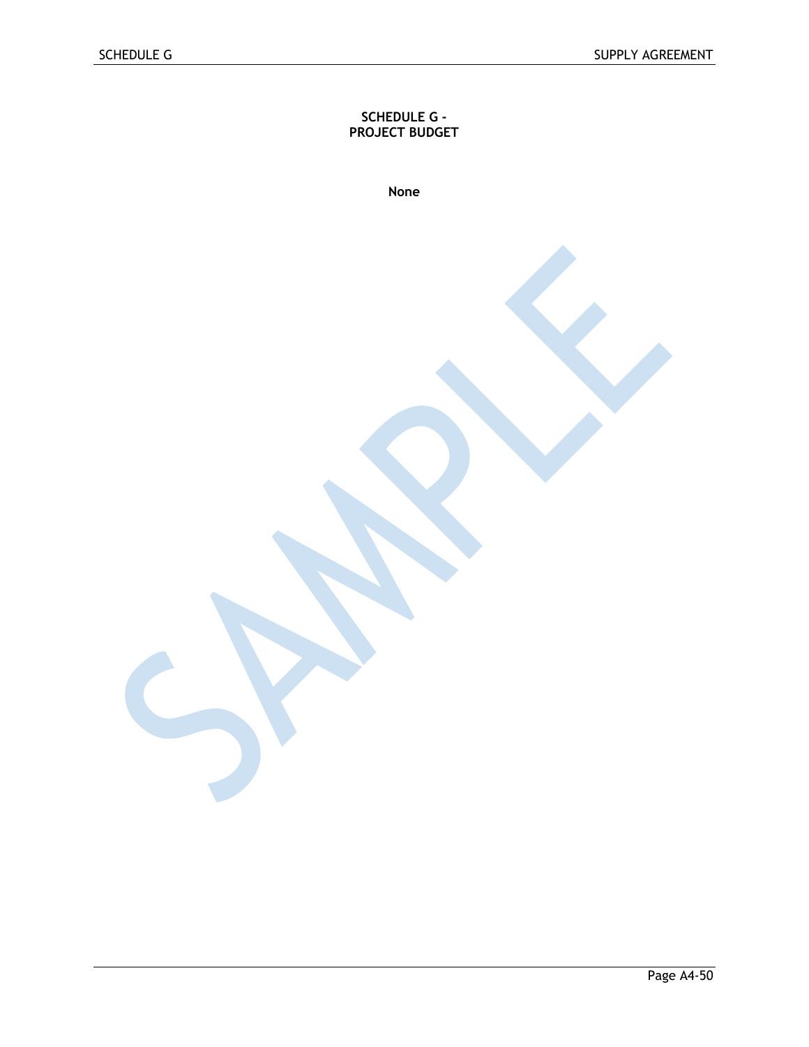**SCHEDULE G -**
**PROJECT BUDGET**

**None**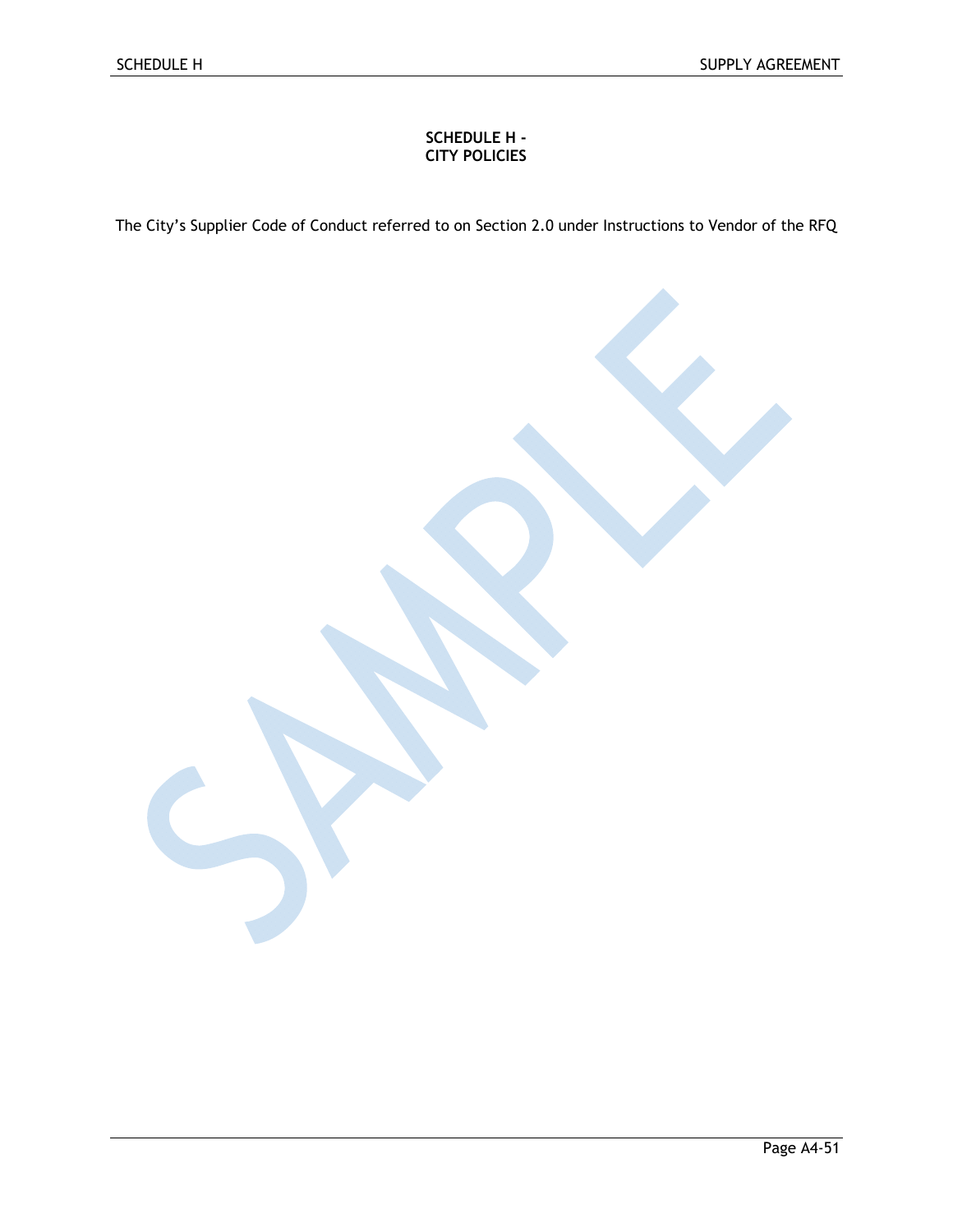**SCHEDULE H -**
**CITY POLICIES**

The City's Supplier Code of Conduct referred to on Section 2.0 under Instructions to Vendor of the RFQ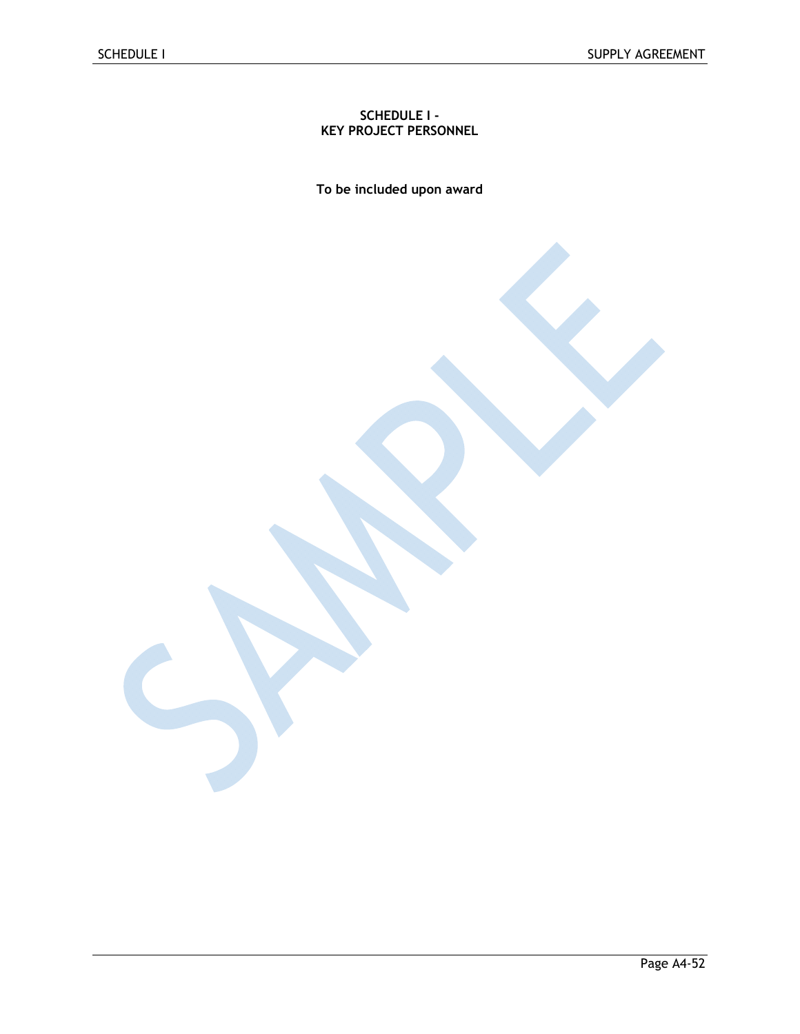# SCHEDULE I - KEY PROJECT PERSONNEL

**To be included upon award**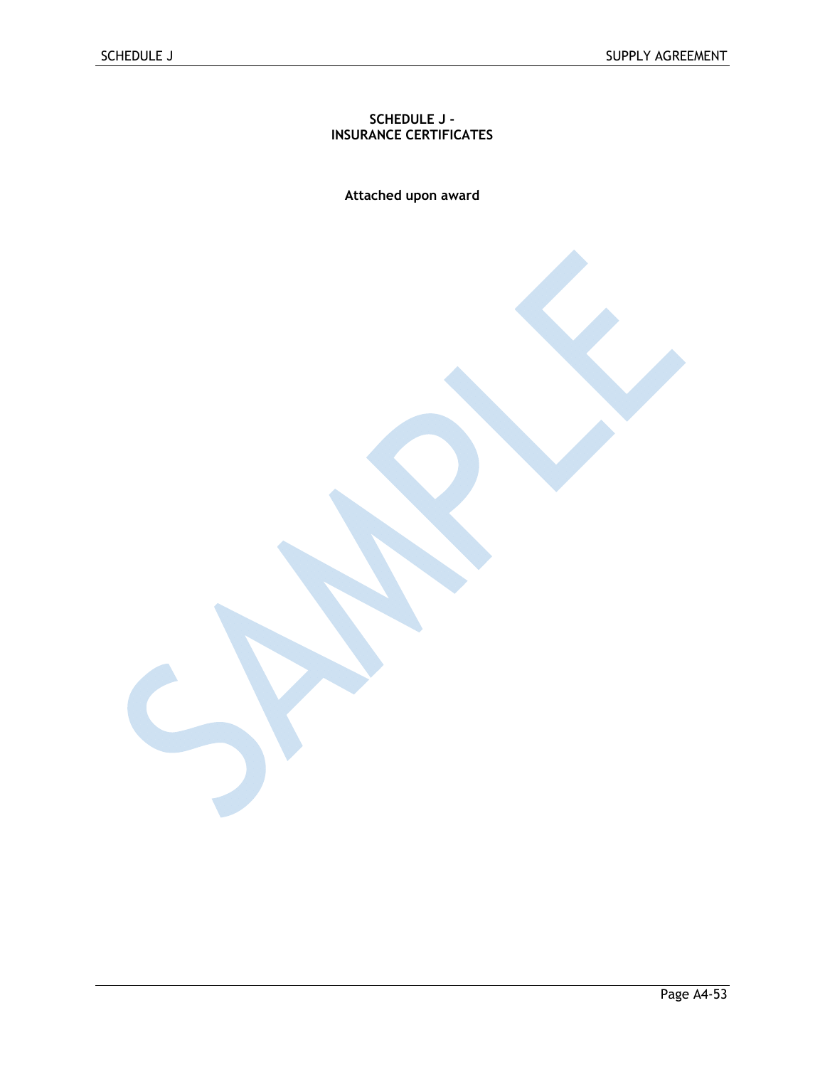# SCHEDULE J - INSURANCE CERTIFICATES

**Attached upon award**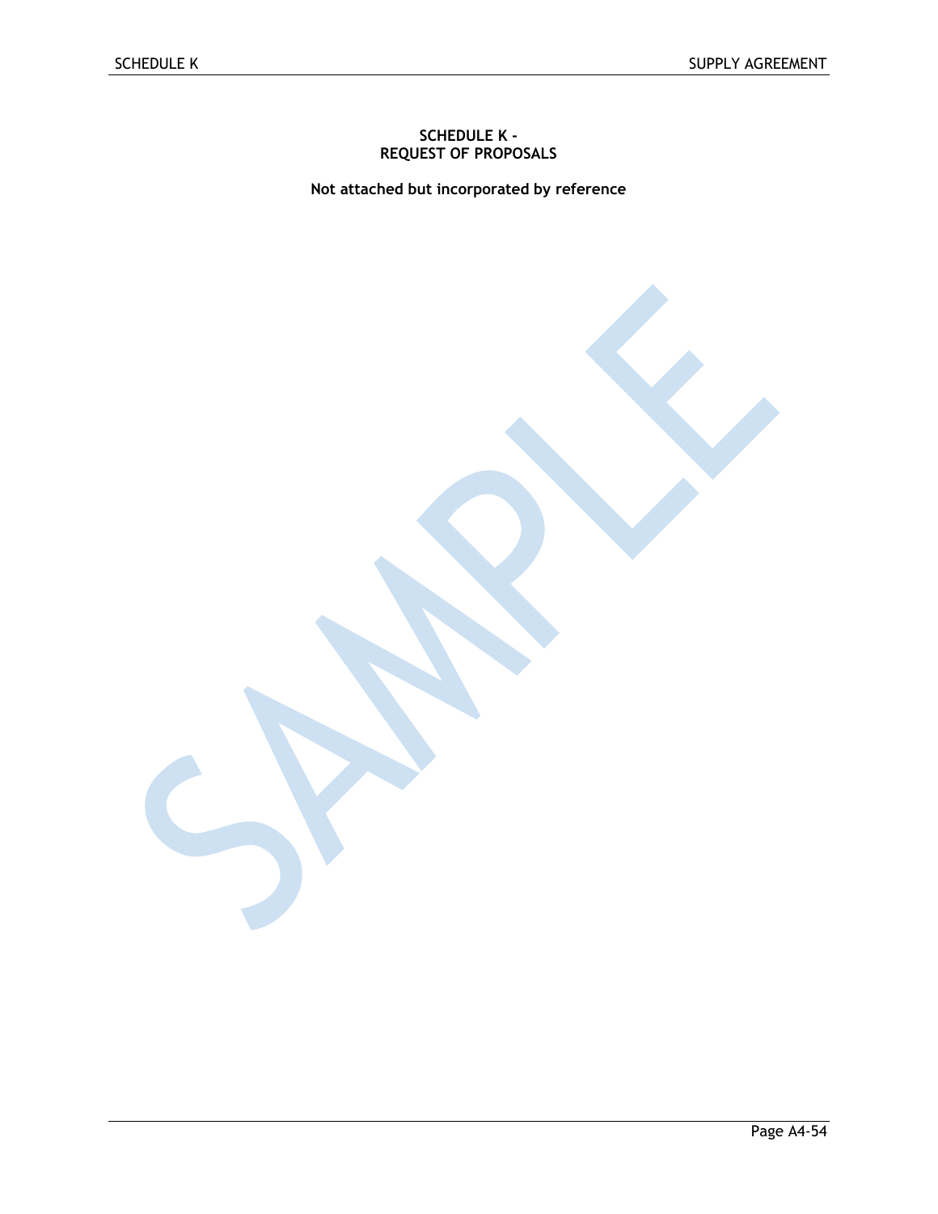# SCHEDULE K - REQUEST OF PROPOSALS

**Not attached but incorporated by reference**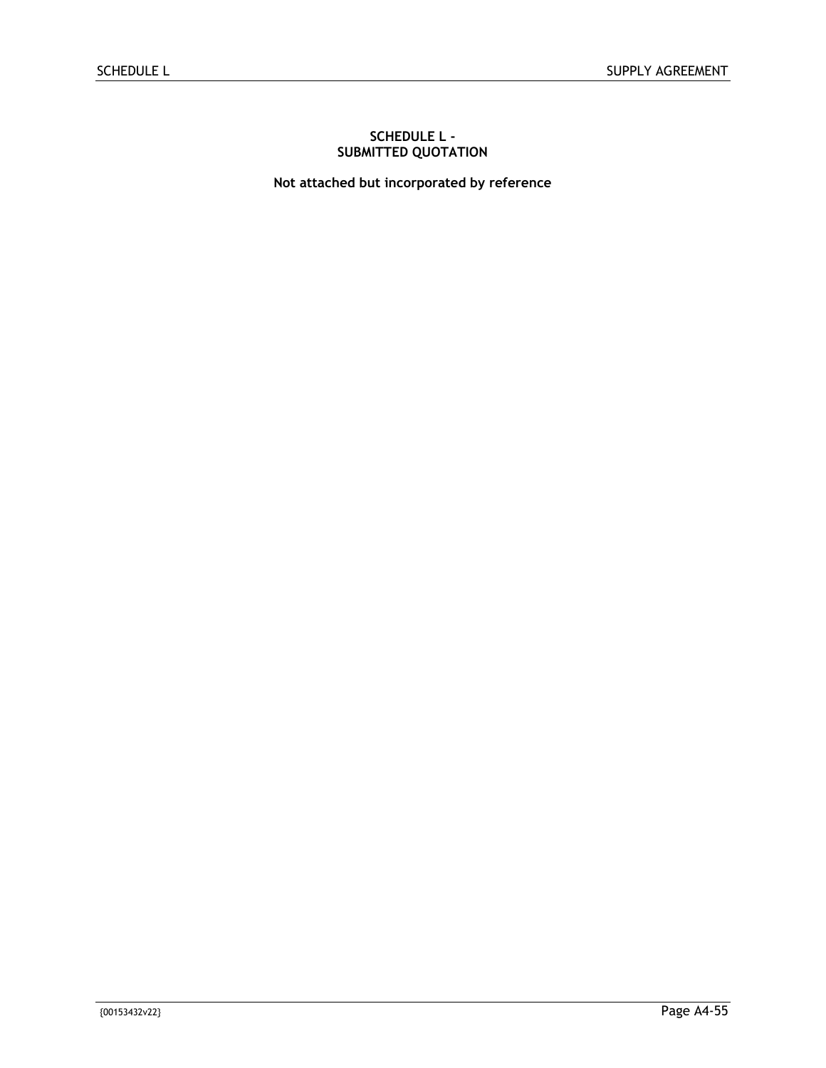## SCHEDULE L - SUBMITTED QUOTATION

**Not attached but incorporated by reference**